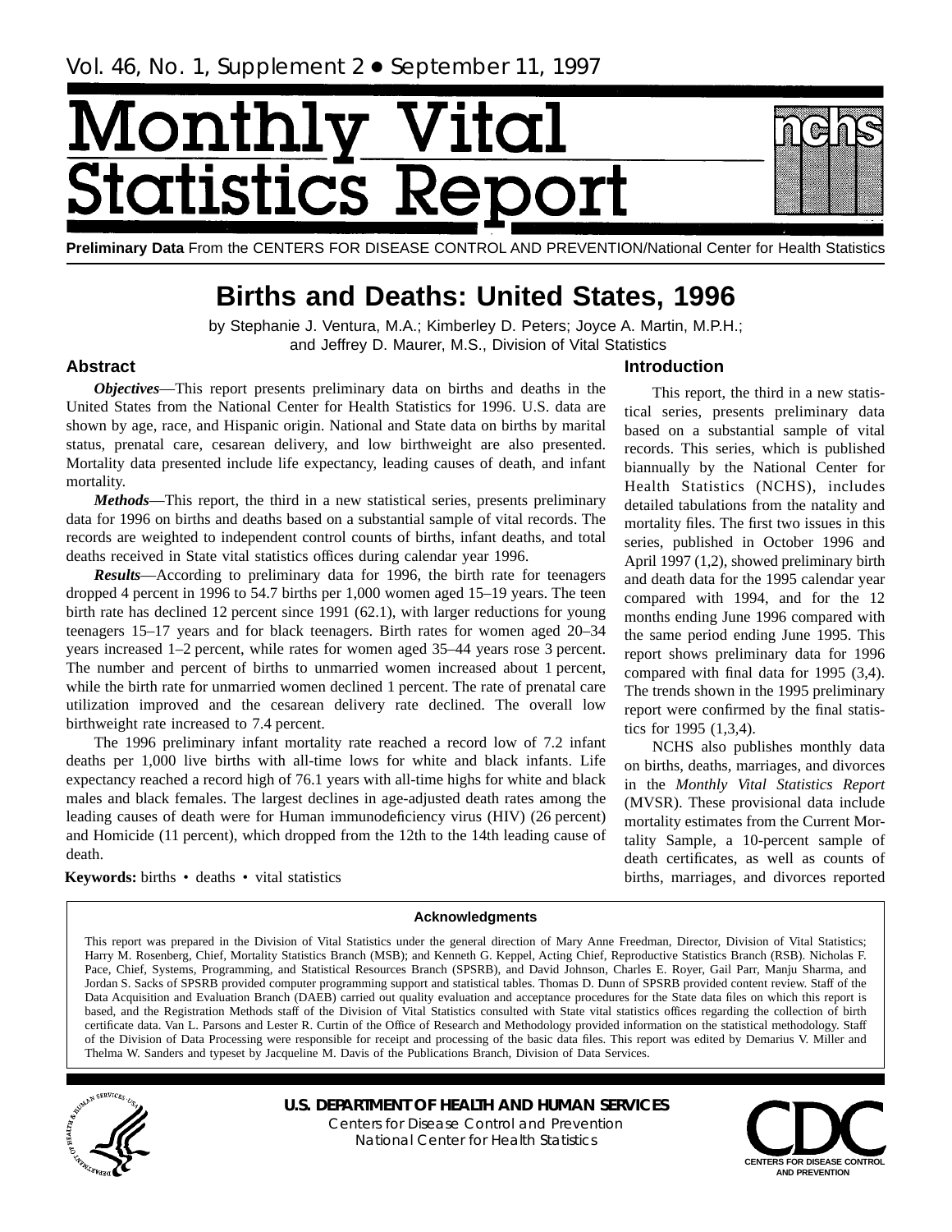Vol. 46, No. 1, Supplement 2 • September 11, 1997

# Monthly Vital Statistics Report

**Preliminary Data** From the CENTERS FOR DISEASE CONTROL AND PREVENTION/National Center for Health Statistics

# Births and Deaths: United States, 1996

by Stephanie J. Ventura, M.A.; Kimberley D. Peters; Joyce A. Martin, M.P.H.; and Jeffrey D. Maurer, M.S., Division of Vital Statistics

## Abstract

***Objectives***—This report presents preliminary data on births and deaths in the United States from the National Center for Health Statistics for 1996. U.S. data are shown by age, race, and Hispanic origin. National and State data on births by marital status, prenatal care, cesarean delivery, and low birthweight are also presented. Mortality data presented include life expectancy, leading causes of death, and infant mortality.

***Methods***—This report, the third in a new statistical series, presents preliminary data for 1996 on births and deaths based on a substantial sample of vital records. The records are weighted to independent control counts of births, infant deaths, and total deaths received in State vital statistics offices during calendar year 1996.

***Results***—According to preliminary data for 1996, the birth rate for teenagers dropped 4 percent in 1996 to 54.7 births per 1,000 women aged 15–19 years. The teen birth rate has declined 12 percent since 1991 (62.1), with larger reductions for young teenagers 15–17 years and for black teenagers. Birth rates for women aged 20–34 years increased 1–2 percent, while rates for women aged 35–44 years rose 3 percent. The number and percent of births to unmarried women increased about 1 percent, while the birth rate for unmarried women declined 1 percent. The rate of prenatal care utilization improved and the cesarean delivery rate declined. The overall low birthweight rate increased to 7.4 percent.

The 1996 preliminary infant mortality rate reached a record low of 7.2 infant deaths per 1,000 live births with all-time lows for white and black infants. Life expectancy reached a record high of 76.1 years with all-time highs for white and black males and black females. The largest declines in age-adjusted death rates among the leading causes of death were for Human immunodeficiency virus (HIV) (26 percent) and Homicide (11 percent), which dropped from the 12th to the 14th leading cause of death.

**Keywords:** births • deaths • vital statistics

## Introduction

This report, the third in a new statistical series, presents preliminary data based on a substantial sample of vital records. This series, which is published biannually by the National Center for Health Statistics (NCHS), includes detailed tabulations from the natality and mortality files. The first two issues in this series, published in October 1996 and April 1997 (1,2), showed preliminary birth and death data for the 1995 calendar year compared with 1994, and for the 12 months ending June 1996 compared with the same period ending June 1995. This report shows preliminary data for 1996 compared with final data for 1995 (3,4). The trends shown in the 1995 preliminary report were confirmed by the final statistics for 1995 (1,3,4).

NCHS also publishes monthly data on births, deaths, marriages, and divorces in the *Monthly Vital Statistics Report* (MVSR). These provisional data include mortality estimates from the Current Mortality Sample, a 10-percent sample of death certificates, as well as counts of births, marriages, and divorces reported

### Acknowledgments

This report was prepared in the Division of Vital Statistics under the general direction of Mary Anne Freedman, Director, Division of Vital Statistics; Harry M. Rosenberg, Chief, Mortality Statistics Branch (MSB); and Kenneth G. Keppel, Acting Chief, Reproductive Statistics Branch (RSB). Nicholas F. Pace, Chief, Systems, Programming, and Statistical Resources Branch (SPSRB), and David Johnson, Charles E. Royer, Gail Parr, Manju Sharma, and Jordan S. Sacks of SPSRB provided computer programming support and statistical tables. Thomas D. Dunn of SPSRB provided content review. Staff of the Data Acquisition and Evaluation Branch (DAEB) carried out quality evaluation and acceptance procedures for the State data files on which this report is based, and the Registration Methods staff of the Division of Vital Statistics consulted with State vital statistics offices regarding the collection of birth certificate data. Van L. Parsons and Lester R. Curtin of the Office of Research and Methodology provided information on the statistical methodology. Staff of the Division of Data Processing were responsible for receipt and processing of the basic data files. This report was edited by Demarius V. Miller and Thelma W. Sanders and typeset by Jacqueline M. Davis of the Publications Branch, Division of Data Services.

**U.S. DEPARTMENT OF HEALTH AND HUMAN SERVICES**
Centers for Disease Control and Prevention
National Center for Health Statistics

CENTERS FOR DISEASE CONTROL AND PREVENTION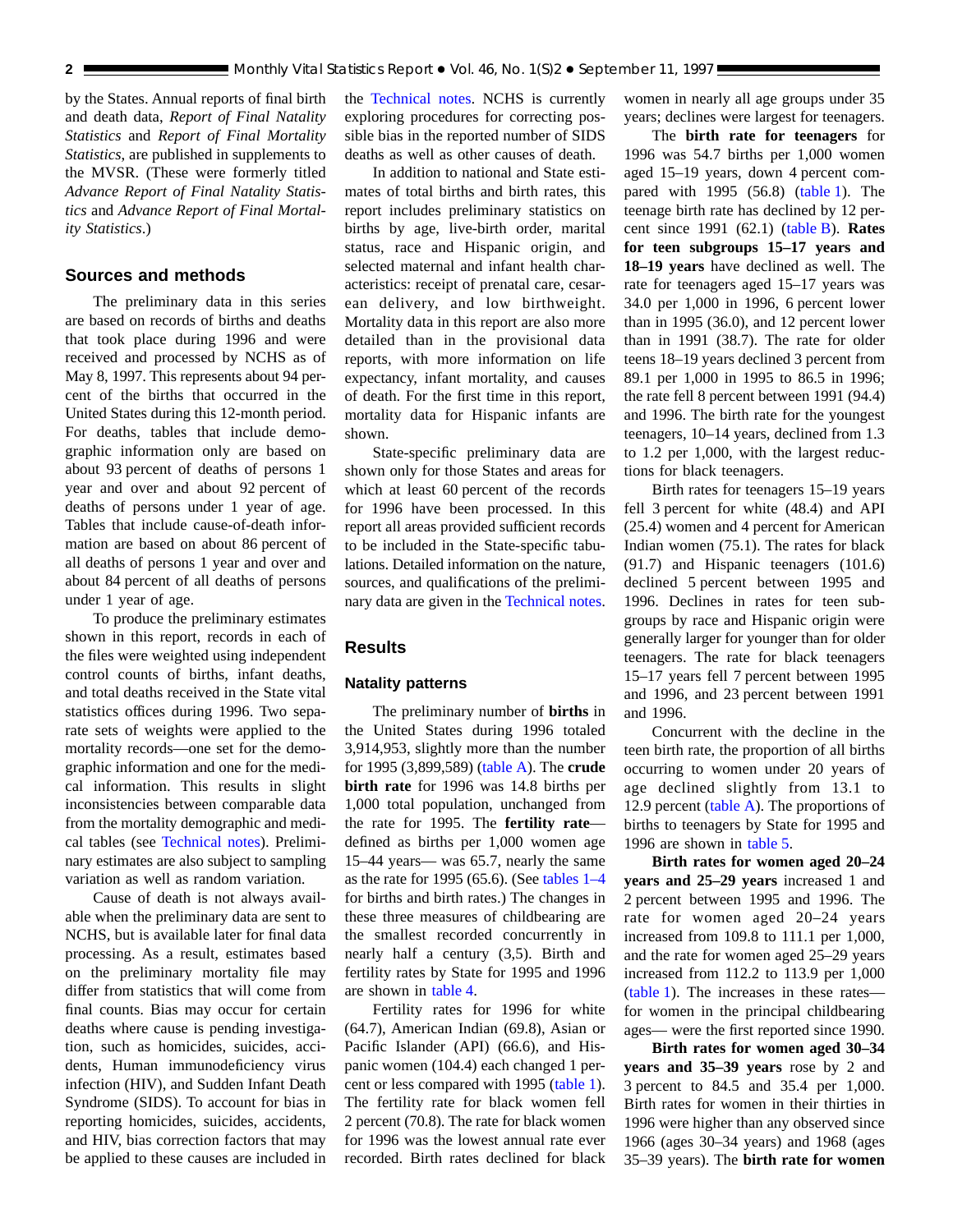by the States. Annual reports of final birth and death data, *Report of Final Natality Statistics* and *Report of Final Mortality Statistics*, are published in supplements to the MVSR. (These were formerly titled *Advance Report of Final Natality Statistics* and *Advance Report of Final Mortality Statistics*.)

## Sources and methods

The preliminary data in this series are based on records of births and deaths that took place during 1996 and were received and processed by NCHS as of May 8, 1997. This represents about 94 percent of the births that occurred in the United States during this 12-month period. For deaths, tables that include demographic information only are based on about 93 percent of deaths of persons 1 year and over and about 92 percent of deaths of persons under 1 year of age. Tables that include cause-of-death information are based on about 86 percent of all deaths of persons 1 year and over and about 84 percent of all deaths of persons under 1 year of age.

To produce the preliminary estimates shown in this report, records in each of the files were weighted using independent control counts of births, infant deaths, and total deaths received in the State vital statistics offices during 1996. Two separate sets of weights were applied to the mortality records—one set for the demographic information and one for the medical information. This results in slight inconsistencies between comparable data from the mortality demographic and medical tables (see Technical notes). Preliminary estimates are also subject to sampling variation as well as random variation.

Cause of death is not always available when the preliminary data are sent to NCHS, but is available later for final data processing. As a result, estimates based on the preliminary mortality file may differ from statistics that will come from final counts. Bias may occur for certain deaths where cause is pending investigation, such as homicides, suicides, accidents, Human immunodeficiency virus infection (HIV), and Sudden Infant Death Syndrome (SIDS). To account for bias in reporting homicides, suicides, accidents, and HIV, bias correction factors that may be applied to these causes are included in the Technical notes. NCHS is currently exploring procedures for correcting possible bias in the reported number of SIDS deaths as well as other causes of death.

In addition to national and State estimates of total births and birth rates, this report includes preliminary statistics on births by age, live-birth order, marital status, race and Hispanic origin, and selected maternal and infant health characteristics: receipt of prenatal care, cesarean delivery, and low birthweight. Mortality data in this report are also more detailed than in the provisional data reports, with more information on life expectancy, infant mortality, and causes of death. For the first time in this report, mortality data for Hispanic infants are shown.

State-specific preliminary data are shown only for those States and areas for which at least 60 percent of the records for 1996 have been processed. In this report all areas provided sufficient records to be included in the State-specific tabulations. Detailed information on the nature, sources, and qualifications of the preliminary data are given in the Technical notes.

## Results

### Natality patterns

The preliminary number of **births** in the United States during 1996 totaled 3,914,953, slightly more than the number for 1995 (3,899,589) (table A). The **crude birth rate** for 1996 was 14.8 births per 1,000 total population, unchanged from the rate for 1995. The **fertility rate**—defined as births per 1,000 women age 15–44 years— was 65.7, nearly the same as the rate for 1995 (65.6). (See tables 1–4 for births and birth rates.) The changes in these three measures of childbearing are the smallest recorded concurrently in nearly half a century (3,5). Birth and fertility rates by State for 1995 and 1996 are shown in table 4.

Fertility rates for 1996 for white (64.7), American Indian (69.8), Asian or Pacific Islander (API) (66.6), and Hispanic women (104.4) each changed 1 percent or less compared with 1995 (table 1). The fertility rate for black women fell 2 percent (70.8). The rate for black women for 1996 was the lowest annual rate ever recorded. Birth rates declined for black women in nearly all age groups under 35 years; declines were largest for teenagers.

The **birth rate for teenagers** for 1996 was 54.7 births per 1,000 women aged 15–19 years, down 4 percent compared with 1995 (56.8) (table 1). The teenage birth rate has declined by 12 percent since 1991 (62.1) (table B). **Rates for teen subgroups 15–17 years and 18–19 years** have declined as well. The rate for teenagers aged 15–17 years was 34.0 per 1,000 in 1996, 6 percent lower than in 1995 (36.0), and 12 percent lower than in 1991 (38.7). The rate for older teens 18–19 years declined 3 percent from 89.1 per 1,000 in 1995 to 86.5 in 1996; the rate fell 8 percent between 1991 (94.4) and 1996. The birth rate for the youngest teenagers, 10–14 years, declined from 1.3 to 1.2 per 1,000, with the largest reductions for black teenagers.

Birth rates for teenagers 15–19 years fell 3 percent for white (48.4) and API (25.4) women and 4 percent for American Indian women (75.1). The rates for black (91.7) and Hispanic teenagers (101.6) declined 5 percent between 1995 and 1996. Declines in rates for teen subgroups by race and Hispanic origin were generally larger for younger than for older teenagers. The rate for black teenagers 15–17 years fell 7 percent between 1995 and 1996, and 23 percent between 1991 and 1996.

Concurrent with the decline in the teen birth rate, the proportion of all births occurring to women under 20 years of age declined slightly from 13.1 to 12.9 percent (table A). The proportions of births to teenagers by State for 1995 and 1996 are shown in table 5.

**Birth rates for women aged 20–24 years and 25–29 years** increased 1 and 2 percent between 1995 and 1996. The rate for women aged 20–24 years increased from 109.8 to 111.1 per 1,000, and the rate for women aged 25–29 years increased from 112.2 to 113.9 per 1,000 (table 1). The increases in these rates—for women in the principal childbearing ages— were the first reported since 1990.

**Birth rates for women aged 30–34 years and 35–39 years** rose by 2 and 3 percent to 84.5 and 35.4 per 1,000. Birth rates for women in their thirties in 1996 were higher than any observed since 1966 (ages 30–34 years) and 1968 (ages 35–39 years). The **birth rate for women**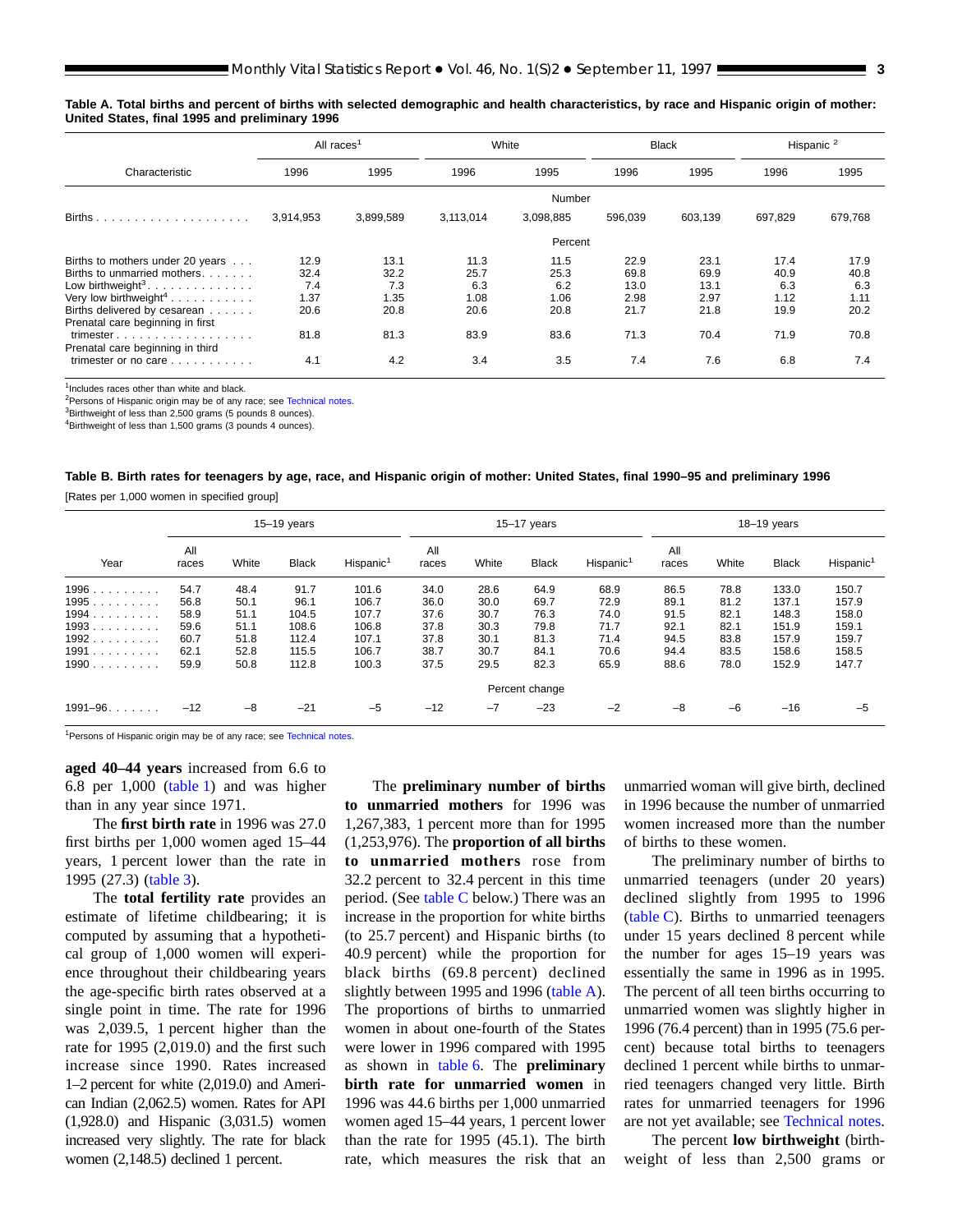**Table A. Total births and percent of births with selected demographic and health characteristics, by race and Hispanic origin of mother: United States, final 1995 and preliminary 1996**

| Characteristic | All races[1] | | White | | Black | | Hispanic[2] | |
|---|---|---|---|---|---|---|---|---|
| | 1996 | 1995 | 1996 | 1995 | 1996 | 1995 | 1996 | 1995 |
| | | | | Number | | | | |
| Births | 3,914,953 | 3,899,589 | 3,113,014 | 3,098,885 | 596,039 | 603,139 | 697,829 | 679,768 |
| | | | | Percent | | | | |
| Births to mothers under 20 years | 12.9 | 13.1 | 11.3 | 11.5 | 22.9 | 23.1 | 17.4 | 17.9 |
| Births to unmarried mothers | 32.4 | 32.2 | 25.7 | 25.3 | 69.8 | 69.9 | 40.9 | 40.8 |
| Low birthweight[3] | 7.4 | 7.3 | 6.3 | 6.2 | 13.0 | 13.1 | 6.3 | 6.3 |
| Very low birthweight[4] | 1.37 | 1.35 | 1.08 | 1.06 | 2.98 | 2.97 | 1.12 | 1.11 |
| Births delivered by cesarean | 20.6 | 20.8 | 20.6 | 20.8 | 21.7 | 21.8 | 19.9 | 20.2 |
| Prenatal care beginning in first trimester | 81.8 | 81.3 | 83.9 | 83.6 | 71.3 | 70.4 | 71.9 | 70.8 |
| Prenatal care beginning in third trimester or no care | 4.1 | 4.2 | 3.4 | 3.5 | 7.4 | 7.6 | 6.8 | 7.4 |

[1]Includes races other than white and black.
[2]Persons of Hispanic origin may be of any race; see Technical notes.
[3]Birthweight of less than 2,500 grams (5 pounds 8 ounces).
[4]Birthweight of less than 1,500 grams (3 pounds 4 ounces).

**Table B. Birth rates for teenagers by age, race, and Hispanic origin of mother: United States, final 1990–95 and preliminary 1996**

[Rates per 1,000 women in specified group]

| Year | 15–19 years | | | | 15–17 years | | | | 18–19 years | | | |
|---|---|---|---|---|---|---|---|---|---|---|---|---|
| | All races | White | Black | Hispanic[1] | All races | White | Black | Hispanic[1] | All races | White | Black | Hispanic[1] |
| 1996 | 54.7 | 48.4 | 91.7 | 101.6 | 34.0 | 28.6 | 64.9 | 68.9 | 86.5 | 78.8 | 133.0 | 150.7 |
| 1995 | 56.8 | 50.1 | 96.1 | 106.7 | 36.0 | 30.0 | 69.7 | 72.9 | 89.1 | 81.2 | 137.1 | 157.9 |
| 1994 | 58.9 | 51.1 | 104.5 | 107.7 | 37.6 | 30.7 | 76.3 | 74.0 | 91.5 | 82.1 | 148.3 | 158.0 |
| 1993 | 59.6 | 51.1 | 108.6 | 106.8 | 37.8 | 30.3 | 79.8 | 71.7 | 92.1 | 82.1 | 151.9 | 159.1 |
| 1992 | 60.7 | 51.8 | 112.4 | 107.1 | 37.8 | 30.1 | 81.3 | 71.4 | 94.5 | 83.8 | 157.9 | 159.7 |
| 1991 | 62.1 | 52.8 | 115.5 | 106.7 | 38.7 | 30.7 | 84.1 | 70.6 | 94.4 | 83.5 | 158.6 | 158.5 |
| 1990 | 59.9 | 50.8 | 112.8 | 100.3 | 37.5 | 29.5 | 82.3 | 65.9 | 88.6 | 78.0 | 152.9 | 147.7 |
| | | | | | | | Percent change | | | | | |
| 1991–96 | –12 | –8 | –21 | –5 | –12 | –7 | –23 | –2 | –8 | –6 | –16 | –5 |

[1]Persons of Hispanic origin may be of any race; see Technical notes.

**aged 40–44 years** increased from 6.6 to 6.8 per 1,000 (table 1) and was higher than in any year since 1971.

The **first birth rate** in 1996 was 27.0 first births per 1,000 women aged 15–44 years, 1 percent lower than the rate in 1995 (27.3) (table 3).

The **total fertility rate** provides an estimate of lifetime childbearing; it is computed by assuming that a hypothetical group of 1,000 women will experience throughout their childbearing years the age-specific birth rates observed at a single point in time. The rate for 1996 was 2,039.5, 1 percent higher than the rate for 1995 (2,019.0) and the first such increase since 1990. Rates increased 1–2 percent for white (2,019.0) and American Indian (2,062.5) women. Rates for API (1,928.0) and Hispanic (3,031.5) women increased very slightly. The rate for black women (2,148.5) declined 1 percent.

The **preliminary number of births to unmarried mothers** for 1996 was 1,267,383, 1 percent more than for 1995 (1,253,976). The **proportion of all births to unmarried mothers** rose from 32.2 percent to 32.4 percent in this time period. (See table C below.) There was an increase in the proportion for white births (to 25.7 percent) and Hispanic births (to 40.9 percent) while the proportion for black births (69.8 percent) declined slightly between 1995 and 1996 (table A). The proportions of births to unmarried women in about one-fourth of the States were lower in 1996 compared with 1995 as shown in table 6. The **preliminary birth rate for unmarried women** in 1996 was 44.6 births per 1,000 unmarried women aged 15–44 years, 1 percent lower than the rate for 1995 (45.1). The birth rate, which measures the risk that an unmarried woman will give birth, declined in 1996 because the number of unmarried women increased more than the number of births to these women.

The preliminary number of births to unmarried teenagers (under 20 years) declined slightly from 1995 to 1996 (table C). Births to unmarried teenagers under 15 years declined 8 percent while the number for ages 15–19 years was essentially the same in 1996 as in 1995. The percent of all teen births occurring to unmarried women was slightly higher in 1996 (76.4 percent) than in 1995 (75.6 percent) because total births to teenagers declined 1 percent while births to unmarried teenagers changed very little. Birth rates for unmarried teenagers for 1996 are not yet available; see Technical notes.

The percent **low birthweight** (birthweight of less than 2,500 grams or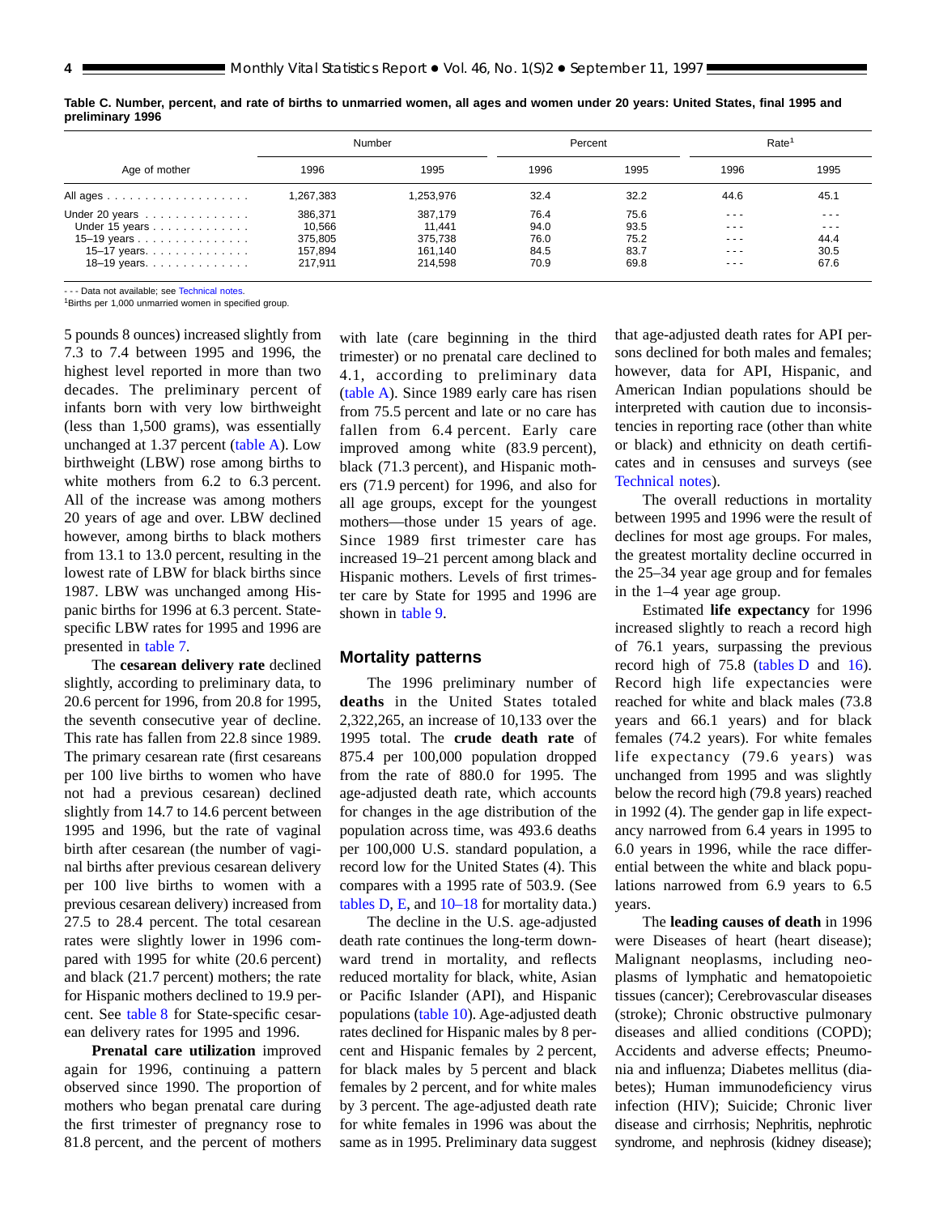**Table C. Number, percent, and rate of births to unmarried women, all ages and women under 20 years: United States, final 1995 and preliminary 1996**

| Age of mother | Number | | Percent | | Rate[1] | |
|---|---|---|---|---|---|---|
| | 1996 | 1995 | 1996 | 1995 | 1996 | 1995 |
| All ages | 1,267,383 | 1,253,976 | 32.4 | 32.2 | 44.6 | 45.1 |
| Under 20 years | 386,371 | 387,179 | 76.4 | 75.6 | - - - | - - - |
| Under 15 years | 10,566 | 11,441 | 94.0 | 93.5 | - - - | - - - |
| 15–19 years | 375,805 | 375,738 | 76.0 | 75.2 | - - - | 44.4 |
| 15–17 years | 157,894 | 161,140 | 84.5 | 83.7 | - - - | 30.5 |
| 18–19 years | 217,911 | 214,598 | 70.9 | 69.8 | - - - | 67.6 |

- - - Data not available; see Technical notes.

[1]Births per 1,000 unmarried women in specified group.

5 pounds 8 ounces) increased slightly from 7.3 to 7.4 between 1995 and 1996, the highest level reported in more than two decades. The preliminary percent of infants born with very low birthweight (less than 1,500 grams), was essentially unchanged at 1.37 percent (table A). Low birthweight (LBW) rose among births to white mothers from 6.2 to 6.3 percent. All of the increase was among mothers 20 years of age and over. LBW declined however, among births to black mothers from 13.1 to 13.0 percent, resulting in the lowest rate of LBW for black births since 1987. LBW was unchanged among Hispanic births for 1996 at 6.3 percent. State-specific LBW rates for 1995 and 1996 are presented in table 7.

The **cesarean delivery rate** declined slightly, according to preliminary data, to 20.6 percent for 1996, from 20.8 for 1995, the seventh consecutive year of decline. This rate has fallen from 22.8 since 1989. The primary cesarean rate (first cesareans per 100 live births to women who have not had a previous cesarean) declined slightly from 14.7 to 14.6 percent between 1995 and 1996, but the rate of vaginal birth after cesarean (the number of vaginal births after previous cesarean delivery per 100 live births to women with a previous cesarean delivery) increased from 27.5 to 28.4 percent. The total cesarean rates were slightly lower in 1996 compared with 1995 for white (20.6 percent) and black (21.7 percent) mothers; the rate for Hispanic mothers declined to 19.9 percent. See table 8 for State-specific cesarean delivery rates for 1995 and 1996.

**Prenatal care utilization** improved again for 1996, continuing a pattern observed since 1990. The proportion of mothers who began prenatal care during the first trimester of pregnancy rose to 81.8 percent, and the percent of mothers with late (care beginning in the third trimester) or no prenatal care declined to 4.1, according to preliminary data (table A). Since 1989 early care has risen from 75.5 percent and late or no care has fallen from 6.4 percent. Early care improved among white (83.9 percent), black (71.3 percent), and Hispanic mothers (71.9 percent) for 1996, and also for all age groups, except for the youngest mothers—those under 15 years of age. Since 1989 first trimester care has increased 19–21 percent among black and Hispanic mothers. Levels of first trimester care by State for 1995 and 1996 are shown in table 9.

## Mortality patterns

The 1996 preliminary number of **deaths** in the United States totaled 2,322,265, an increase of 10,133 over the 1995 total. The **crude death rate** of 875.4 per 100,000 population dropped from the rate of 880.0 for 1995. The age-adjusted death rate, which accounts for changes in the age distribution of the population across time, was 493.6 deaths per 100,000 U.S. standard population, a record low for the United States (4). This compares with a 1995 rate of 503.9. (See tables D, E, and 10–18 for mortality data.)

The decline in the U.S. age-adjusted death rate continues the long-term downward trend in mortality, and reflects reduced mortality for black, white, Asian or Pacific Islander (API), and Hispanic populations (table 10). Age-adjusted death rates declined for Hispanic males by 8 percent and Hispanic females by 2 percent, for black males by 5 percent and black females by 2 percent, and for white males by 3 percent. The age-adjusted death rate for white females in 1996 was about the same as in 1995. Preliminary data suggest that age-adjusted death rates for API persons declined for both males and females; however, data for API, Hispanic, and American Indian populations should be interpreted with caution due to inconsistencies in reporting race (other than white or black) and ethnicity on death certificates and in censuses and surveys (see Technical notes).

The overall reductions in mortality between 1995 and 1996 were the result of declines for most age groups. For males, the greatest mortality decline occurred in the 25–34 year age group and for females in the 1–4 year age group.

Estimated **life expectancy** for 1996 increased slightly to reach a record high of 76.1 years, surpassing the previous record high of 75.8 (tables D and 16). Record high life expectancies were reached for white and black males (73.8 years and 66.1 years) and for black females (74.2 years). For white females life expectancy (79.6 years) was unchanged from 1995 and was slightly below the record high (79.8 years) reached in 1992 (4). The gender gap in life expectancy narrowed from 6.4 years in 1995 to 6.0 years in 1996, while the race differential between the white and black populations narrowed from 6.9 years to 6.5 years.

The **leading causes of death** in 1996 were Diseases of heart (heart disease); Malignant neoplasms, including neoplasms of lymphatic and hematopoietic tissues (cancer); Cerebrovascular diseases (stroke); Chronic obstructive pulmonary diseases and allied conditions (COPD); Accidents and adverse effects; Pneumonia and influenza; Diabetes mellitus (diabetes); Human immunodeficiency virus infection (HIV); Suicide; Chronic liver disease and cirrhosis; Nephritis, nephrotic syndrome, and nephrosis (kidney disease);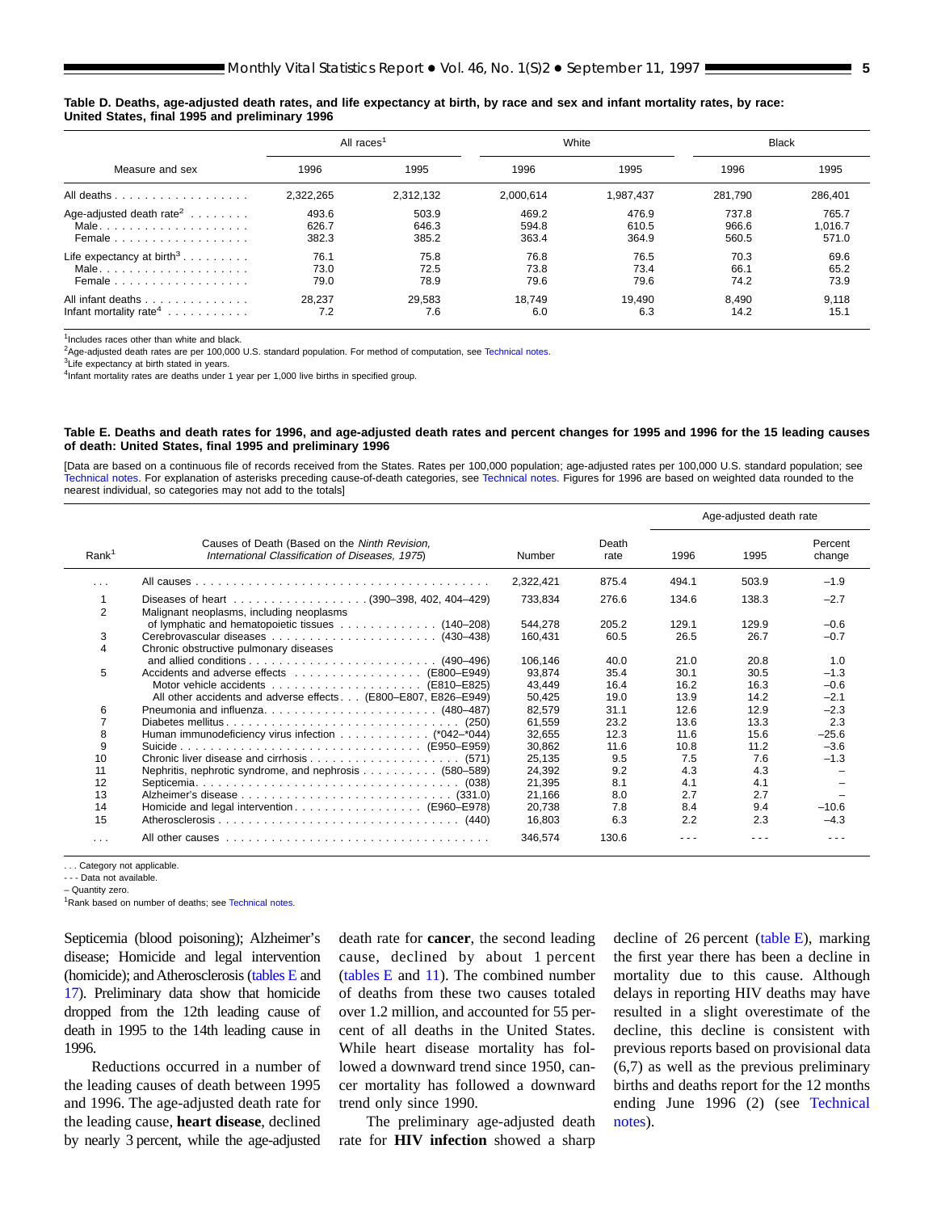**Table D. Deaths, age-adjusted death rates, and life expectancy at birth, by race and sex and infant mortality rates, by race: United States, final 1995 and preliminary 1996**

| Measure and sex | All races[1] 1996 | All races[1] 1995 | White 1996 | White 1995 | Black 1996 | Black 1995 |
|---|---|---|---|---|---|---|
| All deaths | 2,322,265 | 2,312,132 | 2,000,614 | 1,987,437 | 281,790 | 286,401 |
| Age-adjusted death rate[2] | 493.6 | 503.9 | 469.2 | 476.9 | 737.8 | 765.7 |
| Male | 626.7 | 646.3 | 594.8 | 610.5 | 966.6 | 1,016.7 |
| Female | 382.3 | 385.2 | 363.4 | 364.9 | 560.5 | 571.0 |
| Life expectancy at birth[3] | 76.1 | 75.8 | 76.8 | 76.5 | 70.3 | 69.6 |
| Male | 73.0 | 72.5 | 73.8 | 73.4 | 66.1 | 65.2 |
| Female | 79.0 | 78.9 | 79.6 | 79.6 | 74.2 | 73.9 |
| All infant deaths | 28,237 | 29,583 | 18,749 | 19,490 | 8,490 | 9,118 |
| Infant mortality rate[4] | 7.2 | 7.6 | 6.0 | 6.3 | 14.2 | 15.1 |

[1]Includes races other than white and black.
[2]Age-adjusted death rates are per 100,000 U.S. standard population. For method of computation, see Technical notes.
[3]Life expectancy at birth stated in years.
[4]Infant mortality rates are deaths under 1 year per 1,000 live births in specified group.

**Table E. Deaths and death rates for 1996, and age-adjusted death rates and percent changes for 1995 and 1996 for the 15 leading causes of death: United States, final 1995 and preliminary 1996**

[Data are based on a continuous file of records received from the States. Rates per 100,000 population; age-adjusted rates per 100,000 U.S. standard population; see Technical notes. For explanation of asterisks preceding cause-of-death categories, see Technical notes. Figures for 1996 are based on weighted data rounded to the nearest individual, so categories may not add to the totals]

| Rank[1] | Causes of Death (Based on the *Ninth Revision, International Classification of Diseases, 1975*) | Number | Death rate | Age-adjusted death rate 1996 | Age-adjusted death rate 1995 | Age-adjusted death rate Percent change |
|---|---|---|---|---|---|---|
| . . . | All causes | 2,322,421 | 875.4 | 494.1 | 503.9 | –1.9 |
| 1 | Diseases of heart (390–398, 402, 404–429) | 733,834 | 276.6 | 134.6 | 138.3 | –2.7 |
| 2 | Malignant neoplasms, including neoplasms of lymphatic and hematopoietic tissues (140–208) | 544,278 | 205.2 | 129.1 | 129.9 | –0.6 |
| 3 | Cerebrovascular diseases (430–438) | 160,431 | 60.5 | 26.5 | 26.7 | –0.7 |
| 4 | Chronic obstructive pulmonary diseases and allied conditions (490–496) | 106,146 | 40.0 | 21.0 | 20.8 | 1.0 |
| 5 | Accidents and adverse effects (E800–E949) | 93,874 | 35.4 | 30.1 | 30.5 | –1.3 |
| | Motor vehicle accidents (E810–E825) | 43,449 | 16.4 | 16.2 | 16.3 | –0.6 |
| | All other accidents and adverse effects (E800–E807, E826–E949) | 50,425 | 19.0 | 13.9 | 14.2 | –2.1 |
| 6 | Pneumonia and influenza (480–487) | 82,579 | 31.1 | 12.6 | 12.9 | –2.3 |
| 7 | Diabetes mellitus (250) | 61,559 | 23.2 | 13.6 | 13.3 | 2.3 |
| 8 | Human immunodeficiency virus infection (*042–*044) | 32,655 | 12.3 | 11.6 | 15.6 | –25.6 |
| 9 | Suicide (E950–E959) | 30,862 | 11.6 | 10.8 | 11.2 | –3.6 |
| 10 | Chronic liver disease and cirrhosis (571) | 25,135 | 9.5 | 7.5 | 7.6 | –1.3 |
| 11 | Nephritis, nephrotic syndrome, and nephrosis (580–589) | 24,392 | 9.2 | 4.3 | 4.3 | – |
| 12 | Septicemia (038) | 21,395 | 8.1 | 4.1 | 4.1 | – |
| 13 | Alzheimer's disease (331.0) | 21,166 | 8.0 | 2.7 | 2.7 | – |
| 14 | Homicide and legal intervention (E960–E978) | 20,738 | 7.8 | 8.4 | 9.4 | –10.6 |
| 15 | Atherosclerosis (440) | 16,803 | 6.3 | 2.2 | 2.3 | –4.3 |
| . . . | All other causes | 346,574 | 130.6 | - - - | - - - | - - - |

. . . Category not applicable.
- - - Data not available.
– Quantity zero.
[1]Rank based on number of deaths; see Technical notes.

Septicemia (blood poisoning); Alzheimer's disease; Homicide and legal intervention (homicide); and Atherosclerosis (tables E and 17). Preliminary data show that homicide dropped from the 12th leading cause of death in 1995 to the 14th leading cause in 1996.

Reductions occurred in a number of the leading causes of death between 1995 and 1996. The age-adjusted death rate for the leading cause, **heart disease**, declined by nearly 3 percent, while the age-adjusted death rate for **cancer**, the second leading cause, declined by about 1 percent (tables E and 11). The combined number of deaths from these two causes totaled over 1.2 million, and accounted for 55 percent of all deaths in the United States. While heart disease mortality has followed a downward trend since 1950, cancer mortality has followed a downward trend only since 1990.

The preliminary age-adjusted death rate for **HIV infection** showed a sharp decline of 26 percent (table E), marking the first year there has been a decline in mortality due to this cause. Although delays in reporting HIV deaths may have resulted in a slight overestimate of the decline, this decline is consistent with previous reports based on provisional data (6,7) as well as the previous preliminary births and deaths report for the 12 months ending June 1996 (2) (see Technical notes).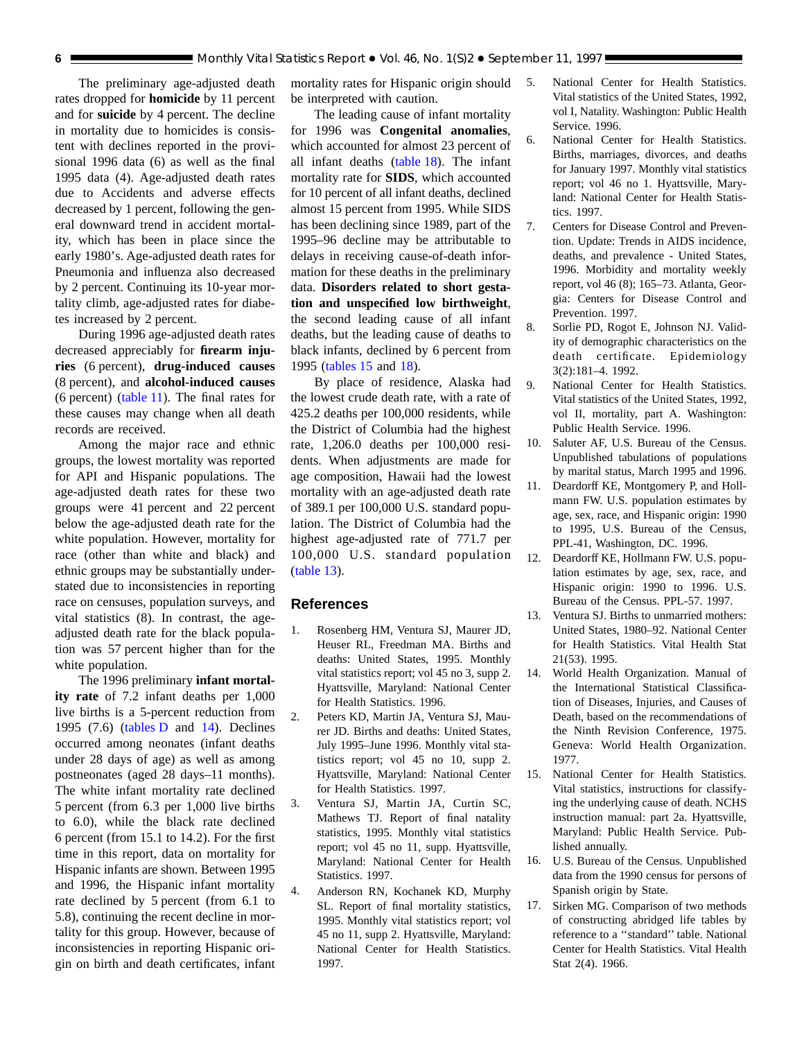The preliminary age-adjusted death rates dropped for **homicide** by 11 percent and for **suicide** by 4 percent. The decline in mortality due to homicides is consistent with declines reported in the provisional 1996 data (6) as well as the final 1995 data (4). Age-adjusted death rates due to Accidents and adverse effects decreased by 1 percent, following the general downward trend in accident mortality, which has been in place since the early 1980's. Age-adjusted death rates for Pneumonia and influenza also decreased by 2 percent. Continuing its 10-year mortality climb, age-adjusted rates for diabetes increased by 2 percent.

During 1996 age-adjusted death rates decreased appreciably for **firearm injuries** (6 percent), **drug-induced causes** (8 percent), and **alcohol-induced causes** (6 percent) (table 11). The final rates for these causes may change when all death records are received.

Among the major race and ethnic groups, the lowest mortality was reported for API and Hispanic populations. The age-adjusted death rates for these two groups were 41 percent and 22 percent below the age-adjusted death rate for the white population. However, mortality for race (other than white and black) and ethnic groups may be substantially understated due to inconsistencies in reporting race on censuses, population surveys, and vital statistics (8). In contrast, the age-adjusted death rate for the black population was 57 percent higher than for the white population.

The 1996 preliminary **infant mortality rate** of 7.2 infant deaths per 1,000 live births is a 5-percent reduction from 1995 (7.6) (tables D and 14). Declines occurred among neonates (infant deaths under 28 days of age) as well as among postneonates (aged 28 days–11 months). The white infant mortality rate declined 5 percent (from 6.3 per 1,000 live births to 6.0), while the black rate declined 6 percent (from 15.1 to 14.2). For the first time in this report, data on mortality for Hispanic infants are shown. Between 1995 and 1996, the Hispanic infant mortality rate declined by 5 percent (from 6.1 to 5.8), continuing the recent decline in mortality for this group. However, because of inconsistencies in reporting Hispanic origin on birth and death certificates, infant mortality rates for Hispanic origin should be interpreted with caution.

The leading cause of infant mortality for 1996 was **Congenital anomalies**, which accounted for almost 23 percent of all infant deaths (table 18). The infant mortality rate for **SIDS**, which accounted for 10 percent of all infant deaths, declined almost 15 percent from 1995. While SIDS has been declining since 1989, part of the 1995–96 decline may be attributable to delays in receiving cause-of-death information for these deaths in the preliminary data. **Disorders related to short gestation and unspecified low birthweight**, the second leading cause of all infant deaths, but the leading cause of deaths to black infants, declined by 6 percent from 1995 (tables 15 and 18).

By place of residence, Alaska had the lowest crude death rate, with a rate of 425.2 deaths per 100,000 residents, while the District of Columbia had the highest rate, 1,206.0 deaths per 100,000 residents. When adjustments are made for age composition, Hawaii had the lowest mortality with an age-adjusted death rate of 389.1 per 100,000 U.S. standard population. The District of Columbia had the highest age-adjusted rate of 771.7 per 100,000 U.S. standard population (table 13).

## References

1. Rosenberg HM, Ventura SJ, Maurer JD, Heuser RL, Freedman MA. Births and deaths: United States, 1995. Monthly vital statistics report; vol 45 no 3, supp 2. Hyattsville, Maryland: National Center for Health Statistics. 1996.
2. Peters KD, Martin JA, Ventura SJ, Maurer JD. Births and deaths: United States, July 1995–June 1996. Monthly vital statistics report; vol 45 no 10, supp 2. Hyattsville, Maryland: National Center for Health Statistics. 1997.
3. Ventura SJ, Martin JA, Curtin SC, Mathews TJ. Report of final natality statistics, 1995. Monthly vital statistics report; vol 45 no 11, supp. Hyattsville, Maryland: National Center for Health Statistics. 1997.
4. Anderson RN, Kochanek KD, Murphy SL. Report of final mortality statistics, 1995. Monthly vital statistics report; vol 45 no 11, supp 2. Hyattsville, Maryland: National Center for Health Statistics. 1997.
5. National Center for Health Statistics. Vital statistics of the United States, 1992, vol I, Natality. Washington: Public Health Service. 1996.
6. National Center for Health Statistics. Births, marriages, divorces, and deaths for January 1997. Monthly vital statistics report; vol 46 no 1. Hyattsville, Maryland: National Center for Health Statistics. 1997.
7. Centers for Disease Control and Prevention. Update: Trends in AIDS incidence, deaths, and prevalence - United States, 1996. Morbidity and mortality weekly report, vol 46 (8); 165–73. Atlanta, Georgia: Centers for Disease Control and Prevention. 1997.
8. Sorlie PD, Rogot E, Johnson NJ. Validity of demographic characteristics on the death certificate. Epidemiology 3(2):181–4. 1992.
9. National Center for Health Statistics. Vital statistics of the United States, 1992, vol II, mortality, part A. Washington: Public Health Service. 1996.
10. Saluter AF, U.S. Bureau of the Census. Unpublished tabulations of populations by marital status, March 1995 and 1996.
11. Deardorff KE, Montgomery P, and Hollmann FW. U.S. population estimates by age, sex, race, and Hispanic origin: 1990 to 1995, U.S. Bureau of the Census, PPL-41, Washington, DC. 1996.
12. Deardorff KE, Hollmann FW. U.S. population estimates by age, sex, race, and Hispanic origin: 1990 to 1996. U.S. Bureau of the Census. PPL-57. 1997.
13. Ventura SJ. Births to unmarried mothers: United States, 1980–92. National Center for Health Statistics. Vital Health Stat 21(53). 1995.
14. World Health Organization. Manual of the International Statistical Classification of Diseases, Injuries, and Causes of Death, based on the recommendations of the Ninth Revision Conference, 1975. Geneva: World Health Organization. 1977.
15. National Center for Health Statistics. Vital statistics, instructions for classifying the underlying cause of death. NCHS instruction manual: part 2a. Hyattsville, Maryland: Public Health Service. Published annually.
16. U.S. Bureau of the Census. Unpublished data from the 1990 census for persons of Spanish origin by State.
17. Sirken MG. Comparison of two methods of constructing abridged life tables by reference to a ''standard'' table. National Center for Health Statistics. Vital Health Stat 2(4). 1966.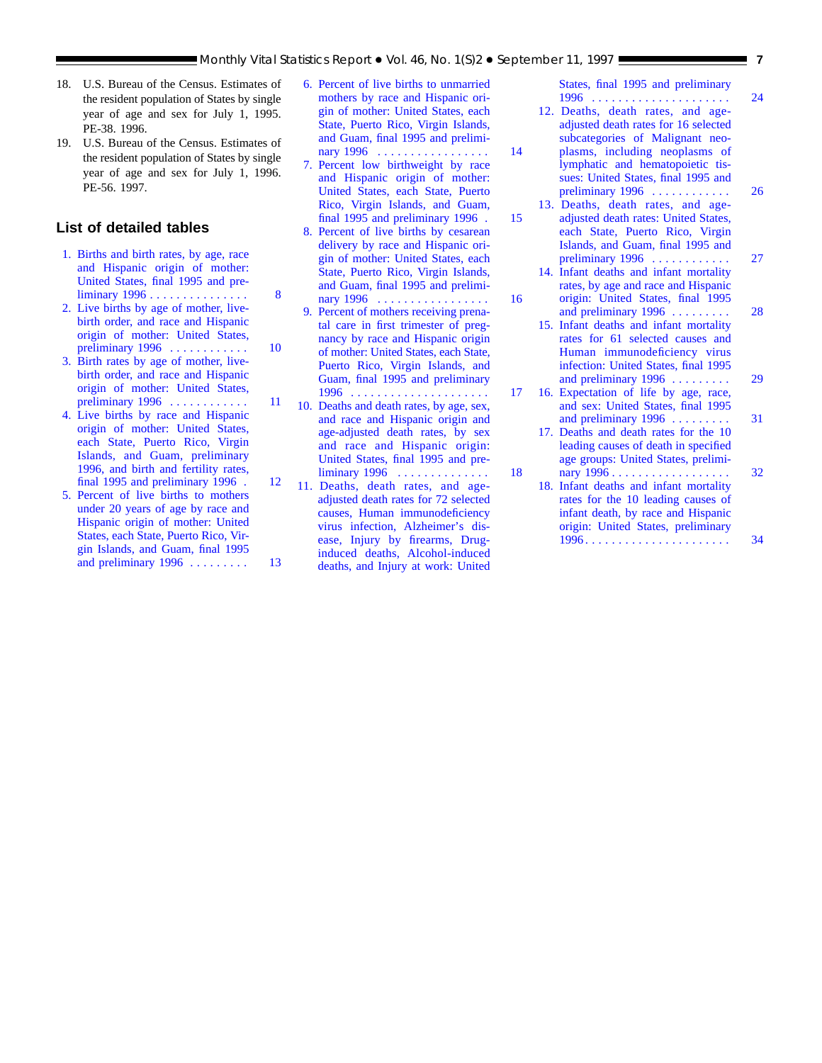18. U.S. Bureau of the Census. Estimates of the resident population of States by single year of age and sex for July 1, 1995. PE-38. 1996.
19. U.S. Bureau of the Census. Estimates of the resident population of States by single year of age and sex for July 1, 1996. PE-56. 1997.

## List of detailed tables

1. Births and birth rates, by age, race and Hispanic origin of mother: United States, final 1995 and preliminary 1996 . . . . . . . . . . . . . . . . 8
2. Live births by age of mother, live-birth order, and race and Hispanic origin of mother: United States, preliminary 1996 . . . . . . . . . . . . 10
3. Birth rates by age of mother, live-birth order, and race and Hispanic origin of mother: United States, preliminary 1996 . . . . . . . . . . . . 11
4. Live births by race and Hispanic origin of mother: United States, each State, Puerto Rico, Virgin Islands, and Guam, preliminary 1996, and birth and fertility rates, final 1995 and preliminary 1996 . 12
5. Percent of live births to mothers under 20 years of age by race and Hispanic origin of mother: United States, each State, Puerto Rico, Virgin Islands, and Guam, final 1995 and preliminary 1996 . . . . . . . . . 13
6. Percent of live births to unmarried mothers by race and Hispanic origin of mother: United States, each State, Puerto Rico, Virgin Islands, and Guam, final 1995 and preliminary 1996 . . . . . . . . . . . . . . . . . 14
7. Percent low birthweight by race and Hispanic origin of mother: United States, each State, Puerto Rico, Virgin Islands, and Guam, final 1995 and preliminary 1996 . 15
8. Percent of live births by cesarean delivery by race and Hispanic origin of mother: United States, each State, Puerto Rico, Virgin Islands, and Guam, final 1995 and preliminary 1996 . . . . . . . . . . . . . . . . . 16
9. Percent of mothers receiving prenatal care in first trimester of pregnancy by race and Hispanic origin of mother: United States, each State, Puerto Rico, Virgin Islands, and Guam, final 1995 and preliminary 1996 . . . . . . . . . . . . . . . . . . . . . 17
10. Deaths and death rates, by age, sex, and race and Hispanic origin and age-adjusted death rates, by sex and race and Hispanic origin: United States, final 1995 and preliminary 1996 . . . . . . . . . . . . . . 18
11. Deaths, death rates, and age-adjusted death rates for 72 selected causes, Human immunodeficiency virus infection, Alzheimer's disease, Injury by firearms, Drug-induced deaths, Alcohol-induced deaths, and Injury at work: United States, final 1995 and preliminary 1996 . . . . . . . . . . . . . . . . . . . . . 24
12. Deaths, death rates, and age-adjusted death rates for 16 selected subcategories of Malignant neoplasms, including neoplasms of lymphatic and hematopoietic tissues: United States, final 1995 and preliminary 1996 . . . . . . . . . . . . 26
13. Deaths, death rates, and age-adjusted death rates: United States, each State, Puerto Rico, Virgin Islands, and Guam, final 1995 and preliminary 1996 . . . . . . . . . . . . 27
14. Infant deaths and infant mortality rates, by age and race and Hispanic origin: United States, final 1995 and preliminary 1996 . . . . . . . . . 28
15. Infant deaths and infant mortality rates for 61 selected causes and Human immunodeficiency virus infection: United States, final 1995 and preliminary 1996 . . . . . . . . . 29
16. Expectation of life by age, race, and sex: United States, final 1995 and preliminary 1996 . . . . . . . . . 31
17. Deaths and death rates for the 10 leading causes of death in specified age groups: United States, preliminary 1996 . . . . . . . . . . . . . . . . . . 32
18. Infant deaths and infant mortality rates for the 10 leading causes of infant death, by race and Hispanic origin: United States, preliminary 1996. . . . . . . . . . . . . . . . . . . . . . . 34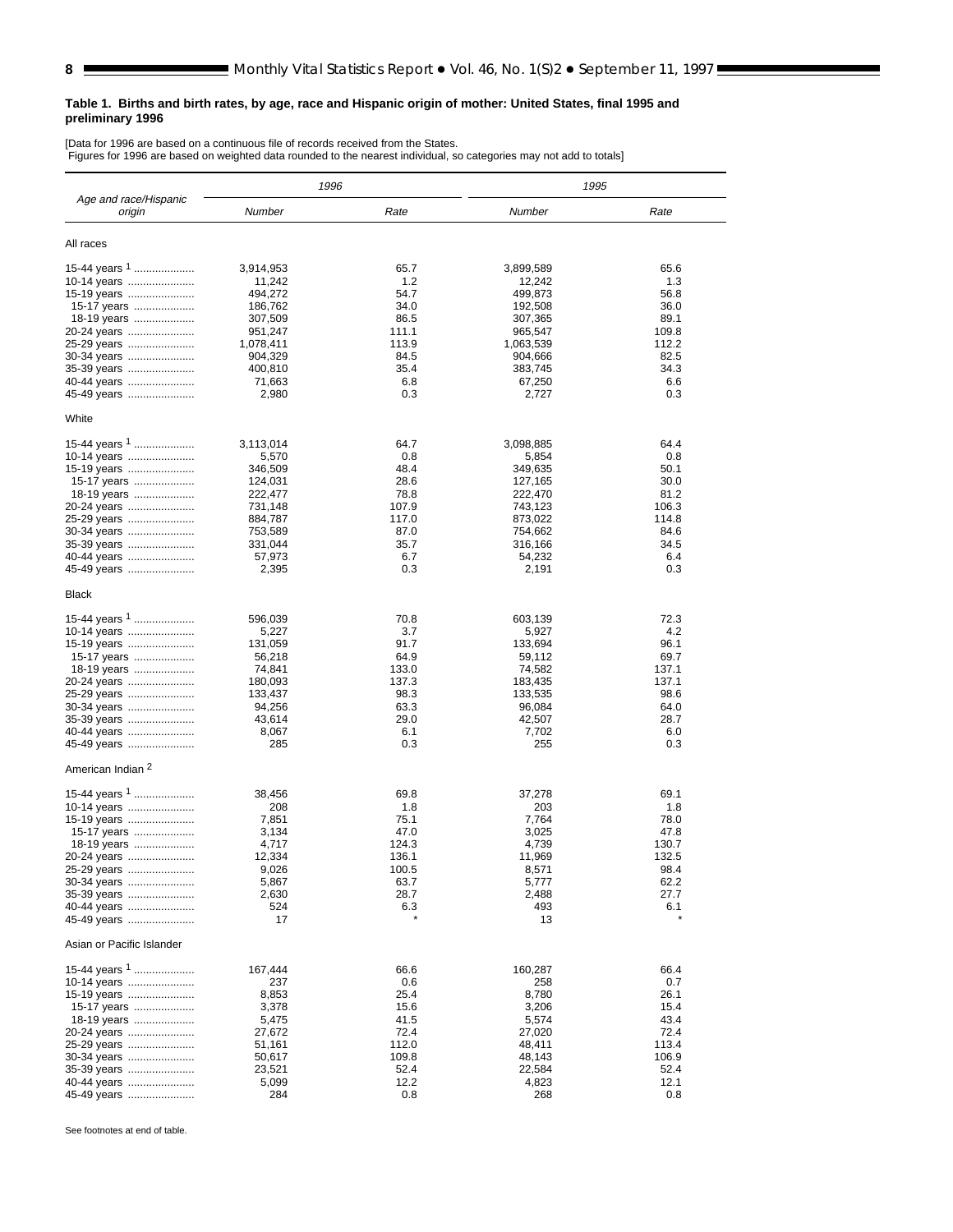**Table 1. Births and birth rates, by age, race and Hispanic origin of mother: United States, final 1995 and preliminary 1996**

[Data for 1996 are based on a continuous file of records received from the States.
Figures for 1996 are based on weighted data rounded to the nearest individual, so categories may not add to totals]

| Age and race/Hispanic origin | 1996 | | 1995 | |
|---|---|---|---|---|
| | Number | Rate | Number | Rate |
| **All races** | | | | |
| 15-44 years [1] | 3,914,953 | 65.7 | 3,899,589 | 65.6 |
| 10-14 years | 11,242 | 1.2 | 12,242 | 1.3 |
| 15-19 years | 494,272 | 54.7 | 499,873 | 56.8 |
| 15-17 years | 186,762 | 34.0 | 192,508 | 36.0 |
| 18-19 years | 307,509 | 86.5 | 307,365 | 89.1 |
| 20-24 years | 951,247 | 111.1 | 965,547 | 109.8 |
| 25-29 years | 1,078,411 | 113.9 | 1,063,539 | 112.2 |
| 30-34 years | 904,329 | 84.5 | 904,666 | 82.5 |
| 35-39 years | 400,810 | 35.4 | 383,745 | 34.3 |
| 40-44 years | 71,663 | 6.8 | 67,250 | 6.6 |
| 45-49 years | 2,980 | 0.3 | 2,727 | 0.3 |
| **White** | | | | |
| 15-44 years [1] | 3,113,014 | 64.7 | 3,098,885 | 64.4 |
| 10-14 years | 5,570 | 0.8 | 5,854 | 0.8 |
| 15-19 years | 346,509 | 48.4 | 349,635 | 50.1 |
| 15-17 years | 124,031 | 28.6 | 127,165 | 30.0 |
| 18-19 years | 222,477 | 78.8 | 222,470 | 81.2 |
| 20-24 years | 731,148 | 107.9 | 743,123 | 106.3 |
| 25-29 years | 884,787 | 117.0 | 873,022 | 114.8 |
| 30-34 years | 753,589 | 87.0 | 754,662 | 84.6 |
| 35-39 years | 331,044 | 35.7 | 316,166 | 34.5 |
| 40-44 years | 57,973 | 6.7 | 54,232 | 6.4 |
| 45-49 years | 2,395 | 0.3 | 2,191 | 0.3 |
| **Black** | | | | |
| 15-44 years [1] | 596,039 | 70.8 | 603,139 | 72.3 |
| 10-14 years | 5,227 | 3.7 | 5,927 | 4.2 |
| 15-19 years | 131,059 | 91.7 | 133,694 | 96.1 |
| 15-17 years | 56,218 | 64.9 | 59,112 | 69.7 |
| 18-19 years | 74,841 | 133.0 | 74,582 | 137.1 |
| 20-24 years | 180,093 | 137.3 | 183,435 | 137.1 |
| 25-29 years | 133,437 | 98.3 | 133,535 | 98.6 |
| 30-34 years | 94,256 | 63.3 | 96,084 | 64.0 |
| 35-39 years | 43,614 | 29.0 | 42,507 | 28.7 |
| 40-44 years | 8,067 | 6.1 | 7,702 | 6.0 |
| 45-49 years | 285 | 0.3 | 255 | 0.3 |
| **American Indian [2]** | | | | |
| 15-44 years [1] | 38,456 | 69.8 | 37,278 | 69.1 |
| 10-14 years | 208 | 1.8 | 203 | 1.8 |
| 15-19 years | 7,851 | 75.1 | 7,764 | 78.0 |
| 15-17 years | 3,134 | 47.0 | 3,025 | 47.8 |
| 18-19 years | 4,717 | 124.3 | 4,739 | 130.7 |
| 20-24 years | 12,334 | 136.1 | 11,969 | 132.5 |
| 25-29 years | 9,026 | 100.5 | 8,571 | 98.4 |
| 30-34 years | 5,867 | 63.7 | 5,777 | 62.2 |
| 35-39 years | 2,630 | 28.7 | 2,488 | 27.7 |
| 40-44 years | 524 | 6.3 | 493 | 6.1 |
| 45-49 years | 17 | * | 13 | * |
| **Asian or Pacific Islander** | | | | |
| 15-44 years [1] | 167,444 | 66.6 | 160,287 | 66.4 |
| 10-14 years | 237 | 0.6 | 258 | 0.7 |
| 15-19 years | 8,853 | 25.4 | 8,780 | 26.1 |
| 15-17 years | 3,378 | 15.6 | 3,206 | 15.4 |
| 18-19 years | 5,475 | 41.5 | 5,574 | 43.4 |
| 20-24 years | 27,672 | 72.4 | 27,020 | 72.4 |
| 25-29 years | 51,161 | 112.0 | 48,411 | 113.4 |
| 30-34 years | 50,617 | 109.8 | 48,143 | 106.9 |
| 35-39 years | 23,521 | 52.4 | 22,584 | 52.4 |
| 40-44 years | 5,099 | 12.2 | 4,823 | 12.1 |
| 45-49 years | 284 | 0.8 | 268 | 0.8 |

See footnotes at end of table.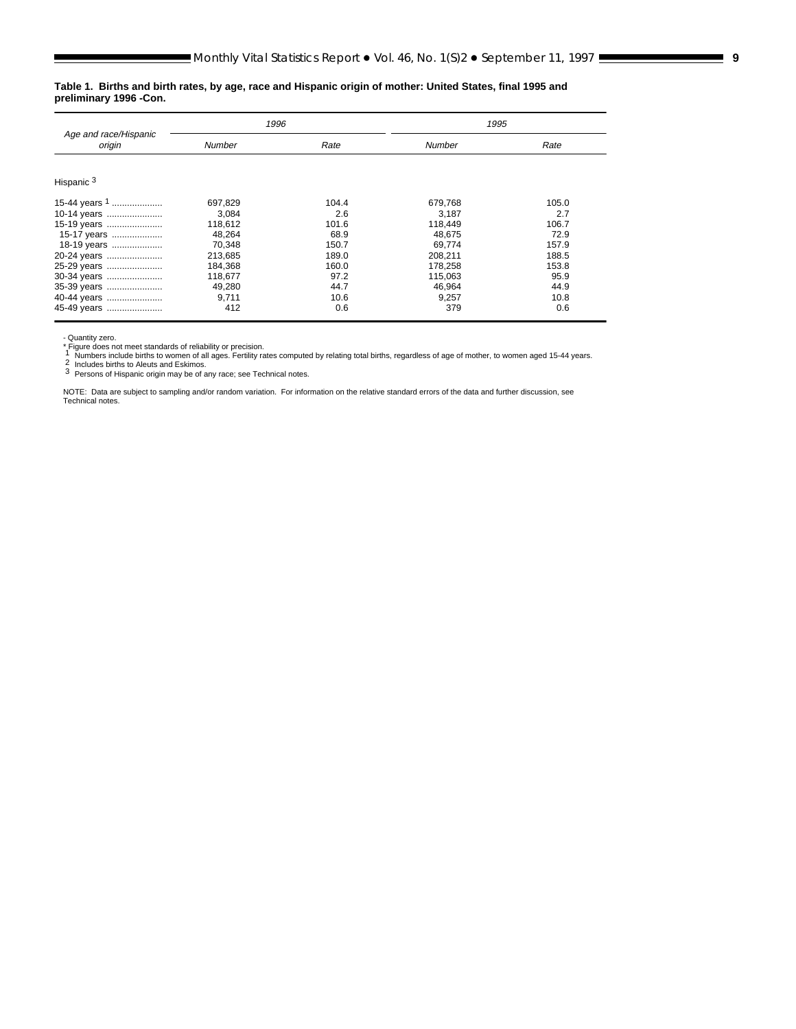**Table 1. Births and birth rates, by age, race and Hispanic origin of mother: United States, final 1995 and preliminary 1996 -Con.**

| Age and race/Hispanic origin | 1996 | | 1995 | |
|---|---|---|---|---|
| | *Number* | *Rate* | *Number* | *Rate* |
| Hispanic [3] | | | | |
| 15-44 years [1] | 697,829 | 104.4 | 679,768 | 105.0 |
| 10-14 years | 3,084 | 2.6 | 3,187 | 2.7 |
| 15-19 years | 118,612 | 101.6 | 118,449 | 106.7 |
| 15-17 years | 48,264 | 68.9 | 48,675 | 72.9 |
| 18-19 years | 70,348 | 150.7 | 69,774 | 157.9 |
| 20-24 years | 213,685 | 189.0 | 208,211 | 188.5 |
| 25-29 years | 184,368 | 160.0 | 178,258 | 153.8 |
| 30-34 years | 118,677 | 97.2 | 115,063 | 95.9 |
| 35-39 years | 49,280 | 44.7 | 46,964 | 44.9 |
| 40-44 years | 9,711 | 10.6 | 9,257 | 10.8 |
| 45-49 years | 412 | 0.6 | 379 | 0.6 |

- Quantity zero.
* Figure does not meet standards of reliability or precision.
[1] Numbers include births to women of all ages. Fertility rates computed by relating total births, regardless of age of mother, to women aged 15-44 years.
[2] Includes births to Aleuts and Eskimos.
[3] Persons of Hispanic origin may be of any race; see Technical notes.

NOTE: Data are subject to sampling and/or random variation. For information on the relative standard errors of the data and further discussion, see Technical notes.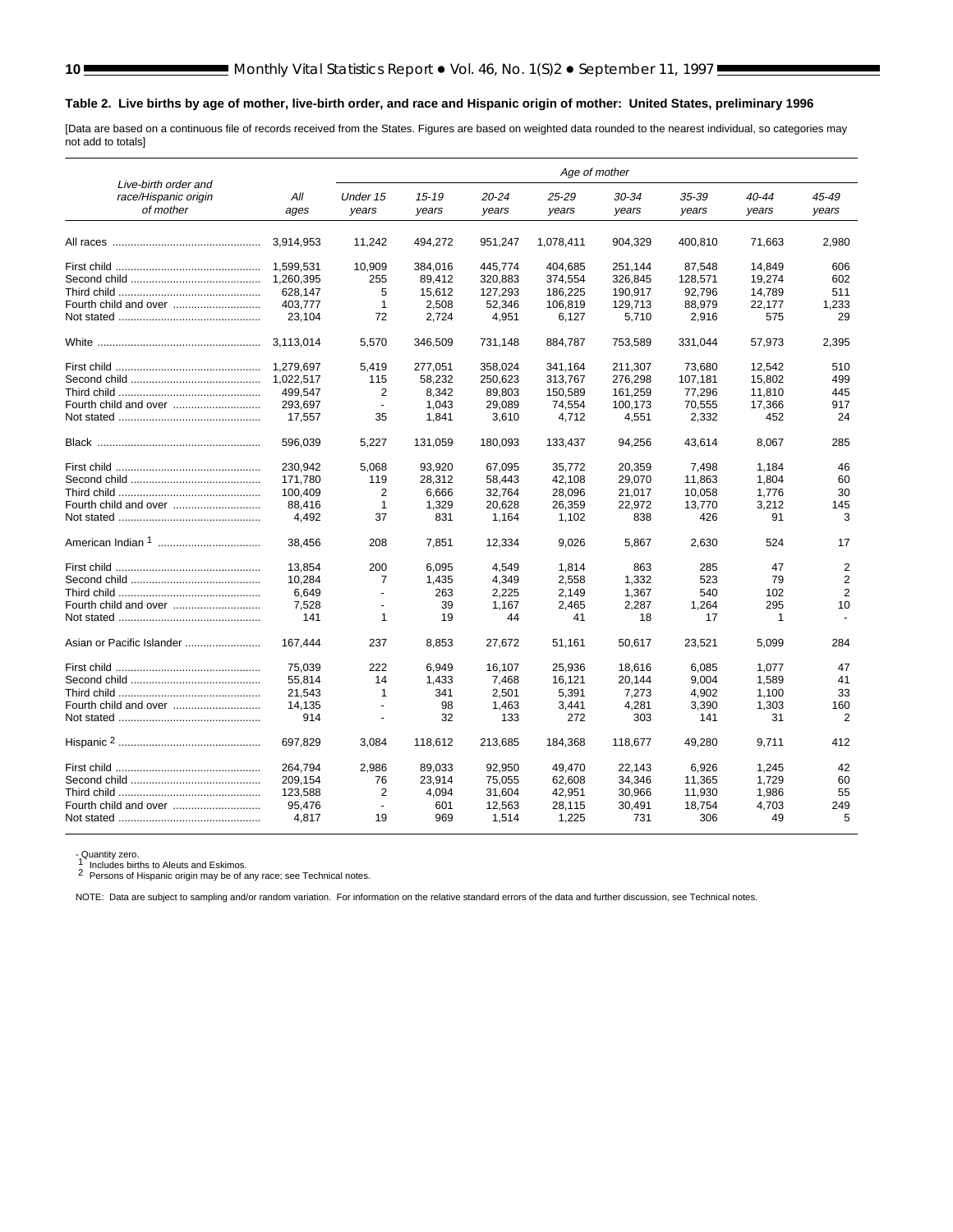**Table 2. Live births by age of mother, live-birth order, and race and Hispanic origin of mother: United States, preliminary 1996**

[Data are based on a continuous file of records received from the States. Figures are based on weighted data rounded to the nearest individual, so categories may not add to totals]

| Live-birth order and race/Hispanic origin of mother | All ages | Age of mother | | | | | | | |
|---|---|---|---|---|---|---|---|---|---|
| | | Under 15 years | 15-19 years | 20-24 years | 25-29 years | 30-34 years | 35-39 years | 40-44 years | 45-49 years |
| All races | 3,914,953 | 11,242 | 494,272 | 951,247 | 1,078,411 | 904,329 | 400,810 | 71,663 | 2,980 |
| First child | 1,599,531 | 10,909 | 384,016 | 445,774 | 404,685 | 251,144 | 87,548 | 14,849 | 606 |
| Second child | 1,260,395 | 255 | 89,412 | 320,883 | 374,554 | 326,845 | 128,571 | 19,274 | 602 |
| Third child | 628,147 | 5 | 15,612 | 127,293 | 186,225 | 190,917 | 92,796 | 14,789 | 511 |
| Fourth child and over | 403,777 | 1 | 2,508 | 52,346 | 106,819 | 129,713 | 88,979 | 22,177 | 1,233 |
| Not stated | 23,104 | 72 | 2,724 | 4,951 | 6,127 | 5,710 | 2,916 | 575 | 29 |
| White | 3,113,014 | 5,570 | 346,509 | 731,148 | 884,787 | 753,589 | 331,044 | 57,973 | 2,395 |
| First child | 1,279,697 | 5,419 | 277,051 | 358,024 | 341,164 | 211,307 | 73,680 | 12,542 | 510 |
| Second child | 1,022,517 | 115 | 58,232 | 250,623 | 313,767 | 276,298 | 107,181 | 15,802 | 499 |
| Third child | 499,547 | 2 | 8,342 | 89,803 | 150,589 | 161,259 | 77,296 | 11,810 | 445 |
| Fourth child and over | 293,697 | - | 1,043 | 29,089 | 74,554 | 100,173 | 70,555 | 17,366 | 917 |
| Not stated | 17,557 | 35 | 1,841 | 3,610 | 4,712 | 4,551 | 2,332 | 452 | 24 |
| Black | 596,039 | 5,227 | 131,059 | 180,093 | 133,437 | 94,256 | 43,614 | 8,067 | 285 |
| First child | 230,942 | 5,068 | 93,920 | 67,095 | 35,772 | 20,359 | 7,498 | 1,184 | 46 |
| Second child | 171,780 | 119 | 28,312 | 58,443 | 42,108 | 29,070 | 11,863 | 1,804 | 60 |
| Third child | 100,409 | 2 | 6,666 | 32,764 | 28,096 | 21,017 | 10,058 | 1,776 | 30 |
| Fourth child and over | 88,416 | 1 | 1,329 | 20,628 | 26,359 | 22,972 | 13,770 | 3,212 | 145 |
| Not stated | 4,492 | 37 | 831 | 1,164 | 1,102 | 838 | 426 | 91 | 3 |
| American Indian [1] | 38,456 | 208 | 7,851 | 12,334 | 9,026 | 5,867 | 2,630 | 524 | 17 |
| First child | 13,854 | 200 | 6,095 | 4,549 | 1,814 | 863 | 285 | 47 | 2 |
| Second child | 10,284 | 7 | 1,435 | 4,349 | 2,558 | 1,332 | 523 | 79 | 2 |
| Third child | 6,649 | - | 263 | 2,225 | 2,149 | 1,367 | 540 | 102 | 2 |
| Fourth child and over | 7,528 | - | 39 | 1,167 | 2,465 | 2,287 | 1,264 | 295 | 10 |
| Not stated | 141 | 1 | 19 | 44 | 41 | 18 | 17 | 1 | - |
| Asian or Pacific Islander | 167,444 | 237 | 8,853 | 27,672 | 51,161 | 50,617 | 23,521 | 5,099 | 284 |
| First child | 75,039 | 222 | 6,949 | 16,107 | 25,936 | 18,616 | 6,085 | 1,077 | 47 |
| Second child | 55,814 | 14 | 1,433 | 7,468 | 16,121 | 20,144 | 9,004 | 1,589 | 41 |
| Third child | 21,543 | 1 | 341 | 2,501 | 5,391 | 7,273 | 4,902 | 1,100 | 33 |
| Fourth child and over | 14,135 | - | 98 | 1,463 | 3,441 | 4,281 | 3,390 | 1,303 | 160 |
| Not stated | 914 | - | 32 | 133 | 272 | 303 | 141 | 31 | 2 |
| Hispanic [2] | 697,829 | 3,084 | 118,612 | 213,685 | 184,368 | 118,677 | 49,280 | 9,711 | 412 |
| First child | 264,794 | 2,986 | 89,033 | 92,950 | 49,470 | 22,143 | 6,926 | 1,245 | 42 |
| Second child | 209,154 | 76 | 23,914 | 75,055 | 62,608 | 34,346 | 11,365 | 1,729 | 60 |
| Third child | 123,588 | 2 | 4,094 | 31,604 | 42,951 | 30,966 | 11,930 | 1,986 | 55 |
| Fourth child and over | 95,476 | - | 601 | 12,563 | 28,115 | 30,491 | 18,754 | 4,703 | 249 |
| Not stated | 4,817 | 19 | 969 | 1,514 | 1,225 | 731 | 306 | 49 | 5 |

- Quantity zero.
[1] Includes births to Aleuts and Eskimos.
[2] Persons of Hispanic origin may be of any race; see Technical notes.

NOTE: Data are subject to sampling and/or random variation. For information on the relative standard errors of the data and further discussion, see Technical notes.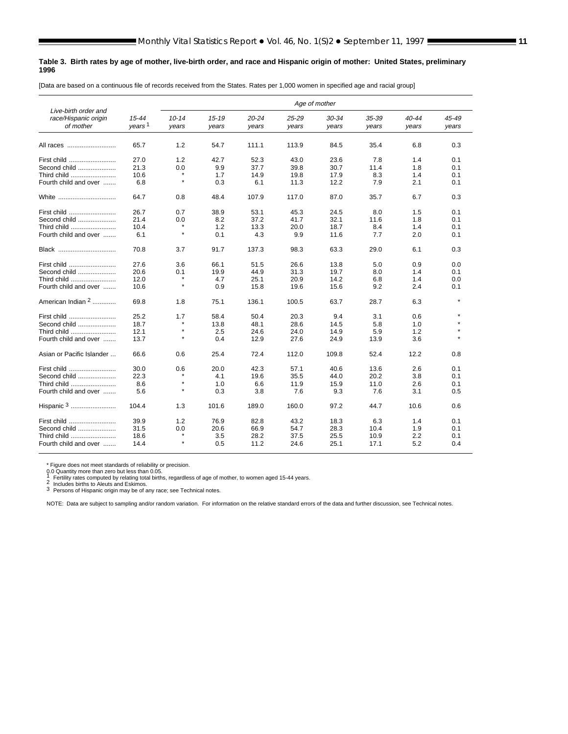**Table 3. Birth rates by age of mother, live-birth order, and race and Hispanic origin of mother: United States, preliminary 1996**

[Data are based on a continuous file of records received from the States. Rates per 1,000 women in specified age and racial group]

| Live-birth order and race/Hispanic origin of mother | 15-44 years [1] | Age of mother | | | | | | | |
|---|---|---|---|---|---|---|---|---|---|
| | | 10-14 years | 15-19 years | 20-24 years | 25-29 years | 30-34 years | 35-39 years | 40-44 years | 45-49 years |
| All races | 65.7 | 1.2 | 54.7 | 111.1 | 113.9 | 84.5 | 35.4 | 6.8 | 0.3 |
| First child | 27.0 | 1.2 | 42.7 | 52.3 | 43.0 | 23.6 | 7.8 | 1.4 | 0.1 |
| Second child | 21.3 | 0.0 | 9.9 | 37.7 | 39.8 | 30.7 | 11.4 | 1.8 | 0.1 |
| Third child | 10.6 | * | 1.7 | 14.9 | 19.8 | 17.9 | 8.3 | 1.4 | 0.1 |
| Fourth child and over | 6.8 | * | 0.3 | 6.1 | 11.3 | 12.2 | 7.9 | 2.1 | 0.1 |
| White | 64.7 | 0.8 | 48.4 | 107.9 | 117.0 | 87.0 | 35.7 | 6.7 | 0.3 |
| First child | 26.7 | 0.7 | 38.9 | 53.1 | 45.3 | 24.5 | 8.0 | 1.5 | 0.1 |
| Second child | 21.4 | 0.0 | 8.2 | 37.2 | 41.7 | 32.1 | 11.6 | 1.8 | 0.1 |
| Third child | 10.4 | * | 1.2 | 13.3 | 20.0 | 18.7 | 8.4 | 1.4 | 0.1 |
| Fourth child and over | 6.1 | * | 0.1 | 4.3 | 9.9 | 11.6 | 7.7 | 2.0 | 0.1 |
| Black | 70.8 | 3.7 | 91.7 | 137.3 | 98.3 | 63.3 | 29.0 | 6.1 | 0.3 |
| First child | 27.6 | 3.6 | 66.1 | 51.5 | 26.6 | 13.8 | 5.0 | 0.9 | 0.0 |
| Second child | 20.6 | 0.1 | 19.9 | 44.9 | 31.3 | 19.7 | 8.0 | 1.4 | 0.1 |
| Third child | 12.0 | * | 4.7 | 25.1 | 20.9 | 14.2 | 6.8 | 1.4 | 0.0 |
| Fourth child and over | 10.6 | * | 0.9 | 15.8 | 19.6 | 15.6 | 9.2 | 2.4 | 0.1 |
| American Indian [2] | 69.8 | 1.8 | 75.1 | 136.1 | 100.5 | 63.7 | 28.7 | 6.3 | * |
| First child | 25.2 | 1.7 | 58.4 | 50.4 | 20.3 | 9.4 | 3.1 | 0.6 | * |
| Second child | 18.7 | * | 13.8 | 48.1 | 28.6 | 14.5 | 5.8 | 1.0 | * |
| Third child | 12.1 | * | 2.5 | 24.6 | 24.0 | 14.9 | 5.9 | 1.2 | * |
| Fourth child and over | 13.7 | * | 0.4 | 12.9 | 27.6 | 24.9 | 13.9 | 3.6 | * |
| Asian or Pacific Islander | 66.6 | 0.6 | 25.4 | 72.4 | 112.0 | 109.8 | 52.4 | 12.2 | 0.8 |
| First child | 30.0 | 0.6 | 20.0 | 42.3 | 57.1 | 40.6 | 13.6 | 2.6 | 0.1 |
| Second child | 22.3 | * | 4.1 | 19.6 | 35.5 | 44.0 | 20.2 | 3.8 | 0.1 |
| Third child | 8.6 | * | 1.0 | 6.6 | 11.9 | 15.9 | 11.0 | 2.6 | 0.1 |
| Fourth child and over | 5.6 | * | 0.3 | 3.8 | 7.6 | 9.3 | 7.6 | 3.1 | 0.5 |
| Hispanic [3] | 104.4 | 1.3 | 101.6 | 189.0 | 160.0 | 97.2 | 44.7 | 10.6 | 0.6 |
| First child | 39.9 | 1.2 | 76.9 | 82.8 | 43.2 | 18.3 | 6.3 | 1.4 | 0.1 |
| Second child | 31.5 | 0.0 | 20.6 | 66.9 | 54.7 | 28.3 | 10.4 | 1.9 | 0.1 |
| Third child | 18.6 | * | 3.5 | 28.2 | 37.5 | 25.5 | 10.9 | 2.2 | 0.1 |
| Fourth child and over | 14.4 | * | 0.5 | 11.2 | 24.6 | 25.1 | 17.1 | 5.2 | 0.4 |

\* Figure does not meet standards of reliability or precision.
0.0 Quantity more than zero but less than 0.05.
[1] Fertility rates computed by relating total births, regardless of age of mother, to women aged 15-44 years.
[2] Includes births to Aleuts and Eskimos.
[3] Persons of Hispanic origin may be of any race; see Technical notes.

NOTE: Data are subject to sampling and/or random variation. For information on the relative standard errors of the data and further discussion, see Technical notes.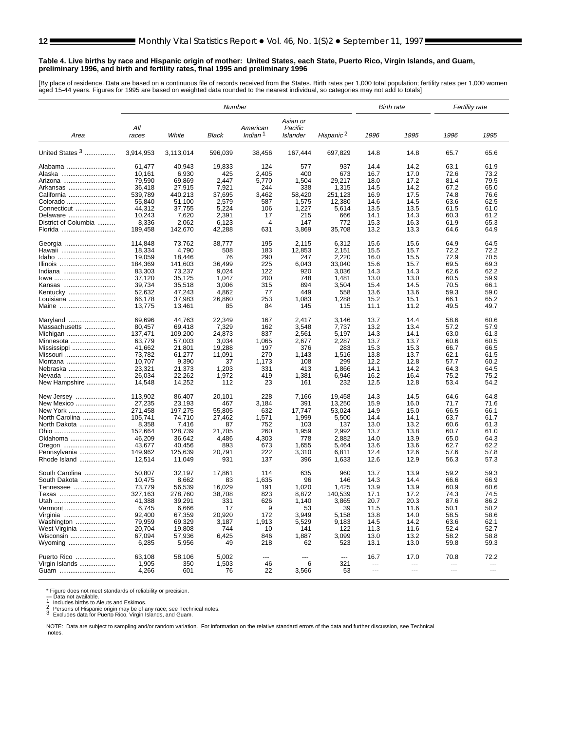**Table 4. Live births by race and Hispanic origin of mother: United States, each State, Puerto Rico, Virgin Islands, and Guam, preliminary 1996, and birth and fertility rates, final 1995 and preliminary 1996**

[By place of residence. Data are based on a continuous file of records received from the States. Birth rates per 1,000 total population; fertility rates per 1,000 women aged 15-44 years. Figures for 1995 are based on weighted data rounded to the nearest individual, so categories may not add to totals]

| Area | Number | | | | | | Birth rate | | Fertility rate | |
|---|---|---|---|---|---|---|---|---|---|---|
| | All races | White | Black | American Indian [1] | Asian or Pacific Islander | Hispanic [2] | 1996 | 1995 | 1996 | 1995 |
| United States [3] | 3,914,953 | 3,113,014 | 596,039 | 38,456 | 167,444 | 697,829 | 14.8 | 14.8 | 65.7 | 65.6 |
| Alabama | 61,477 | 40,943 | 19,833 | 124 | 577 | 937 | 14.4 | 14.2 | 63.1 | 61.9 |
| Alaska | 10,161 | 6,930 | 425 | 2,405 | 400 | 673 | 16.7 | 17.0 | 72.6 | 73.2 |
| Arizona | 79,590 | 69,869 | 2,447 | 5,770 | 1,504 | 29,217 | 18.0 | 17.2 | 81.4 | 79.5 |
| Arkansas | 36,418 | 27,915 | 7,921 | 244 | 338 | 1,315 | 14.5 | 14.2 | 67.2 | 65.0 |
| California | 539,789 | 440,213 | 37,695 | 3,462 | 58,420 | 251,123 | 16.9 | 17.5 | 74.8 | 76.6 |
| Colorado | 55,840 | 51,100 | 2,579 | 587 | 1,575 | 12,380 | 14.6 | 14.5 | 63.6 | 62.5 |
| Connecticut | 44,312 | 37,755 | 5,224 | 106 | 1,227 | 5,614 | 13.5 | 13.5 | 61.5 | 61.0 |
| Delaware | 10,243 | 7,620 | 2,391 | 17 | 215 | 666 | 14.1 | 14.3 | 60.3 | 61.2 |
| District of Columbia | 8,336 | 2,062 | 6,123 | 4 | 147 | 772 | 15.3 | 16.3 | 61.9 | 65.3 |
| Florida | 189,458 | 142,670 | 42,288 | 631 | 3,869 | 35,708 | 13.2 | 13.3 | 64.6 | 64.9 |
| Georgia | 114,848 | 73,762 | 38,777 | 195 | 2,115 | 6,312 | 15.6 | 15.6 | 64.9 | 64.5 |
| Hawaii | 18,334 | 4,790 | 508 | 183 | 12,853 | 2,151 | 15.5 | 15.7 | 72.2 | 72.2 |
| Idaho | 19,059 | 18,446 | 76 | 290 | 247 | 2,220 | 16.0 | 15.5 | 72.9 | 70.5 |
| Illinois | 184,369 | 141,603 | 36,499 | 225 | 6,043 | 33,040 | 15.6 | 15.7 | 69.5 | 69.3 |
| Indiana | 83,303 | 73,237 | 9,024 | 122 | 920 | 3,036 | 14.3 | 14.3 | 62.6 | 62.2 |
| Iowa | 37,120 | 35,125 | 1,047 | 200 | 748 | 1,481 | 13.0 | 13.0 | 60.5 | 59.9 |
| Kansas | 39,734 | 35,518 | 3,006 | 315 | 894 | 3,504 | 15.4 | 14.5 | 70.5 | 66.1 |
| Kentucky | 52,632 | 47,243 | 4,862 | 77 | 449 | 558 | 13.6 | 13.6 | 59.3 | 59.0 |
| Louisiana | 66,178 | 37,983 | 26,860 | 253 | 1,083 | 1,288 | 15.2 | 15.1 | 66.1 | 65.2 |
| Maine | 13,775 | 13,461 | 85 | 84 | 145 | 115 | 11.1 | 11.2 | 49.5 | 49.7 |
| Maryland | 69,696 | 44,763 | 22,349 | 167 | 2,417 | 3,146 | 13.7 | 14.4 | 58.6 | 60.6 |
| Massachusetts | 80,457 | 69,418 | 7,329 | 162 | 3,548 | 7,737 | 13.2 | 13.4 | 57.2 | 57.9 |
| Michigan | 137,471 | 109,200 | 24,873 | 837 | 2,561 | 5,197 | 14.3 | 14.1 | 63.0 | 61.3 |
| Minnesota | 63,779 | 57,003 | 3,034 | 1,065 | 2,677 | 2,287 | 13.7 | 13.7 | 60.6 | 60.5 |
| Mississippi | 41,662 | 21,801 | 19,288 | 197 | 376 | 283 | 15.3 | 15.3 | 66.7 | 66.5 |
| Missouri | 73,782 | 61,277 | 11,091 | 270 | 1,143 | 1,516 | 13.8 | 13.7 | 62.1 | 61.5 |
| Montana | 10,707 | 9,390 | 37 | 1,173 | 108 | 299 | 12.2 | 12.8 | 57.7 | 60.2 |
| Nebraska | 23,321 | 21,373 | 1,203 | 331 | 413 | 1,866 | 14.1 | 14.2 | 64.3 | 64.5 |
| Nevada | 26,034 | 22,262 | 1,972 | 419 | 1,381 | 6,946 | 16.2 | 16.4 | 75.2 | 75.2 |
| New Hampshire | 14,548 | 14,252 | 112 | 23 | 161 | 232 | 12.5 | 12.8 | 53.4 | 54.2 |
| New Jersey | 113,902 | 86,407 | 20,101 | 228 | 7,166 | 19,458 | 14.3 | 14.5 | 64.6 | 64.8 |
| New Mexico | 27,235 | 23,193 | 467 | 3,184 | 391 | 13,250 | 15.9 | 16.0 | 71.7 | 71.6 |
| New York | 271,458 | 197,275 | 55,805 | 632 | 17,747 | 53,024 | 14.9 | 15.0 | 66.5 | 66.1 |
| North Carolina | 105,741 | 74,710 | 27,462 | 1,571 | 1,999 | 5,500 | 14.4 | 14.1 | 63.7 | 61.7 |
| North Dakota | 8,358 | 7,416 | 87 | 752 | 103 | 137 | 13.0 | 13.2 | 60.6 | 61.3 |
| Ohio | 152,664 | 128,739 | 21,705 | 260 | 1,959 | 2,992 | 13.7 | 13.8 | 60.7 | 61.0 |
| Oklahoma | 46,209 | 36,642 | 4,486 | 4,303 | 778 | 2,882 | 14.0 | 13.9 | 65.0 | 64.3 |
| Oregon | 43,677 | 40,456 | 893 | 673 | 1,655 | 5,464 | 13.6 | 13.6 | 62.7 | 62.2 |
| Pennsylvania | 149,962 | 125,639 | 20,791 | 222 | 3,310 | 6,811 | 12.4 | 12.6 | 57.6 | 57.8 |
| Rhode Island | 12,514 | 11,049 | 931 | 137 | 396 | 1,633 | 12.6 | 12.9 | 56.3 | 57.3 |
| South Carolina | 50,807 | 32,197 | 17,861 | 114 | 635 | 960 | 13.7 | 13.9 | 59.2 | 59.3 |
| South Dakota | 10,475 | 8,662 | 83 | 1,635 | 96 | 146 | 14.3 | 14.4 | 66.6 | 66.9 |
| Tennessee | 73,779 | 56,539 | 16,029 | 191 | 1,020 | 1,425 | 13.9 | 13.9 | 60.9 | 60.6 |
| Texas | 327,163 | 278,760 | 38,708 | 823 | 8,872 | 140,539 | 17.1 | 17.2 | 74.3 | 74.5 |
| Utah | 41,388 | 39,291 | 331 | 626 | 1,140 | 3,865 | 20.7 | 20.3 | 87.6 | 86.2 |
| Vermont | 6,745 | 6,666 | 17 | 9 | 53 | 39 | 11.5 | 11.6 | 50.1 | 50.2 |
| Virginia | 92,400 | 67,359 | 20,920 | 172 | 3,949 | 5,158 | 13.8 | 14.0 | 58.5 | 58.6 |
| Washington | 79,959 | 69,329 | 3,187 | 1,913 | 5,529 | 9,183 | 14.5 | 14.2 | 63.6 | 62.1 |
| West Virginia | 20,704 | 19,808 | 744 | 10 | 141 | 122 | 11.3 | 11.6 | 52.4 | 52.7 |
| Wisconsin | 67,094 | 57,936 | 6,425 | 846 | 1,887 | 3,099 | 13.0 | 13.2 | 58.2 | 58.8 |
| Wyoming | 6,285 | 5,956 | 49 | 218 | 62 | 523 | 13.1 | 13.0 | 59.8 | 59.3 |
| Puerto Rico | 63,108 | 58,106 | 5,002 | --- | --- | --- | 16.7 | 17.0 | 70.8 | 72.2 |
| Virgin Islands | 1,905 | 350 | 1,503 | 46 | 6 | 321 | --- | --- | --- | --- |
| Guam | 4,266 | 601 | 76 | 22 | 3,566 | 53 | --- | --- | --- | --- |

* Figure does not meet standards of reliability or precision.
--- Data not available.
1 Includes births to Aleuts and Eskimos.
2 Persons of Hispanic origin may be of any race; see Technical notes.
3 Excludes data for Puerto Rico, Virgin Islands, and Guam.

NOTE: Data are subject to sampling and/or random variation. For information on the relative standard errors of the data and further discussion, see Technical notes.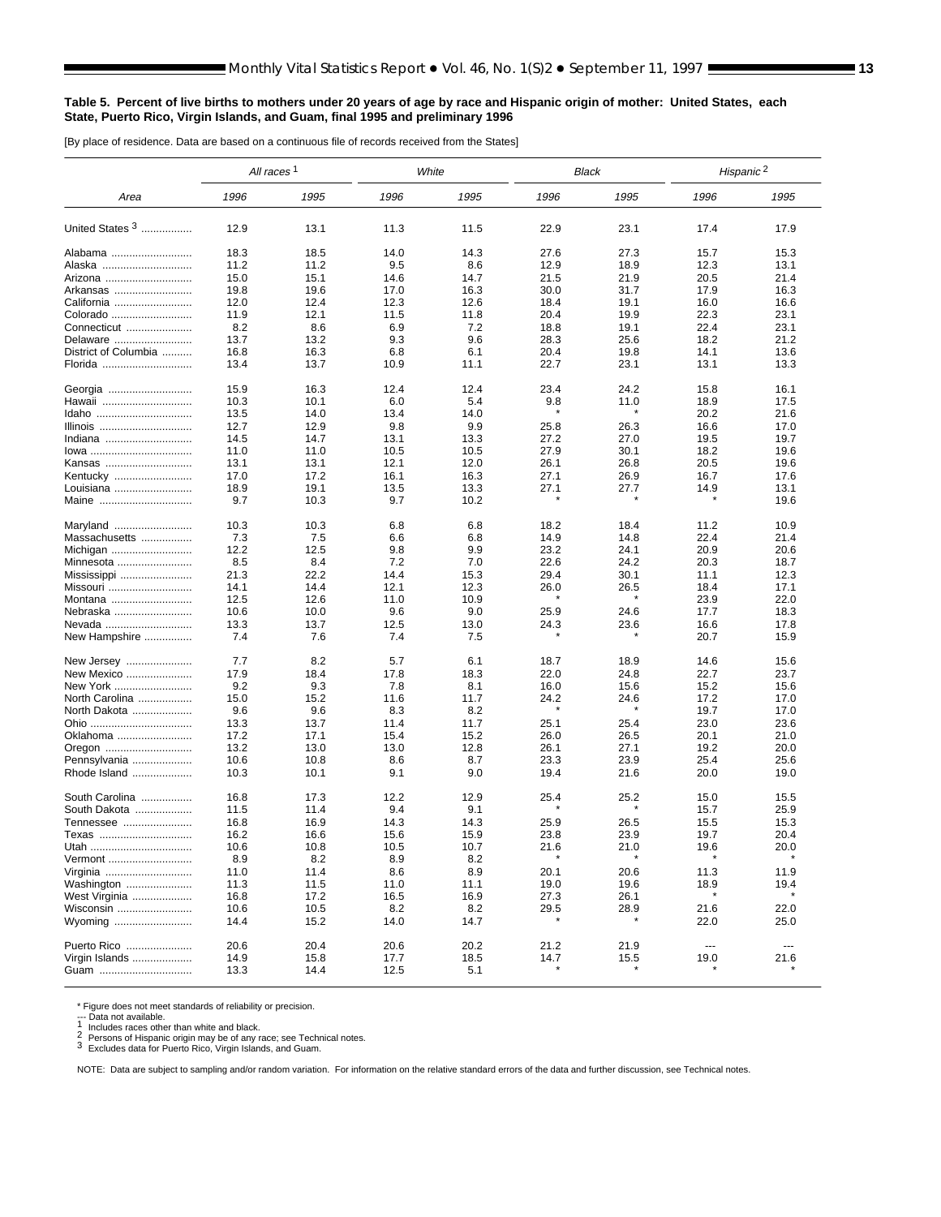**Table 5. Percent of live births to mothers under 20 years of age by race and Hispanic origin of mother: United States, each State, Puerto Rico, Virgin Islands, and Guam, final 1995 and preliminary 1996**

[By place of residence. Data are based on a continuous file of records received from the States]

| Area | All races [1] | | White | | Black | | Hispanic [2] | |
|---|---|---|---|---|---|---|---|---|
| | 1996 | 1995 | 1996 | 1995 | 1996 | 1995 | 1996 | 1995 |
| United States [3] | 12.9 | 13.1 | 11.3 | 11.5 | 22.9 | 23.1 | 17.4 | 17.9 |
| Alabama | 18.3 | 18.5 | 14.0 | 14.3 | 27.6 | 27.3 | 15.7 | 15.3 |
| Alaska | 11.2 | 11.2 | 9.5 | 8.6 | 12.9 | 18.9 | 12.3 | 13.1 |
| Arizona | 15.0 | 15.1 | 14.6 | 14.7 | 21.5 | 21.9 | 20.5 | 21.4 |
| Arkansas | 19.8 | 19.6 | 17.0 | 16.3 | 30.0 | 31.7 | 17.9 | 16.3 |
| California | 12.0 | 12.4 | 12.3 | 12.6 | 18.4 | 19.1 | 16.0 | 16.6 |
| Colorado | 11.9 | 12.1 | 11.5 | 11.8 | 20.4 | 19.9 | 22.3 | 23.1 |
| Connecticut | 8.2 | 8.6 | 6.9 | 7.2 | 18.8 | 19.1 | 22.4 | 23.1 |
| Delaware | 13.7 | 13.2 | 9.3 | 9.6 | 28.3 | 25.6 | 18.2 | 21.2 |
| District of Columbia | 16.8 | 16.3 | 6.8 | 6.1 | 20.4 | 19.8 | 14.1 | 13.6 |
| Florida | 13.4 | 13.7 | 10.9 | 11.1 | 22.7 | 23.1 | 13.1 | 13.3 |
| Georgia | 15.9 | 16.3 | 12.4 | 12.4 | 23.4 | 24.2 | 15.8 | 16.1 |
| Hawaii | 10.3 | 10.1 | 6.0 | 5.4 | 9.8 | 11.0 | 18.9 | 17.5 |
| Idaho | 13.5 | 14.0 | 13.4 | 14.0 | * | * | 20.2 | 21.6 |
| Illinois | 12.7 | 12.9 | 9.8 | 9.9 | 25.8 | 26.3 | 16.6 | 17.0 |
| Indiana | 14.5 | 14.7 | 13.1 | 13.3 | 27.2 | 27.0 | 19.5 | 19.7 |
| Iowa | 11.0 | 11.0 | 10.5 | 10.5 | 27.9 | 30.1 | 18.2 | 19.6 |
| Kansas | 13.1 | 13.1 | 12.1 | 12.0 | 26.1 | 26.8 | 20.5 | 19.6 |
| Kentucky | 17.0 | 17.2 | 16.1 | 16.3 | 27.1 | 26.9 | 16.7 | 17.6 |
| Louisiana | 18.9 | 19.1 | 13.5 | 13.3 | 27.1 | 27.7 | 14.9 | 13.1 |
| Maine | 9.7 | 10.3 | 9.7 | 10.2 | * | * | * | 19.6 |
| Maryland | 10.3 | 10.3 | 6.8 | 6.8 | 18.2 | 18.4 | 11.2 | 10.9 |
| Massachusetts | 7.3 | 7.5 | 6.6 | 6.8 | 14.9 | 14.8 | 22.4 | 21.4 |
| Michigan | 12.2 | 12.5 | 9.8 | 9.9 | 23.2 | 24.1 | 20.9 | 20.6 |
| Minnesota | 8.5 | 8.4 | 7.2 | 7.0 | 22.6 | 24.2 | 20.3 | 18.7 |
| Mississippi | 21.3 | 22.2 | 14.4 | 15.3 | 29.4 | 30.1 | 11.1 | 12.3 |
| Missouri | 14.1 | 14.4 | 12.1 | 12.3 | 26.0 | 26.5 | 18.4 | 17.1 |
| Montana | 12.5 | 12.6 | 11.0 | 10.9 | * | * | 23.9 | 22.0 |
| Nebraska | 10.6 | 10.0 | 9.6 | 9.0 | 25.9 | 24.6 | 17.7 | 18.3 |
| Nevada | 13.3 | 13.7 | 12.5 | 13.0 | 24.3 | 23.6 | 16.6 | 17.8 |
| New Hampshire | 7.4 | 7.6 | 7.4 | 7.5 | * | * | 20.7 | 15.9 |
| New Jersey | 7.7 | 8.2 | 5.7 | 6.1 | 18.7 | 18.9 | 14.6 | 15.6 |
| New Mexico | 17.9 | 18.4 | 17.8 | 18.3 | 22.0 | 24.8 | 22.7 | 23.7 |
| New York | 9.2 | 9.3 | 7.8 | 8.1 | 16.0 | 15.6 | 15.2 | 15.6 |
| North Carolina | 15.0 | 15.2 | 11.6 | 11.7 | 24.2 | 24.6 | 17.2 | 17.0 |
| North Dakota | 9.6 | 9.6 | 8.3 | 8.2 | * | * | 19.7 | 17.0 |
| Ohio | 13.3 | 13.7 | 11.4 | 11.7 | 25.1 | 25.4 | 23.0 | 23.6 |
| Oklahoma | 17.2 | 17.1 | 15.4 | 15.2 | 26.0 | 26.5 | 20.1 | 21.0 |
| Oregon | 13.2 | 13.0 | 13.0 | 12.8 | 26.1 | 27.1 | 19.2 | 20.0 |
| Pennsylvania | 10.6 | 10.8 | 8.6 | 8.7 | 23.3 | 23.9 | 25.4 | 25.6 |
| Rhode Island | 10.3 | 10.1 | 9.1 | 9.0 | 19.4 | 21.6 | 20.0 | 19.0 |
| South Carolina | 16.8 | 17.3 | 12.2 | 12.9 | 25.4 | 25.2 | 15.0 | 15.5 |
| South Dakota | 11.5 | 11.4 | 9.4 | 9.1 | * | * | 15.7 | 25.9 |
| Tennessee | 16.8 | 16.9 | 14.3 | 14.3 | 25.9 | 26.5 | 15.5 | 15.3 |
| Texas | 16.2 | 16.6 | 15.6 | 15.9 | 23.8 | 23.9 | 19.7 | 20.4 |
| Utah | 10.6 | 10.8 | 10.5 | 10.7 | 21.6 | 21.0 | 19.6 | 20.0 |
| Vermont | 8.9 | 8.2 | 8.9 | 8.2 | * | * | * | * |
| Virginia | 11.0 | 11.4 | 8.6 | 8.9 | 20.1 | 20.6 | 11.3 | 11.9 |
| Washington | 11.3 | 11.5 | 11.0 | 11.1 | 19.0 | 19.6 | 18.9 | 19.4 |
| West Virginia | 16.8 | 17.2 | 16.5 | 16.9 | 27.3 | 26.1 | * | * |
| Wisconsin | 10.6 | 10.5 | 8.2 | 8.2 | 29.5 | 28.9 | 21.6 | 22.0 |
| Wyoming | 14.4 | 15.2 | 14.0 | 14.7 | * | * | 22.0 | 25.0 |
| Puerto Rico | 20.6 | 20.4 | 20.6 | 20.2 | 21.2 | 21.9 | --- | --- |
| Virgin Islands | 14.9 | 15.8 | 17.7 | 18.5 | 14.7 | 15.5 | 19.0 | 21.6 |
| Guam | 13.3 | 14.4 | 12.5 | 5.1 | * | * | * | * |

* Figure does not meet standards of reliability or precision.
--- Data not available.
[1] Includes races other than white and black.
[2] Persons of Hispanic origin may be of any race; see Technical notes.
[3] Excludes data for Puerto Rico, Virgin Islands, and Guam.

NOTE: Data are subject to sampling and/or random variation. For information on the relative standard errors of the data and further discussion, see Technical notes.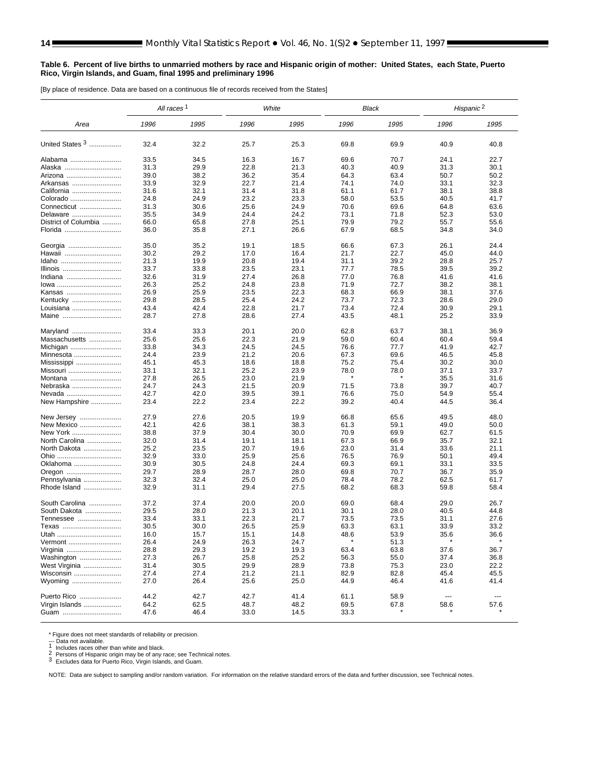**Table 6. Percent of live births to unmarried mothers by race and Hispanic origin of mother: United States, each State, Puerto Rico, Virgin Islands, and Guam, final 1995 and preliminary 1996**

[By place of residence. Data are based on a continuous file of records received from the States]

| Area | All races [1] | | White | | Black | | Hispanic [2] | |
|---|---|---|---|---|---|---|---|---|
| | 1996 | 1995 | 1996 | 1995 | 1996 | 1995 | 1996 | 1995 |
| United States [3] | 32.4 | 32.2 | 25.7 | 25.3 | 69.8 | 69.9 | 40.9 | 40.8 |
| Alabama | 33.5 | 34.5 | 16.3 | 16.7 | 69.6 | 70.7 | 24.1 | 22.7 |
| Alaska | 31.3 | 29.9 | 22.8 | 21.3 | 40.3 | 40.9 | 31.3 | 30.1 |
| Arizona | 39.0 | 38.2 | 36.2 | 35.4 | 64.3 | 63.4 | 50.7 | 50.2 |
| Arkansas | 33.9 | 32.9 | 22.7 | 21.4 | 74.1 | 74.0 | 33.1 | 32.3 |
| California | 31.6 | 32.1 | 31.4 | 31.8 | 61.1 | 61.7 | 38.1 | 38.8 |
| Colorado | 24.8 | 24.9 | 23.2 | 23.3 | 58.0 | 53.5 | 40.5 | 41.7 |
| Connecticut | 31.3 | 30.6 | 25.6 | 24.9 | 70.6 | 69.6 | 64.8 | 63.6 |
| Delaware | 35.5 | 34.9 | 24.4 | 24.2 | 73.1 | 71.8 | 52.3 | 53.0 |
| District of Columbia | 66.0 | 65.8 | 27.8 | 25.1 | 79.9 | 79.2 | 55.7 | 55.6 |
| Florida | 36.0 | 35.8 | 27.1 | 26.6 | 67.9 | 68.5 | 34.8 | 34.0 |
| Georgia | 35.0 | 35.2 | 19.1 | 18.5 | 66.6 | 67.3 | 26.1 | 24.4 |
| Hawaii | 30.2 | 29.2 | 17.0 | 16.4 | 21.7 | 22.7 | 45.0 | 44.0 |
| Idaho | 21.3 | 19.9 | 20.8 | 19.4 | 31.1 | 39.2 | 28.8 | 25.7 |
| Illinois | 33.7 | 33.8 | 23.5 | 23.1 | 77.7 | 78.5 | 39.5 | 39.2 |
| Indiana | 32.6 | 31.9 | 27.4 | 26.8 | 77.0 | 76.8 | 41.6 | 41.6 |
| Iowa | 26.3 | 25.2 | 24.8 | 23.8 | 71.9 | 72.7 | 38.2 | 38.1 |
| Kansas | 26.9 | 25.9 | 23.5 | 22.3 | 68.3 | 66.9 | 38.1 | 37.6 |
| Kentucky | 29.8 | 28.5 | 25.4 | 24.2 | 73.7 | 72.3 | 28.6 | 29.0 |
| Louisiana | 43.4 | 42.4 | 22.8 | 21.7 | 73.4 | 72.4 | 30.9 | 29.1 |
| Maine | 28.7 | 27.8 | 28.6 | 27.4 | 43.5 | 48.1 | 25.2 | 33.9 |
| Maryland | 33.4 | 33.3 | 20.1 | 20.0 | 62.8 | 63.7 | 38.1 | 36.9 |
| Massachusetts | 25.6 | 25.6 | 22.3 | 21.9 | 59.0 | 60.4 | 60.4 | 59.4 |
| Michigan | 33.8 | 34.3 | 24.5 | 24.5 | 76.6 | 77.7 | 41.9 | 42.7 |
| Minnesota | 24.4 | 23.9 | 21.2 | 20.6 | 67.3 | 69.6 | 46.5 | 45.8 |
| Mississippi | 45.1 | 45.3 | 18.6 | 18.8 | 75.2 | 75.4 | 30.2 | 30.0 |
| Missouri | 33.1 | 32.1 | 25.2 | 23.9 | 78.0 | 78.0 | 37.1 | 33.7 |
| Montana | 27.8 | 26.5 | 23.0 | 21.9 | * | * | 35.5 | 31.6 |
| Nebraska | 24.7 | 24.3 | 21.5 | 20.9 | 71.5 | 73.8 | 39.7 | 40.7 |
| Nevada | 42.7 | 42.0 | 39.5 | 39.1 | 76.6 | 75.0 | 54.9 | 55.4 |
| New Hampshire | 23.4 | 22.2 | 23.4 | 22.2 | 39.2 | 40.4 | 44.5 | 36.4 |
| New Jersey | 27.9 | 27.6 | 20.5 | 19.9 | 66.8 | 65.6 | 49.5 | 48.0 |
| New Mexico | 42.1 | 42.6 | 38.1 | 38.3 | 61.3 | 59.1 | 49.0 | 50.0 |
| New York | 38.8 | 37.9 | 30.4 | 30.0 | 70.9 | 69.9 | 62.7 | 61.5 |
| North Carolina | 32.0 | 31.4 | 19.1 | 18.1 | 67.3 | 66.9 | 35.7 | 32.1 |
| North Dakota | 25.2 | 23.5 | 20.7 | 19.6 | 23.0 | 31.4 | 33.6 | 21.1 |
| Ohio | 32.9 | 33.0 | 25.9 | 25.6 | 76.5 | 76.9 | 50.1 | 49.4 |
| Oklahoma | 30.9 | 30.5 | 24.8 | 24.4 | 69.3 | 69.1 | 33.1 | 33.5 |
| Oregon | 29.7 | 28.9 | 28.7 | 28.0 | 69.8 | 70.7 | 36.7 | 35.9 |
| Pennsylvania | 32.3 | 32.4 | 25.0 | 25.0 | 78.4 | 78.2 | 62.5 | 61.7 |
| Rhode Island | 32.9 | 31.1 | 29.4 | 27.5 | 68.2 | 68.3 | 59.8 | 58.4 |
| South Carolina | 37.2 | 37.4 | 20.0 | 20.0 | 69.0 | 68.4 | 29.0 | 26.7 |
| South Dakota | 29.5 | 28.0 | 21.3 | 20.1 | 30.1 | 28.0 | 40.5 | 44.8 |
| Tennessee | 33.4 | 33.1 | 22.3 | 21.7 | 73.5 | 73.5 | 31.1 | 27.6 |
| Texas | 30.5 | 30.0 | 26.5 | 25.9 | 63.3 | 63.1 | 33.9 | 33.2 |
| Utah | 16.0 | 15.7 | 15.1 | 14.8 | 48.6 | 53.9 | 35.6 | 36.6 |
| Vermont | 26.4 | 24.9 | 26.3 | 24.7 | * | 51.3 | * | * |
| Virginia | 28.8 | 29.3 | 19.2 | 19.3 | 63.4 | 63.8 | 37.6 | 36.7 |
| Washington | 27.3 | 26.7 | 25.8 | 25.2 | 56.3 | 55.0 | 37.4 | 36.8 |
| West Virginia | 31.4 | 30.5 | 29.9 | 28.9 | 73.8 | 75.3 | 23.0 | 22.2 |
| Wisconsin | 27.4 | 27.4 | 21.2 | 21.1 | 82.9 | 82.8 | 45.4 | 45.5 |
| Wyoming | 27.0 | 26.4 | 25.6 | 25.0 | 44.9 | 46.4 | 41.6 | 41.4 |
| Puerto Rico | 44.2 | 42.7 | 42.7 | 41.4 | 61.1 | 58.9 | --- | --- |
| Virgin Islands | 64.2 | 62.5 | 48.7 | 48.2 | 69.5 | 67.8 | 58.6 | 57.6 |
| Guam | 47.6 | 46.4 | 33.0 | 14.5 | 33.3 | * | * | * |

\* Figure does not meet standards of reliability or precision.
--- Data not available.
[1] Includes races other than white and black.
[2] Persons of Hispanic origin may be of any race; see Technical notes.
[3] Excludes data for Puerto Rico, Virgin Islands, and Guam.

NOTE: Data are subject to sampling and/or random variation. For information on the relative standard errors of the data and further discussion, see Technical notes.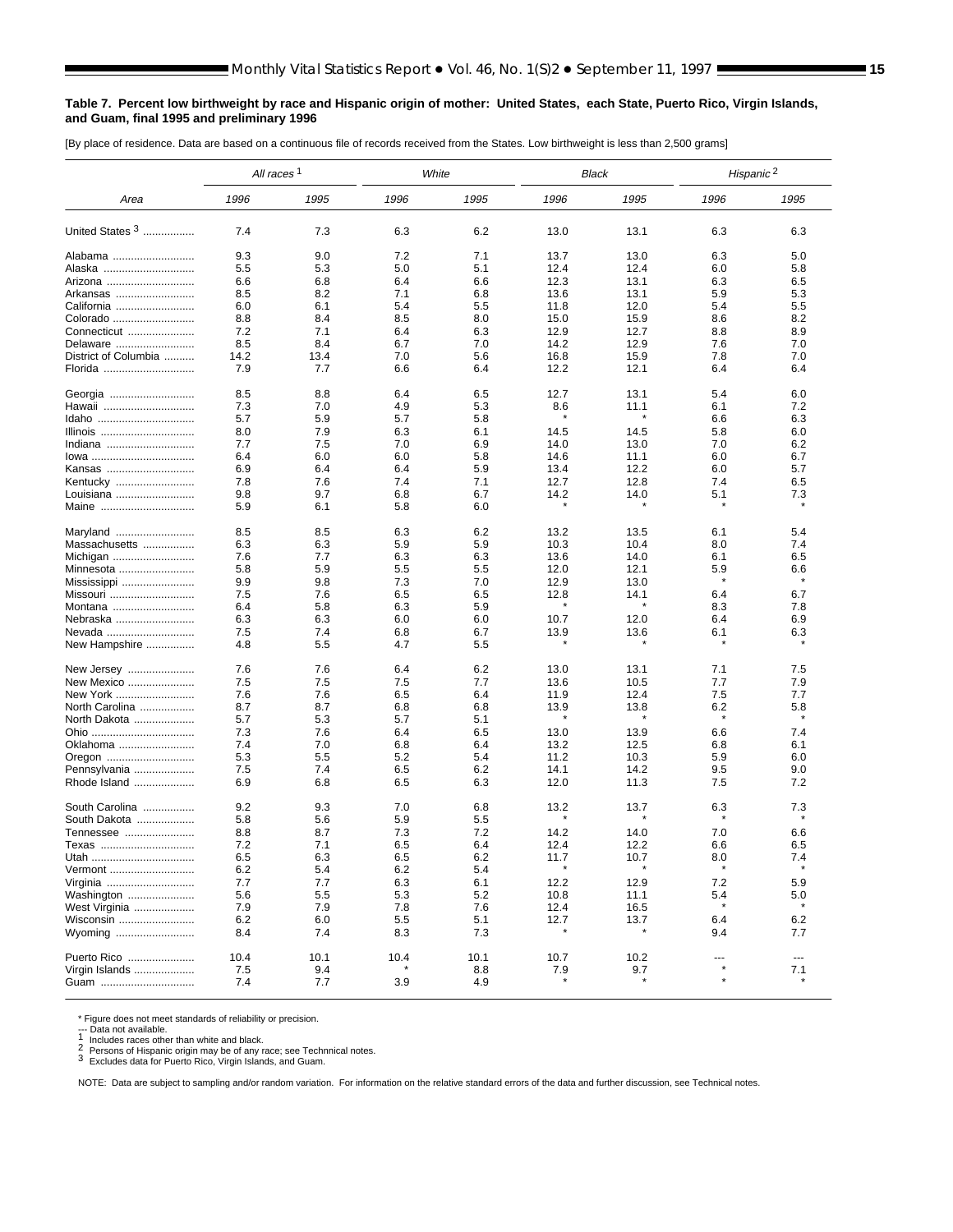**Table 7. Percent low birthweight by race and Hispanic origin of mother: United States, each State, Puerto Rico, Virgin Islands, and Guam, final 1995 and preliminary 1996**

[By place of residence. Data are based on a continuous file of records received from the States. Low birthweight is less than 2,500 grams]

| Area | All races [1] | | White | | Black | | Hispanic [2] | |
|---|---|---|---|---|---|---|---|---|
| | 1996 | 1995 | 1996 | 1995 | 1996 | 1995 | 1996 | 1995 |
| United States [3] | 7.4 | 7.3 | 6.3 | 6.2 | 13.0 | 13.1 | 6.3 | 6.3 |
| Alabama | 9.3 | 9.0 | 7.2 | 7.1 | 13.7 | 13.0 | 6.3 | 5.0 |
| Alaska | 5.5 | 5.3 | 5.0 | 5.1 | 12.4 | 12.4 | 6.0 | 5.8 |
| Arizona | 6.6 | 6.8 | 6.4 | 6.6 | 12.3 | 13.1 | 6.3 | 6.5 |
| Arkansas | 8.5 | 8.2 | 7.1 | 6.8 | 13.6 | 13.1 | 5.9 | 5.3 |
| California | 6.0 | 6.1 | 5.4 | 5.5 | 11.8 | 12.0 | 5.4 | 5.5 |
| Colorado | 8.8 | 8.4 | 8.5 | 8.0 | 15.0 | 15.9 | 8.6 | 8.2 |
| Connecticut | 7.2 | 7.1 | 6.4 | 6.3 | 12.9 | 12.7 | 8.8 | 8.9 |
| Delaware | 8.5 | 8.4 | 6.7 | 7.0 | 14.2 | 12.9 | 7.6 | 7.0 |
| District of Columbia | 14.2 | 13.4 | 7.0 | 5.6 | 16.8 | 15.9 | 7.8 | 7.0 |
| Florida | 7.9 | 7.7 | 6.6 | 6.4 | 12.2 | 12.1 | 6.4 | 6.4 |
| Georgia | 8.5 | 8.8 | 6.4 | 6.5 | 12.7 | 13.1 | 5.4 | 6.0 |
| Hawaii | 7.3 | 7.0 | 4.9 | 5.3 | 8.6 | 11.1 | 6.1 | 7.2 |
| Idaho | 5.7 | 5.9 | 5.7 | 5.8 | * | * | 6.6 | 6.3 |
| Illinois | 8.0 | 7.9 | 6.3 | 6.1 | 14.5 | 14.5 | 5.8 | 6.0 |
| Indiana | 7.7 | 7.5 | 7.0 | 6.9 | 14.0 | 13.0 | 7.0 | 6.2 |
| Iowa | 6.4 | 6.0 | 6.0 | 5.8 | 14.6 | 11.1 | 6.0 | 6.7 |
| Kansas | 6.9 | 6.4 | 6.4 | 5.9 | 13.4 | 12.2 | 6.0 | 5.7 |
| Kentucky | 7.8 | 7.6 | 7.4 | 7.1 | 12.7 | 12.8 | 7.4 | 6.5 |
| Louisiana | 9.8 | 9.7 | 6.8 | 6.7 | 14.2 | 14.0 | 5.1 | 7.3 |
| Maine | 5.9 | 6.1 | 5.8 | 6.0 | * | * | * | * |
| Maryland | 8.5 | 8.5 | 6.3 | 6.2 | 13.2 | 13.5 | 6.1 | 5.4 |
| Massachusetts | 6.3 | 6.3 | 5.9 | 5.9 | 10.3 | 10.4 | 8.0 | 7.4 |
| Michigan | 7.6 | 7.7 | 6.3 | 6.3 | 13.6 | 14.0 | 6.1 | 6.5 |
| Minnesota | 5.8 | 5.9 | 5.5 | 5.5 | 12.0 | 12.1 | 5.9 | 6.6 |
| Mississippi | 9.9 | 9.8 | 7.3 | 7.0 | 12.9 | 13.0 | * | * |
| Missouri | 7.5 | 7.6 | 6.5 | 6.5 | 12.8 | 14.1 | 6.4 | 6.7 |
| Montana | 6.4 | 5.8 | 6.3 | 5.9 | * | * | 8.3 | 7.8 |
| Nebraska | 6.3 | 6.3 | 6.0 | 6.0 | 10.7 | 12.0 | 6.4 | 6.9 |
| Nevada | 7.5 | 7.4 | 6.8 | 6.7 | 13.9 | 13.6 | 6.1 | 6.3 |
| New Hampshire | 4.8 | 5.5 | 4.7 | 5.5 | * | * | * | * |
| New Jersey | 7.6 | 7.6 | 6.4 | 6.2 | 13.0 | 13.1 | 7.1 | 7.5 |
| New Mexico | 7.5 | 7.5 | 7.5 | 7.7 | 13.6 | 10.5 | 7.7 | 7.9 |
| New York | 7.6 | 7.6 | 6.5 | 6.4 | 11.9 | 12.4 | 7.5 | 7.7 |
| North Carolina | 8.7 | 8.7 | 6.8 | 6.8 | 13.9 | 13.8 | 6.2 | 5.8 |
| North Dakota | 5.7 | 5.3 | 5.7 | 5.1 | * | * | * | * |
| Ohio | 7.3 | 7.6 | 6.4 | 6.5 | 13.0 | 13.9 | 6.6 | 7.4 |
| Oklahoma | 7.4 | 7.0 | 6.8 | 6.4 | 13.2 | 12.5 | 6.8 | 6.1 |
| Oregon | 5.3 | 5.5 | 5.2 | 5.4 | 11.2 | 10.3 | 5.9 | 6.0 |
| Pennsylvania | 7.5 | 7.4 | 6.5 | 6.2 | 14.1 | 14.2 | 9.5 | 9.0 |
| Rhode Island | 6.9 | 6.8 | 6.5 | 6.3 | 12.0 | 11.3 | 7.5 | 7.2 |
| South Carolina | 9.2 | 9.3 | 7.0 | 6.8 | 13.2 | 13.7 | 6.3 | 7.3 |
| South Dakota | 5.8 | 5.6 | 5.9 | 5.5 | * | * | * | * |
| Tennessee | 8.8 | 8.7 | 7.3 | 7.2 | 14.2 | 14.0 | 7.0 | 6.6 |
| Texas | 7.2 | 7.1 | 6.5 | 6.4 | 12.4 | 12.2 | 6.6 | 6.5 |
| Utah | 6.5 | 6.3 | 6.5 | 6.2 | 11.7 | 10.7 | 8.0 | 7.4 |
| Vermont | 6.2 | 5.4 | 6.2 | 5.4 | * | * | * | * |
| Virginia | 7.7 | 7.7 | 6.3 | 6.1 | 12.2 | 12.9 | 7.2 | 5.9 |
| Washington | 5.6 | 5.5 | 5.3 | 5.2 | 10.8 | 11.1 | 5.4 | 5.0 |
| West Virginia | 7.9 | 7.9 | 7.8 | 7.6 | 12.4 | 16.5 | * | * |
| Wisconsin | 6.2 | 6.0 | 5.5 | 5.1 | 12.7 | 13.7 | 6.4 | 6.2 |
| Wyoming | 8.4 | 7.4 | 8.3 | 7.3 | * | * | 9.4 | 7.7 |
| Puerto Rico | 10.4 | 10.1 | 10.4 | 10.1 | 10.7 | 10.2 | --- | --- |
| Virgin Islands | 7.5 | 9.4 | * | 8.8 | 7.9 | 9.7 | * | 7.1 |
| Guam | 7.4 | 7.7 | 3.9 | 4.9 | * | * | * | * |

\* Figure does not meet standards of reliability or precision.
--- Data not available.
[1] Includes races other than white and black.
[2] Persons of Hispanic origin may be of any race; see Technnical notes.
[3] Excludes data for Puerto Rico, Virgin Islands, and Guam.

NOTE: Data are subject to sampling and/or random variation. For information on the relative standard errors of the data and further discussion, see Technical notes.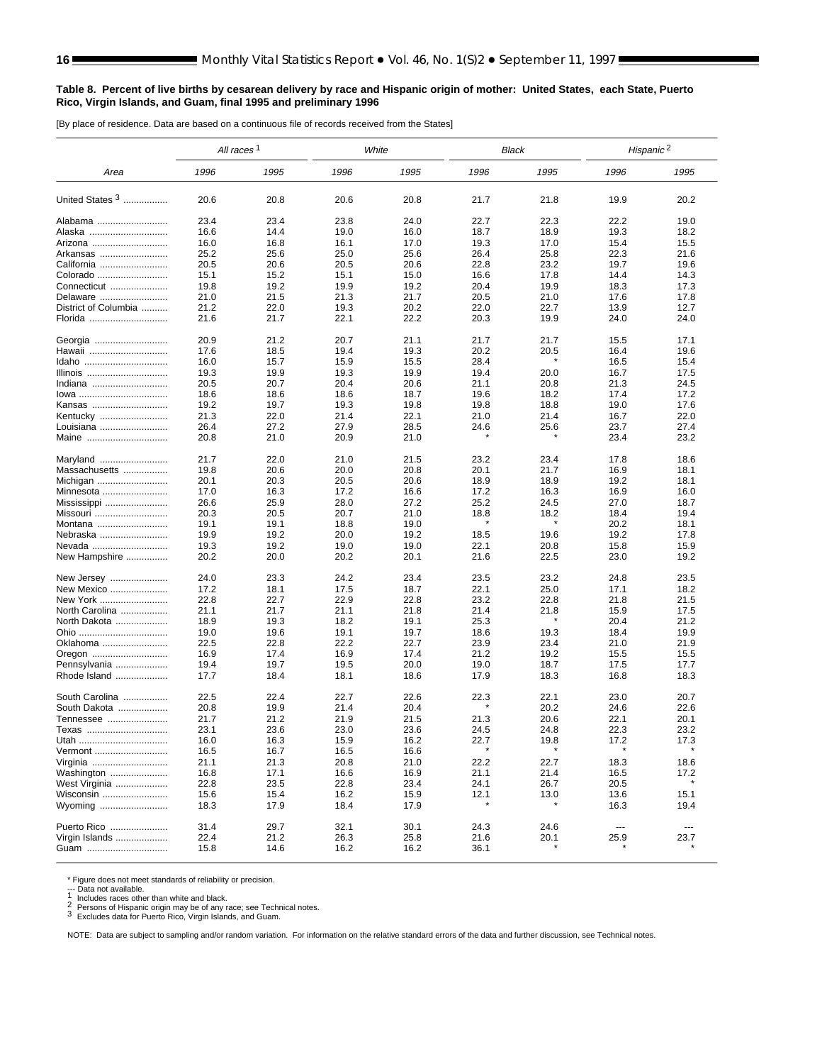**Table 8. Percent of live births by cesarean delivery by race and Hispanic origin of mother: United States, each State, Puerto Rico, Virgin Islands, and Guam, final 1995 and preliminary 1996**

[By place of residence. Data are based on a continuous file of records received from the States]

| Area | All races [1] | | White | | Black | | Hispanic [2] | |
|---|---|---|---|---|---|---|---|---|
| | 1996 | 1995 | 1996 | 1995 | 1996 | 1995 | 1996 | 1995 |
| United States [3] | 20.6 | 20.8 | 20.6 | 20.8 | 21.7 | 21.8 | 19.9 | 20.2 |
| Alabama | 23.4 | 23.4 | 23.8 | 24.0 | 22.7 | 22.3 | 22.2 | 19.0 |
| Alaska | 16.6 | 14.4 | 19.0 | 16.0 | 18.7 | 18.9 | 19.3 | 18.2 |
| Arizona | 16.0 | 16.8 | 16.1 | 17.0 | 19.3 | 17.0 | 15.4 | 15.5 |
| Arkansas | 25.2 | 25.6 | 25.0 | 25.6 | 26.4 | 25.8 | 22.3 | 21.6 |
| California | 20.5 | 20.6 | 20.5 | 20.6 | 22.8 | 23.2 | 19.7 | 19.6 |
| Colorado | 15.1 | 15.2 | 15.1 | 15.0 | 16.6 | 17.8 | 14.4 | 14.3 |
| Connecticut | 19.8 | 19.2 | 19.9 | 19.2 | 20.4 | 19.9 | 18.3 | 17.3 |
| Delaware | 21.0 | 21.5 | 21.3 | 21.7 | 20.5 | 21.0 | 17.6 | 17.8 |
| District of Columbia | 21.2 | 22.0 | 19.3 | 20.2 | 22.0 | 22.7 | 13.9 | 12.7 |
| Florida | 21.6 | 21.7 | 22.1 | 22.2 | 20.3 | 19.9 | 24.0 | 24.0 |
| Georgia | 20.9 | 21.2 | 20.7 | 21.1 | 21.7 | 21.7 | 15.5 | 17.1 |
| Hawaii | 17.6 | 18.5 | 19.4 | 19.3 | 20.2 | 20.5 | 16.4 | 19.6 |
| Idaho | 16.0 | 15.7 | 15.9 | 15.5 | 28.4 | * | 16.5 | 15.4 |
| Illinois | 19.3 | 19.9 | 19.3 | 19.9 | 19.4 | 20.0 | 16.7 | 17.5 |
| Indiana | 20.5 | 20.7 | 20.4 | 20.6 | 21.1 | 20.8 | 21.3 | 24.5 |
| Iowa | 18.6 | 18.6 | 18.6 | 18.7 | 19.6 | 18.2 | 17.4 | 17.2 |
| Kansas | 19.2 | 19.7 | 19.3 | 19.8 | 19.8 | 18.8 | 19.0 | 17.6 |
| Kentucky | 21.3 | 22.0 | 21.4 | 22.1 | 21.0 | 21.4 | 16.7 | 22.0 |
| Louisiana | 26.4 | 27.2 | 27.9 | 28.5 | 24.6 | 25.6 | 23.7 | 27.4 |
| Maine | 20.8 | 21.0 | 20.9 | 21.0 | * | * | 23.4 | 23.2 |
| Maryland | 21.7 | 22.0 | 21.0 | 21.5 | 23.2 | 23.4 | 17.8 | 18.6 |
| Massachusetts | 19.8 | 20.6 | 20.0 | 20.8 | 20.1 | 21.7 | 16.9 | 18.1 |
| Michigan | 20.1 | 20.3 | 20.5 | 20.6 | 18.9 | 18.9 | 19.2 | 18.1 |
| Minnesota | 17.0 | 16.3 | 17.2 | 16.6 | 17.2 | 16.3 | 16.9 | 16.0 |
| Mississippi | 26.6 | 25.9 | 28.0 | 27.2 | 25.2 | 24.5 | 27.0 | 18.7 |
| Missouri | 20.3 | 20.5 | 20.7 | 21.0 | 18.8 | 18.2 | 18.4 | 19.4 |
| Montana | 19.1 | 19.1 | 18.8 | 19.0 | * | * | 20.2 | 18.1 |
| Nebraska | 19.9 | 19.2 | 20.0 | 19.2 | 18.5 | 19.6 | 19.2 | 17.8 |
| Nevada | 19.3 | 19.2 | 19.0 | 19.0 | 22.1 | 20.8 | 15.8 | 15.9 |
| New Hampshire | 20.2 | 20.0 | 20.2 | 20.1 | 21.6 | 22.5 | 23.0 | 19.2 |
| New Jersey | 24.0 | 23.3 | 24.2 | 23.4 | 23.5 | 23.2 | 24.8 | 23.5 |
| New Mexico | 17.2 | 18.1 | 17.5 | 18.7 | 22.1 | 25.0 | 17.1 | 18.2 |
| New York | 22.8 | 22.7 | 22.9 | 22.8 | 23.2 | 22.8 | 21.8 | 21.5 |
| North Carolina | 21.1 | 21.7 | 21.1 | 21.8 | 21.4 | 21.8 | 15.9 | 17.5 |
| North Dakota | 18.9 | 19.3 | 18.2 | 19.1 | 25.3 | * | 20.4 | 21.2 |
| Ohio | 19.0 | 19.6 | 19.1 | 19.7 | 18.6 | 19.3 | 18.4 | 19.9 |
| Oklahoma | 22.5 | 22.8 | 22.2 | 22.7 | 23.9 | 23.4 | 21.0 | 21.9 |
| Oregon | 16.9 | 17.4 | 16.9 | 17.4 | 21.2 | 19.2 | 15.5 | 15.5 |
| Pennsylvania | 19.4 | 19.7 | 19.5 | 20.0 | 19.0 | 18.7 | 17.5 | 17.7 |
| Rhode Island | 17.7 | 18.4 | 18.1 | 18.6 | 17.9 | 18.3 | 16.8 | 18.3 |
| South Carolina | 22.5 | 22.4 | 22.7 | 22.6 | 22.3 | 22.1 | 23.0 | 20.7 |
| South Dakota | 20.8 | 19.9 | 21.4 | 20.4 | * | 20.2 | 24.6 | 22.6 |
| Tennessee | 21.7 | 21.2 | 21.9 | 21.5 | 21.3 | 20.6 | 22.1 | 20.1 |
| Texas | 23.1 | 23.6 | 23.0 | 23.6 | 24.5 | 24.8 | 22.3 | 23.2 |
| Utah | 16.0 | 16.3 | 15.9 | 16.2 | 22.7 | 19.8 | 17.2 | 17.3 |
| Vermont | 16.5 | 16.7 | 16.5 | 16.6 | * | * | * | * |
| Virginia | 21.1 | 21.3 | 20.8 | 21.0 | 22.2 | 22.7 | 18.3 | 18.6 |
| Washington | 16.8 | 17.1 | 16.6 | 16.9 | 21.1 | 21.4 | 16.5 | 17.2 |
| West Virginia | 22.8 | 23.5 | 22.8 | 23.4 | 24.1 | 26.7 | 20.5 | * |
| Wisconsin | 15.6 | 15.4 | 16.2 | 15.9 | 12.1 | 13.0 | 13.6 | 15.1 |
| Wyoming | 18.3 | 17.9 | 18.4 | 17.9 | * | * | 16.3 | 19.4 |
| Puerto Rico | 31.4 | 29.7 | 32.1 | 30.1 | 24.3 | 24.6 | --- | --- |
| Virgin Islands | 22.4 | 21.2 | 26.3 | 25.8 | 21.6 | 20.1 | 25.9 | 23.7 |
| Guam | 15.8 | 14.6 | 16.2 | 16.2 | 36.1 | * | * | * |

\* Figure does not meet standards of reliability or precision.
--- Data not available.
[1] Includes races other than white and black.
[2] Persons of Hispanic origin may be of any race; see Technical notes.
[3] Excludes data for Puerto Rico, Virgin Islands, and Guam.

NOTE: Data are subject to sampling and/or random variation. For information on the relative standard errors of the data and further discussion, see Technical notes.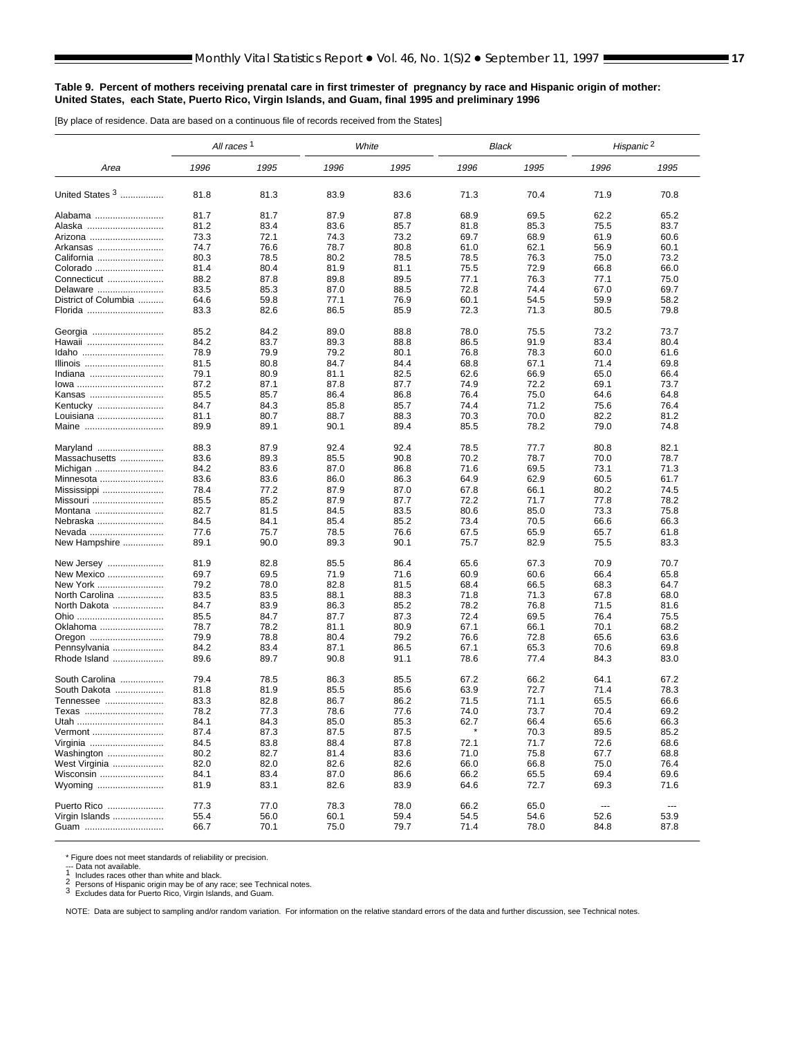**Table 9. Percent of mothers receiving prenatal care in first trimester of pregnancy by race and Hispanic origin of mother: United States, each State, Puerto Rico, Virgin Islands, and Guam, final 1995 and preliminary 1996**

[By place of residence. Data are based on a continuous file of records received from the States]

| Area | All races [1] | | White | | Black | | Hispanic [2] | |
|---|---|---|---|---|---|---|---|---|
| | 1996 | 1995 | 1996 | 1995 | 1996 | 1995 | 1996 | 1995 |
| United States [3] | 81.8 | 81.3 | 83.9 | 83.6 | 71.3 | 70.4 | 71.9 | 70.8 |
| Alabama | 81.7 | 81.7 | 87.9 | 87.8 | 68.9 | 69.5 | 62.2 | 65.2 |
| Alaska | 81.2 | 83.4 | 83.6 | 85.7 | 81.8 | 85.3 | 75.5 | 83.7 |
| Arizona | 73.3 | 72.1 | 74.3 | 73.2 | 69.7 | 68.9 | 61.9 | 60.6 |
| Arkansas | 74.7 | 76.6 | 78.7 | 80.8 | 61.0 | 62.1 | 56.9 | 60.1 |
| California | 80.3 | 78.5 | 80.2 | 78.5 | 78.5 | 76.3 | 75.0 | 73.2 |
| Colorado | 81.4 | 80.4 | 81.9 | 81.1 | 75.5 | 72.9 | 66.8 | 66.0 |
| Connecticut | 88.2 | 87.8 | 89.8 | 89.5 | 77.1 | 76.3 | 77.1 | 75.0 |
| Delaware | 83.5 | 85.3 | 87.0 | 88.5 | 72.8 | 74.4 | 67.0 | 69.7 |
| District of Columbia | 64.6 | 59.8 | 77.1 | 76.9 | 60.1 | 54.5 | 59.9 | 58.2 |
| Florida | 83.3 | 82.6 | 86.5 | 85.9 | 72.3 | 71.3 | 80.5 | 79.8 |
| Georgia | 85.2 | 84.2 | 89.0 | 88.8 | 78.0 | 75.5 | 73.2 | 73.7 |
| Hawaii | 84.2 | 83.7 | 89.3 | 88.8 | 86.5 | 91.9 | 83.4 | 80.4 |
| Idaho | 78.9 | 79.9 | 79.2 | 80.1 | 76.8 | 78.3 | 60.0 | 61.6 |
| Illinois | 81.5 | 80.8 | 84.7 | 84.4 | 68.8 | 67.1 | 71.4 | 69.8 |
| Indiana | 79.1 | 80.9 | 81.1 | 82.5 | 62.6 | 66.9 | 65.0 | 66.4 |
| Iowa | 87.2 | 87.1 | 87.8 | 87.7 | 74.9 | 72.2 | 69.1 | 73.7 |
| Kansas | 85.5 | 85.7 | 86.4 | 86.8 | 76.4 | 75.0 | 64.6 | 64.8 |
| Kentucky | 84.7 | 84.3 | 85.8 | 85.7 | 74.4 | 71.2 | 75.6 | 76.4 |
| Louisiana | 81.1 | 80.7 | 88.7 | 88.3 | 70.3 | 70.0 | 82.2 | 81.2 |
| Maine | 89.9 | 89.1 | 90.1 | 89.4 | 85.5 | 78.2 | 79.0 | 74.8 |
| Maryland | 88.3 | 87.9 | 92.4 | 92.4 | 78.5 | 77.7 | 80.8 | 82.1 |
| Massachusetts | 83.6 | 89.3 | 85.5 | 90.8 | 70.2 | 78.7 | 70.0 | 78.7 |
| Michigan | 84.2 | 83.6 | 87.0 | 86.8 | 71.6 | 69.5 | 73.1 | 71.3 |
| Minnesota | 83.6 | 83.6 | 86.0 | 86.3 | 64.9 | 62.9 | 60.5 | 61.7 |
| Mississippi | 78.4 | 77.2 | 87.9 | 87.0 | 67.8 | 66.1 | 80.2 | 74.5 |
| Missouri | 85.5 | 85.2 | 87.9 | 87.7 | 72.2 | 71.7 | 77.8 | 78.2 |
| Montana | 82.7 | 81.5 | 84.5 | 83.5 | 80.6 | 85.0 | 73.3 | 75.8 |
| Nebraska | 84.5 | 84.1 | 85.4 | 85.2 | 73.4 | 70.5 | 66.6 | 66.3 |
| Nevada | 77.6 | 75.7 | 78.5 | 76.6 | 67.5 | 65.9 | 65.7 | 61.8 |
| New Hampshire | 89.1 | 90.0 | 89.3 | 90.1 | 75.7 | 82.9 | 75.5 | 83.3 |
| New Jersey | 81.9 | 82.8 | 85.5 | 86.4 | 65.6 | 67.3 | 70.9 | 70.7 |
| New Mexico | 69.7 | 69.5 | 71.9 | 71.6 | 60.9 | 60.6 | 66.4 | 65.8 |
| New York | 79.2 | 78.0 | 82.8 | 81.5 | 68.4 | 66.5 | 68.3 | 64.7 |
| North Carolina | 83.5 | 83.5 | 88.1 | 88.3 | 71.8 | 71.3 | 67.8 | 68.0 |
| North Dakota | 84.7 | 83.9 | 86.3 | 85.2 | 78.2 | 76.8 | 71.5 | 81.6 |
| Ohio | 85.5 | 84.7 | 87.7 | 87.3 | 72.4 | 69.5 | 76.4 | 75.5 |
| Oklahoma | 78.7 | 78.2 | 81.1 | 80.9 | 67.1 | 66.1 | 70.1 | 68.2 |
| Oregon | 79.9 | 78.8 | 80.4 | 79.2 | 76.6 | 72.8 | 65.6 | 63.6 |
| Pennsylvania | 84.2 | 83.4 | 87.1 | 86.5 | 67.1 | 65.3 | 70.6 | 69.8 |
| Rhode Island | 89.6 | 89.7 | 90.8 | 91.1 | 78.6 | 77.4 | 84.3 | 83.0 |
| South Carolina | 79.4 | 78.5 | 86.3 | 85.5 | 67.2 | 66.2 | 64.1 | 67.2 |
| South Dakota | 81.8 | 81.9 | 85.5 | 85.6 | 63.9 | 72.7 | 71.4 | 78.3 |
| Tennessee | 83.3 | 82.8 | 86.7 | 86.2 | 71.5 | 71.1 | 65.5 | 66.6 |
| Texas | 78.2 | 77.3 | 78.6 | 77.6 | 74.0 | 73.7 | 70.4 | 69.2 |
| Utah | 84.1 | 84.3 | 85.0 | 85.3 | 62.7 | 66.4 | 65.6 | 66.3 |
| Vermont | 87.4 | 87.3 | 87.5 | 87.5 | * | 70.3 | 89.5 | 85.2 |
| Virginia | 84.5 | 83.8 | 88.4 | 87.8 | 72.1 | 71.7 | 72.6 | 68.6 |
| Washington | 80.2 | 82.7 | 81.4 | 83.6 | 71.0 | 75.8 | 67.7 | 68.8 |
| West Virginia | 82.0 | 82.0 | 82.6 | 82.6 | 66.0 | 66.8 | 75.0 | 76.4 |
| Wisconsin | 84.1 | 83.4 | 87.0 | 86.6 | 66.2 | 65.5 | 69.4 | 69.6 |
| Wyoming | 81.9 | 83.1 | 82.6 | 83.9 | 64.6 | 72.7 | 69.3 | 71.6 |
| Puerto Rico | 77.3 | 77.0 | 78.3 | 78.0 | 66.2 | 65.0 | --- | --- |
| Virgin Islands | 55.4 | 56.0 | 60.1 | 59.4 | 54.5 | 54.6 | 52.6 | 53.9 |
| Guam | 66.7 | 70.1 | 75.0 | 79.7 | 71.4 | 78.0 | 84.8 | 87.8 |

\* Figure does not meet standards of reliability or precision.
--- Data not available.
[1] Includes races other than white and black.
[2] Persons of Hispanic origin may be of any race; see Technical notes.
[3] Excludes data for Puerto Rico, Virgin Islands, and Guam.

NOTE: Data are subject to sampling and/or random variation. For information on the relative standard errors of the data and further discussion, see Technical notes.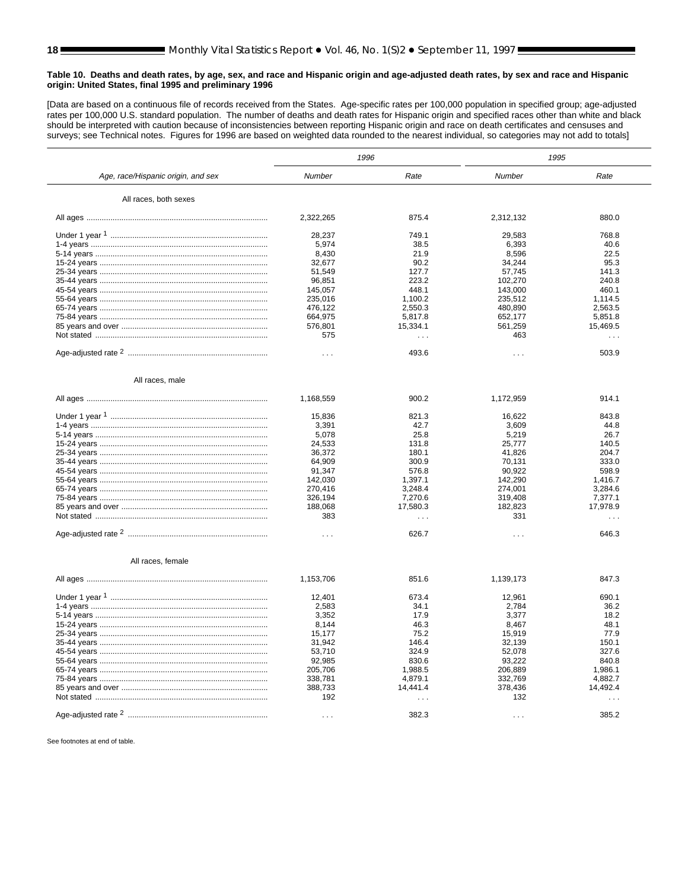**Table 10. Deaths and death rates, by age, sex, and race and Hispanic origin and age-adjusted death rates, by sex and race and Hispanic origin: United States, final 1995 and preliminary 1996**

[Data are based on a continuous file of records received from the States. Age-specific rates per 100,000 population in specified group; age-adjusted rates per 100,000 U.S. standard population. The number of deaths and death rates for Hispanic origin and specified races other than white and black should be interpreted with caution because of inconsistencies between reporting Hispanic origin and race on death certificates and censuses and surveys; see Technical notes. Figures for 1996 are based on weighted data rounded to the nearest individual, so categories may not add to totals]

| Age, race/Hispanic origin, and sex | 1996 | | 1995 | |
|---|---|---|---|---|
| | Number | Rate | Number | Rate |
| All races, both sexes | | | | |
| All ages | 2,322,265 | 875.4 | 2,312,132 | 880.0 |
| Under 1 year [1] | 28,237 | 749.1 | 29,583 | 768.8 |
| 1-4 years | 5,974 | 38.5 | 6,393 | 40.6 |
| 5-14 years | 8,430 | 21.9 | 8,596 | 22.5 |
| 15-24 years | 32,677 | 90.2 | 34,244 | 95.3 |
| 25-34 years | 51,549 | 127.7 | 57,745 | 141.3 |
| 35-44 years | 96,851 | 223.2 | 102,270 | 240.8 |
| 45-54 years | 145,057 | 448.1 | 143,000 | 460.1 |
| 55-64 years | 235,016 | 1,100.2 | 235,512 | 1,114.5 |
| 65-74 years | 476,122 | 2,550.3 | 480,890 | 2,563.5 |
| 75-84 years | 664,975 | 5,817.8 | 652,177 | 5,851.8 |
| 85 years and over | 576,801 | 15,334.1 | 561,259 | 15,469.5 |
| Not stated | 575 | . . . | 463 | . . . |
| Age-adjusted rate [2] | . . . | 493.6 | . . . | 503.9 |
| All races, male | | | | |
| All ages | 1,168,559 | 900.2 | 1,172,959 | 914.1 |
| Under 1 year [1] | 15,836 | 821.3 | 16,622 | 843.8 |
| 1-4 years | 3,391 | 42.7 | 3,609 | 44.8 |
| 5-14 years | 5,078 | 25.8 | 5,219 | 26.7 |
| 15-24 years | 24,533 | 131.8 | 25,777 | 140.5 |
| 25-34 years | 36,372 | 180.1 | 41,826 | 204.7 |
| 35-44 years | 64,909 | 300.9 | 70,131 | 333.0 |
| 45-54 years | 91,347 | 576.8 | 90,922 | 598.9 |
| 55-64 years | 142,030 | 1,397.1 | 142,290 | 1,416.7 |
| 65-74 years | 270,416 | 3,248.4 | 274,001 | 3,284.6 |
| 75-84 years | 326,194 | 7,270.6 | 319,408 | 7,377.1 |
| 85 years and over | 188,068 | 17,580.3 | 182,823 | 17,978.9 |
| Not stated | 383 | . . . | 331 | . . . |
| Age-adjusted rate [2] | . . . | 626.7 | . . . | 646.3 |
| All races, female | | | | |
| All ages | 1,153,706 | 851.6 | 1,139,173 | 847.3 |
| Under 1 year [1] | 12,401 | 673.4 | 12,961 | 690.1 |
| 1-4 years | 2,583 | 34.1 | 2,784 | 36.2 |
| 5-14 years | 3,352 | 17.9 | 3,377 | 18.2 |
| 15-24 years | 8,144 | 46.3 | 8,467 | 48.1 |
| 25-34 years | 15,177 | 75.2 | 15,919 | 77.9 |
| 35-44 years | 31,942 | 146.4 | 32,139 | 150.1 |
| 45-54 years | 53,710 | 324.9 | 52,078 | 327.6 |
| 55-64 years | 92,985 | 830.6 | 93,222 | 840.8 |
| 65-74 years | 205,706 | 1,988.5 | 206,889 | 1,986.1 |
| 75-84 years | 338,781 | 4,879.1 | 332,769 | 4,882.7 |
| 85 years and over | 388,733 | 14,441.4 | 378,436 | 14,492.4 |
| Not stated | 192 | . . . | 132 | . . . |
| Age-adjusted rate [2] | . . . | 382.3 | . . . | 385.2 |

See footnotes at end of table.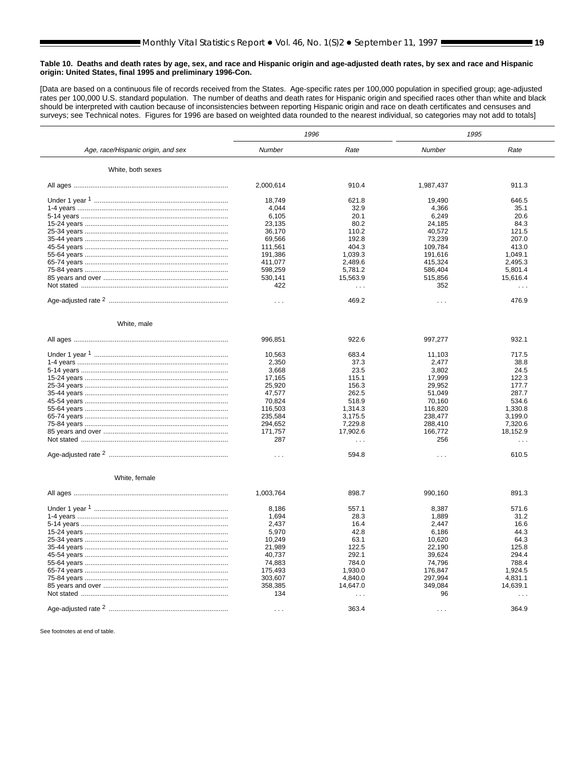**Table 10. Deaths and death rates by age, sex, and race and Hispanic origin and age-adjusted death rates, by sex and race and Hispanic origin: United States, final 1995 and preliminary 1996-Con.**

[Data are based on a continuous file of records received from the States. Age-specific rates per 100,000 population in specified group; age-adjusted rates per 100,000 U.S. standard population. The number of deaths and death rates for Hispanic origin and specified races other than white and black should be interpreted with caution because of inconsistencies between reporting Hispanic origin and race on death certificates and censuses and surveys; see Technical notes. Figures for 1996 are based on weighted data rounded to the nearest individual, so categories may not add to totals]

| Age, race/Hispanic origin, and sex | 1996 | | 1995 | |
|---|---|---|---|---|
| | *Number* | *Rate* | *Number* | *Rate* |
| White, both sexes | | | | |
| All ages | 2,000,614 | 910.4 | 1,987,437 | 911.3 |
| Under 1 year [1] | 18,749 | 621.8 | 19,490 | 646.5 |
| 1-4 years | 4,044 | 32.9 | 4,366 | 35.1 |
| 5-14 years | 6,105 | 20.1 | 6,249 | 20.6 |
| 15-24 years | 23,135 | 80.2 | 24,185 | 84.3 |
| 25-34 years | 36,170 | 110.2 | 40,572 | 121.5 |
| 35-44 years | 69,566 | 192.8 | 73,239 | 207.0 |
| 45-54 years | 111,561 | 404.3 | 109,784 | 413.0 |
| 55-64 years | 191,386 | 1,039.3 | 191,616 | 1,049.1 |
| 65-74 years | 411,077 | 2,489.6 | 415,324 | 2,495.3 |
| 75-84 years | 598,259 | 5,781.2 | 586,404 | 5,801.4 |
| 85 years and over | 530,141 | 15,563.9 | 515,856 | 15,616.4 |
| Not stated | 422 | . . . | 352 | . . . |
| Age-adjusted rate [2] | . . . | 469.2 | . . . | 476.9 |
| White, male | | | | |
| All ages | 996,851 | 922.6 | 997,277 | 932.1 |
| Under 1 year [1] | 10,563 | 683.4 | 11,103 | 717.5 |
| 1-4 years | 2,350 | 37.3 | 2,477 | 38.8 |
| 5-14 years | 3,668 | 23.5 | 3,802 | 24.5 |
| 15-24 years | 17,165 | 115.1 | 17,999 | 122.3 |
| 25-34 years | 25,920 | 156.3 | 29,952 | 177.7 |
| 35-44 years | 47,577 | 262.5 | 51,049 | 287.7 |
| 45-54 years | 70,824 | 518.9 | 70,160 | 534.6 |
| 55-64 years | 116,503 | 1,314.3 | 116,820 | 1,330.8 |
| 65-74 years | 235,584 | 3,175.5 | 238,477 | 3,199.0 |
| 75-84 years | 294,652 | 7,229.8 | 288,410 | 7,320.6 |
| 85 years and over | 171,757 | 17,902.6 | 166,772 | 18,152.9 |
| Not stated | 287 | . . . | 256 | . . . |
| Age-adjusted rate [2] | . . . | 594.8 | . . . | 610.5 |
| White, female | | | | |
| All ages | 1,003,764 | 898.7 | 990,160 | 891.3 |
| Under 1 year [1] | 8,186 | 557.1 | 8,387 | 571.6 |
| 1-4 years | 1,694 | 28.3 | 1,889 | 31.2 |
| 5-14 years | 2,437 | 16.4 | 2,447 | 16.6 |
| 15-24 years | 5,970 | 42.8 | 6,186 | 44.3 |
| 25-34 years | 10,249 | 63.1 | 10,620 | 64.3 |
| 35-44 years | 21,989 | 122.5 | 22,190 | 125.8 |
| 45-54 years | 40,737 | 292.1 | 39,624 | 294.4 |
| 55-64 years | 74,883 | 784.0 | 74,796 | 788.4 |
| 65-74 years | 175,493 | 1,930.0 | 176,847 | 1,924.5 |
| 75-84 years | 303,607 | 4,840.0 | 297,994 | 4,831.1 |
| 85 years and over | 358,385 | 14,647.0 | 349,084 | 14,639.1 |
| Not stated | 134 | . . . | 96 | . . . |
| Age-adjusted rate [2] | . . . | 363.4 | . . . | 364.9 |

See footnotes at end of table.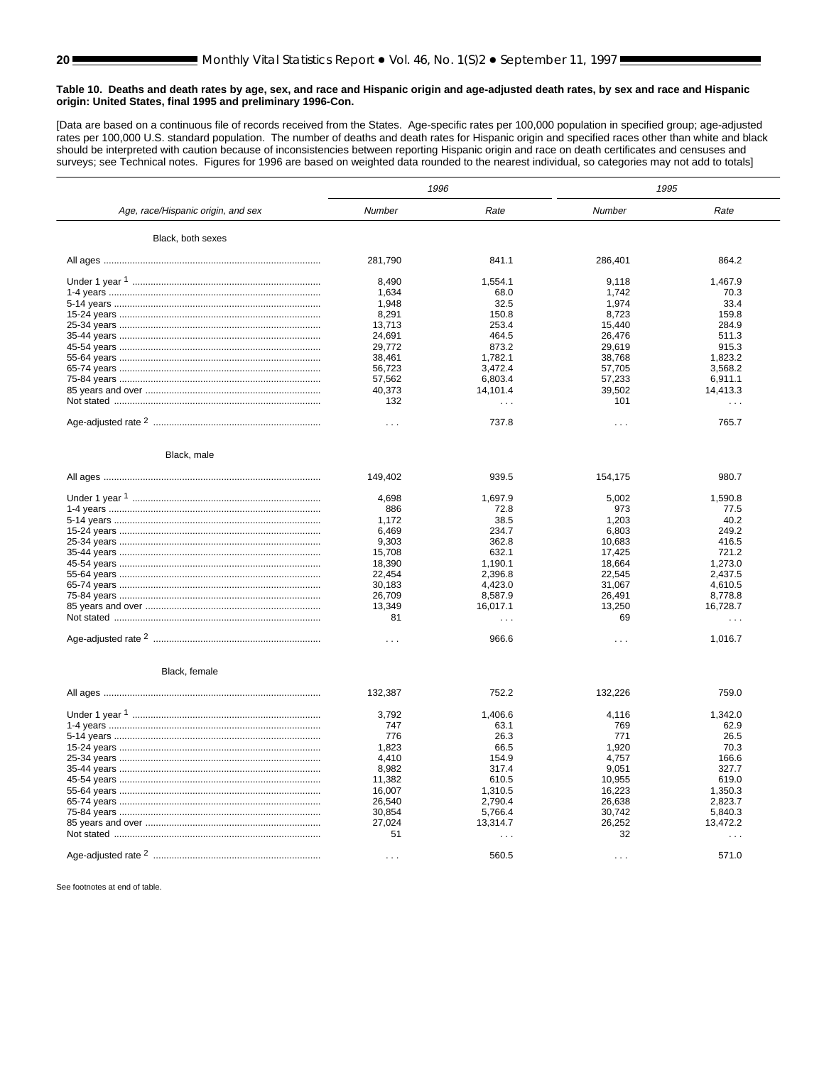**Table 10. Deaths and death rates by age, sex, and race and Hispanic origin and age-adjusted death rates, by sex and race and Hispanic origin: United States, final 1995 and preliminary 1996-Con.**

[Data are based on a continuous file of records received from the States. Age-specific rates per 100,000 population in specified group; age-adjusted rates per 100,000 U.S. standard population. The number of deaths and death rates for Hispanic origin and specified races other than white and black should be interpreted with caution because of inconsistencies between reporting Hispanic origin and race on death certificates and censuses and surveys; see Technical notes. Figures for 1996 are based on weighted data rounded to the nearest individual, so categories may not add to totals]

| Age, race/Hispanic origin, and sex | 1996 | | 1995 | |
|---|---|---|---|---|
| | *Number* | *Rate* | *Number* | *Rate* |
| Black, both sexes | | | | |
| All ages | 281,790 | 841.1 | 286,401 | 864.2 |
| Under 1 year [1] | 8,490 | 1,554.1 | 9,118 | 1,467.9 |
| 1-4 years | 1,634 | 68.0 | 1,742 | 70.3 |
| 5-14 years | 1,948 | 32.5 | 1,974 | 33.4 |
| 15-24 years | 8,291 | 150.8 | 8,723 | 159.8 |
| 25-34 years | 13,713 | 253.4 | 15,440 | 284.9 |
| 35-44 years | 24,691 | 464.5 | 26,476 | 511.3 |
| 45-54 years | 29,772 | 873.2 | 29,619 | 915.3 |
| 55-64 years | 38,461 | 1,782.1 | 38,768 | 1,823.2 |
| 65-74 years | 56,723 | 3,472.4 | 57,705 | 3,568.2 |
| 75-84 years | 57,562 | 6,803.4 | 57,233 | 6,911.1 |
| 85 years and over | 40,373 | 14,101.4 | 39,502 | 14,413.3 |
| Not stated | 132 | . . . | 101 | . . . |
| Age-adjusted rate [2] | . . . | 737.8 | . . . | 765.7 |
| Black, male | | | | |
| All ages | 149,402 | 939.5 | 154,175 | 980.7 |
| Under 1 year [1] | 4,698 | 1,697.9 | 5,002 | 1,590.8 |
| 1-4 years | 886 | 72.8 | 973 | 77.5 |
| 5-14 years | 1,172 | 38.5 | 1,203 | 40.2 |
| 15-24 years | 6,469 | 234.7 | 6,803 | 249.2 |
| 25-34 years | 9,303 | 362.8 | 10,683 | 416.5 |
| 35-44 years | 15,708 | 632.1 | 17,425 | 721.2 |
| 45-54 years | 18,390 | 1,190.1 | 18,664 | 1,273.0 |
| 55-64 years | 22,454 | 2,396.8 | 22,545 | 2,437.5 |
| 65-74 years | 30,183 | 4,423.0 | 31,067 | 4,610.5 |
| 75-84 years | 26,709 | 8,587.9 | 26,491 | 8,778.8 |
| 85 years and over | 13,349 | 16,017.1 | 13,250 | 16,728.7 |
| Not stated | 81 | . . . | 69 | . . . |
| Age-adjusted rate [2] | . . . | 966.6 | . . . | 1,016.7 |
| Black, female | | | | |
| All ages | 132,387 | 752.2 | 132,226 | 759.0 |
| Under 1 year [1] | 3,792 | 1,406.6 | 4,116 | 1,342.0 |
| 1-4 years | 747 | 63.1 | 769 | 62.9 |
| 5-14 years | 776 | 26.3 | 771 | 26.5 |
| 15-24 years | 1,823 | 66.5 | 1,920 | 70.3 |
| 25-34 years | 4,410 | 154.9 | 4,757 | 166.6 |
| 35-44 years | 8,982 | 317.4 | 9,051 | 327.7 |
| 45-54 years | 11,382 | 610.5 | 10,955 | 619.0 |
| 55-64 years | 16,007 | 1,310.5 | 16,223 | 1,350.3 |
| 65-74 years | 26,540 | 2,790.4 | 26,638 | 2,823.7 |
| 75-84 years | 30,854 | 5,766.4 | 30,742 | 5,840.3 |
| 85 years and over | 27,024 | 13,314.7 | 26,252 | 13,472.2 |
| Not stated | 51 | . . . | 32 | . . . |
| Age-adjusted rate [2] | . . . | 560.5 | . . . | 571.0 |

See footnotes at end of table.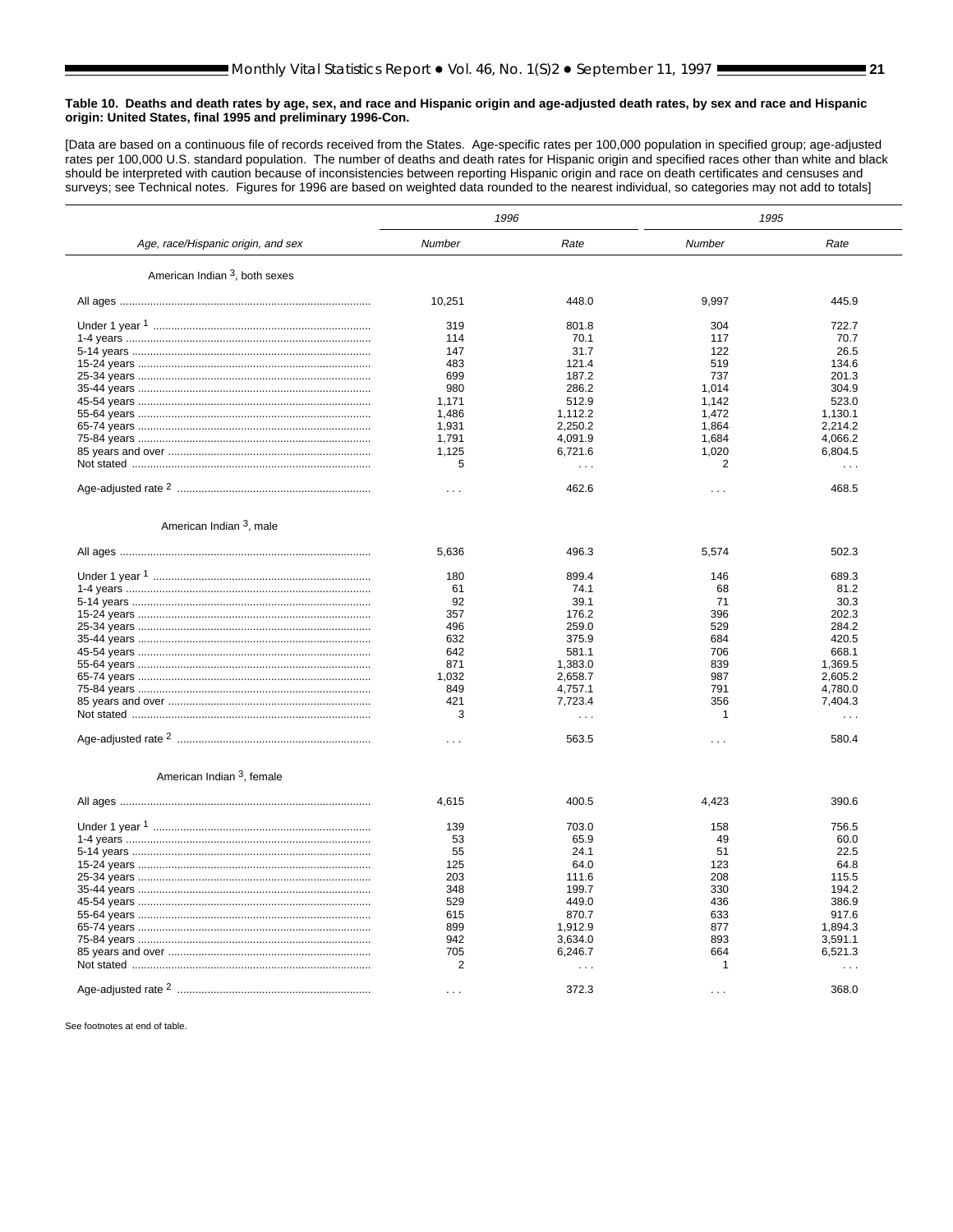**Table 10. Deaths and death rates by age, sex, and race and Hispanic origin and age-adjusted death rates, by sex and race and Hispanic origin: United States, final 1995 and preliminary 1996-Con.**

[Data are based on a continuous file of records received from the States. Age-specific rates per 100,000 population in specified group; age-adjusted rates per 100,000 U.S. standard population. The number of deaths and death rates for Hispanic origin and specified races other than white and black should be interpreted with caution because of inconsistencies between reporting Hispanic origin and race on death certificates and censuses and surveys; see Technical notes. Figures for 1996 are based on weighted data rounded to the nearest individual, so categories may not add to totals]

| Age, race/Hispanic origin, and sex | 1996 | | 1995 | |
|---|---|---|---|---|
| | *Number* | *Rate* | *Number* | *Rate* |
| American Indian [3], both sexes | | | | |
| All ages | 10,251 | 448.0 | 9,997 | 445.9 |
| Under 1 year [1] | 319 | 801.8 | 304 | 722.7 |
| 1-4 years | 114 | 70.1 | 117 | 70.7 |
| 5-14 years | 147 | 31.7 | 122 | 26.5 |
| 15-24 years | 483 | 121.4 | 519 | 134.6 |
| 25-34 years | 699 | 187.2 | 737 | 201.3 |
| 35-44 years | 980 | 286.2 | 1,014 | 304.9 |
| 45-54 years | 1,171 | 512.9 | 1,142 | 523.0 |
| 55-64 years | 1,486 | 1,112.2 | 1,472 | 1,130.1 |
| 65-74 years | 1,931 | 2,250.2 | 1,864 | 2,214.2 |
| 75-84 years | 1,791 | 4,091.9 | 1,684 | 4,066.2 |
| 85 years and over | 1,125 | 6,721.6 | 1,020 | 6,804.5 |
| Not stated | 5 | . . . | 2 | . . . |
| Age-adjusted rate [2] | . . . | 462.6 | . . . | 468.5 |
| American Indian [3], male | | | | |
| All ages | 5,636 | 496.3 | 5,574 | 502.3 |
| Under 1 year [1] | 180 | 899.4 | 146 | 689.3 |
| 1-4 years | 61 | 74.1 | 68 | 81.2 |
| 5-14 years | 92 | 39.1 | 71 | 30.3 |
| 15-24 years | 357 | 176.2 | 396 | 202.3 |
| 25-34 years | 496 | 259.0 | 529 | 284.2 |
| 35-44 years | 632 | 375.9 | 684 | 420.5 |
| 45-54 years | 642 | 581.1 | 706 | 668.1 |
| 55-64 years | 871 | 1,383.0 | 839 | 1,369.5 |
| 65-74 years | 1,032 | 2,658.7 | 987 | 2,605.2 |
| 75-84 years | 849 | 4,757.1 | 791 | 4,780.0 |
| 85 years and over | 421 | 7,723.4 | 356 | 7,404.3 |
| Not stated | 3 | . . . | 1 | . . . |
| Age-adjusted rate [2] | . . . | 563.5 | . . . | 580.4 |
| American Indian [3], female | | | | |
| All ages | 4,615 | 400.5 | 4,423 | 390.6 |
| Under 1 year [1] | 139 | 703.0 | 158 | 756.5 |
| 1-4 years | 53 | 65.9 | 49 | 60.0 |
| 5-14 years | 55 | 24.1 | 51 | 22.5 |
| 15-24 years | 125 | 64.0 | 123 | 64.8 |
| 25-34 years | 203 | 111.6 | 208 | 115.5 |
| 35-44 years | 348 | 199.7 | 330 | 194.2 |
| 45-54 years | 529 | 449.0 | 436 | 386.9 |
| 55-64 years | 615 | 870.7 | 633 | 917.6 |
| 65-74 years | 899 | 1,912.9 | 877 | 1,894.3 |
| 75-84 years | 942 | 3,634.0 | 893 | 3,591.1 |
| 85 years and over | 705 | 6,246.7 | 664 | 6,521.3 |
| Not stated | 2 | . . . | 1 | . . . |
| Age-adjusted rate [2] | . . . | 372.3 | . . . | 368.0 |

See footnotes at end of table.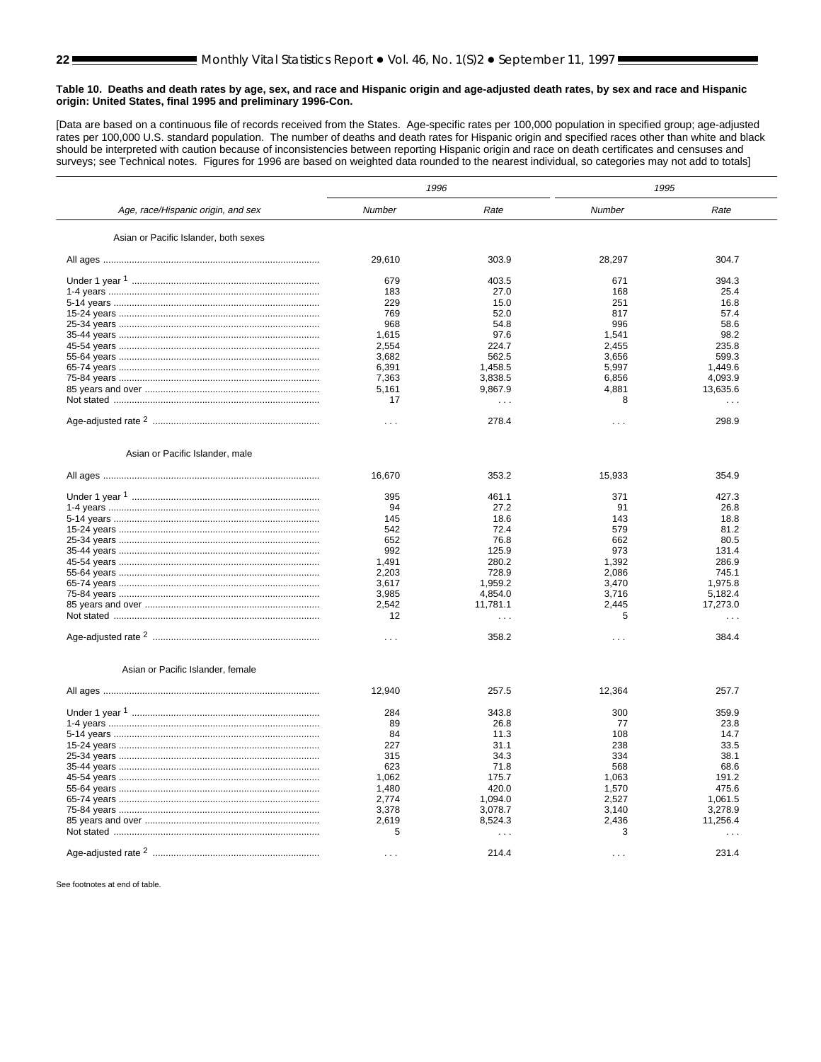**Table 10. Deaths and death rates by age, sex, and race and Hispanic origin and age-adjusted death rates, by sex and race and Hispanic origin: United States, final 1995 and preliminary 1996-Con.**

[Data are based on a continuous file of records received from the States. Age-specific rates per 100,000 population in specified group; age-adjusted rates per 100,000 U.S. standard population. The number of deaths and death rates for Hispanic origin and specified races other than white and black should be interpreted with caution because of inconsistencies between reporting Hispanic origin and race on death certificates and censuses and surveys; see Technical notes. Figures for 1996 are based on weighted data rounded to the nearest individual, so categories may not add to totals]

| Age, race/Hispanic origin, and sex | 1996 | | 1995 | |
|---|---|---|---|---|
| | *Number* | *Rate* | *Number* | *Rate* |
| Asian or Pacific Islander, both sexes | | | | |
| All ages | 29,610 | 303.9 | 28,297 | 304.7 |
| Under 1 year [1] | 679 | 403.5 | 671 | 394.3 |
| 1-4 years | 183 | 27.0 | 168 | 25.4 |
| 5-14 years | 229 | 15.0 | 251 | 16.8 |
| 15-24 years | 769 | 52.0 | 817 | 57.4 |
| 25-34 years | 968 | 54.8 | 996 | 58.6 |
| 35-44 years | 1,615 | 97.6 | 1,541 | 98.2 |
| 45-54 years | 2,554 | 224.7 | 2,455 | 235.8 |
| 55-64 years | 3,682 | 562.5 | 3,656 | 599.3 |
| 65-74 years | 6,391 | 1,458.5 | 5,997 | 1,449.6 |
| 75-84 years | 7,363 | 3,838.5 | 6,856 | 4,093.9 |
| 85 years and over | 5,161 | 9,867.9 | 4,881 | 13,635.6 |
| Not stated | 17 | . . . | 8 | . . . |
| Age-adjusted rate [2] | . . . | 278.4 | . . . | 298.9 |
| Asian or Pacific Islander, male | | | | |
| All ages | 16,670 | 353.2 | 15,933 | 354.9 |
| Under 1 year [1] | 395 | 461.1 | 371 | 427.3 |
| 1-4 years | 94 | 27.2 | 91 | 26.8 |
| 5-14 years | 145 | 18.6 | 143 | 18.8 |
| 15-24 years | 542 | 72.4 | 579 | 81.2 |
| 25-34 years | 652 | 76.8 | 662 | 80.5 |
| 35-44 years | 992 | 125.9 | 973 | 131.4 |
| 45-54 years | 1,491 | 280.2 | 1,392 | 286.9 |
| 55-64 years | 2,203 | 728.9 | 2,086 | 745.1 |
| 65-74 years | 3,617 | 1,959.2 | 3,470 | 1,975.8 |
| 75-84 years | 3,985 | 4,854.0 | 3,716 | 5,182.4 |
| 85 years and over | 2,542 | 11,781.1 | 2,445 | 17,273.0 |
| Not stated | 12 | . . . | 5 | . . . |
| Age-adjusted rate [2] | . . . | 358.2 | . . . | 384.4 |
| Asian or Pacific Islander, female | | | | |
| All ages | 12,940 | 257.5 | 12,364 | 257.7 |
| Under 1 year [1] | 284 | 343.8 | 300 | 359.9 |
| 1-4 years | 89 | 26.8 | 77 | 23.8 |
| 5-14 years | 84 | 11.3 | 108 | 14.7 |
| 15-24 years | 227 | 31.1 | 238 | 33.5 |
| 25-34 years | 315 | 34.3 | 334 | 38.1 |
| 35-44 years | 623 | 71.8 | 568 | 68.6 |
| 45-54 years | 1,062 | 175.7 | 1,063 | 191.2 |
| 55-64 years | 1,480 | 420.0 | 1,570 | 475.6 |
| 65-74 years | 2,774 | 1,094.0 | 2,527 | 1,061.5 |
| 75-84 years | 3,378 | 3,078.7 | 3,140 | 3,278.9 |
| 85 years and over | 2,619 | 8,524.3 | 2,436 | 11,256.4 |
| Not stated | 5 | . . . | 3 | . . . |
| Age-adjusted rate [2] | . . . | 214.4 | . . . | 231.4 |

See footnotes at end of table.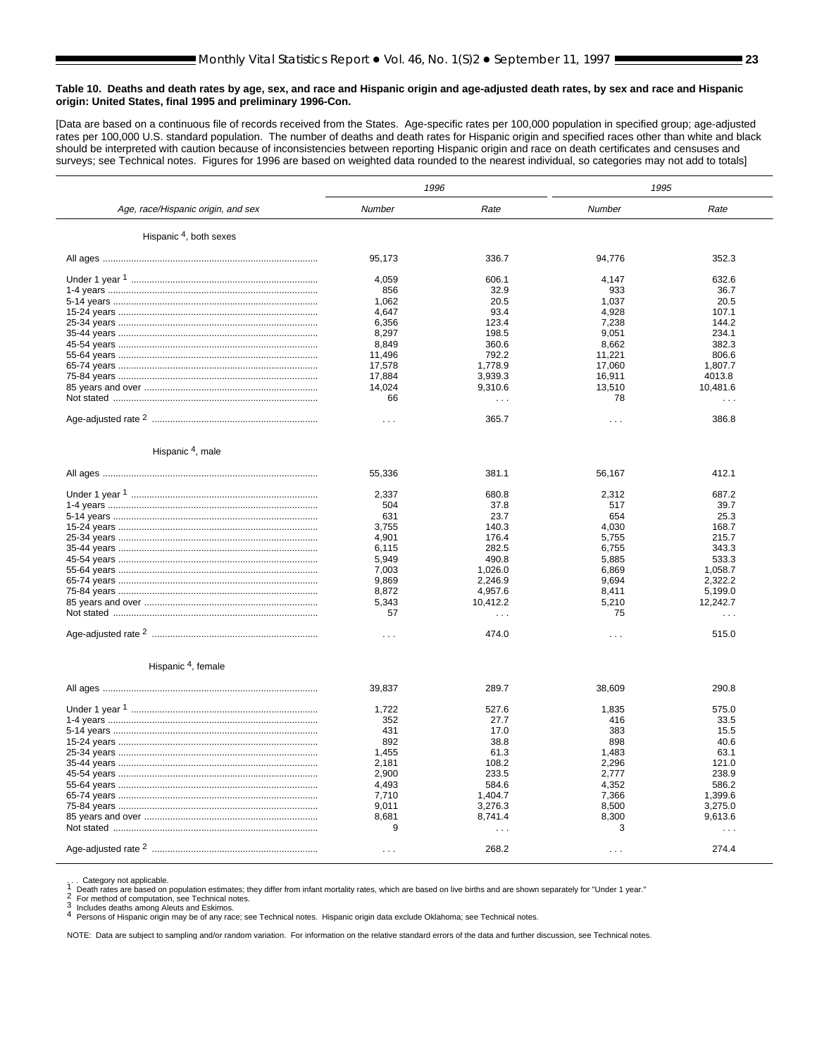**Table 10. Deaths and death rates by age, sex, and race and Hispanic origin and age-adjusted death rates, by sex and race and Hispanic origin: United States, final 1995 and preliminary 1996-Con.**

[Data are based on a continuous file of records received from the States. Age-specific rates per 100,000 population in specified group; age-adjusted rates per 100,000 U.S. standard population. The number of deaths and death rates for Hispanic origin and specified races other than white and black should be interpreted with caution because of inconsistencies between reporting Hispanic origin and race on death certificates and censuses and surveys; see Technical notes. Figures for 1996 are based on weighted data rounded to the nearest individual, so categories may not add to totals]

| Age, race/Hispanic origin, and sex | 1996 | | 1995 | |
|---|---|---|---|---|
| | *Number* | *Rate* | *Number* | *Rate* |
| Hispanic [4], both sexes | | | | |
| All ages | 95,173 | 336.7 | 94,776 | 352.3 |
| Under 1 year [1] | 4,059 | 606.1 | 4,147 | 632.6 |
| 1-4 years | 856 | 32.9 | 933 | 36.7 |
| 5-14 years | 1,062 | 20.5 | 1,037 | 20.5 |
| 15-24 years | 4,647 | 93.4 | 4,928 | 107.1 |
| 25-34 years | 6,356 | 123.4 | 7,238 | 144.2 |
| 35-44 years | 8,297 | 198.5 | 9,051 | 234.1 |
| 45-54 years | 8,849 | 360.6 | 8,662 | 382.3 |
| 55-64 years | 11,496 | 792.2 | 11,221 | 806.6 |
| 65-74 years | 17,578 | 1,778.9 | 17,060 | 1,807.7 |
| 75-84 years | 17,884 | 3,939.3 | 16,911 | 4013.8 |
| 85 years and over | 14,024 | 9,310.6 | 13,510 | 10,481.6 |
| Not stated | 66 | . . . | 78 | . . . |
| Age-adjusted rate [2] | . . . | 365.7 | . . . | 386.8 |
| Hispanic [4], male | | | | |
| All ages | 55,336 | 381.1 | 56,167 | 412.1 |
| Under 1 year [1] | 2,337 | 680.8 | 2,312 | 687.2 |
| 1-4 years | 504 | 37.8 | 517 | 39.7 |
| 5-14 years | 631 | 23.7 | 654 | 25.3 |
| 15-24 years | 3,755 | 140.3 | 4,030 | 168.7 |
| 25-34 years | 4,901 | 176.4 | 5,755 | 215.7 |
| 35-44 years | 6,115 | 282.5 | 6,755 | 343.3 |
| 45-54 years | 5,949 | 490.8 | 5,885 | 533.3 |
| 55-64 years | 7,003 | 1,026.0 | 6,869 | 1,058.7 |
| 65-74 years | 9,869 | 2,246.9 | 9,694 | 2,322.2 |
| 75-84 years | 8,872 | 4,957.6 | 8,411 | 5,199.0 |
| 85 years and over | 5,343 | 10,412.2 | 5,210 | 12,242.7 |
| Not stated | 57 | . . . | 75 | . . . |
| Age-adjusted rate [2] | . . . | 474.0 | . . . | 515.0 |
| Hispanic [4], female | | | | |
| All ages | 39,837 | 289.7 | 38,609 | 290.8 |
| Under 1 year [1] | 1,722 | 527.6 | 1,835 | 575.0 |
| 1-4 years | 352 | 27.7 | 416 | 33.5 |
| 5-14 years | 431 | 17.0 | 383 | 15.5 |
| 15-24 years | 892 | 38.8 | 898 | 40.6 |
| 25-34 years | 1,455 | 61.3 | 1,483 | 63.1 |
| 35-44 years | 2,181 | 108.2 | 2,296 | 121.0 |
| 45-54 years | 2,900 | 233.5 | 2,777 | 238.9 |
| 55-64 years | 4,493 | 584.6 | 4,352 | 586.2 |
| 65-74 years | 7,710 | 1,404.7 | 7,366 | 1,399.6 |
| 75-84 years | 9,011 | 3,276.3 | 8,500 | 3,275.0 |
| 85 years and over | 8,681 | 8,741.4 | 8,300 | 9,613.6 |
| Not stated | 9 | . . . | 3 | . . . |
| Age-adjusted rate [2] | . . . | 268.2 | . . . | 274.4 |

. . . Category not applicable.
[1] Death rates are based on population estimates; they differ from infant mortality rates, which are based on live births and are shown separately for "Under 1 year."
[2] For method of computation, see Technical notes.
[3] Includes deaths among Aleuts and Eskimos.
[4] Persons of Hispanic origin may be of any race; see Technical notes. Hispanic origin data exclude Oklahoma; see Technical notes.

NOTE: Data are subject to sampling and/or random variation. For information on the relative standard errors of the data and further discussion, see Technical notes.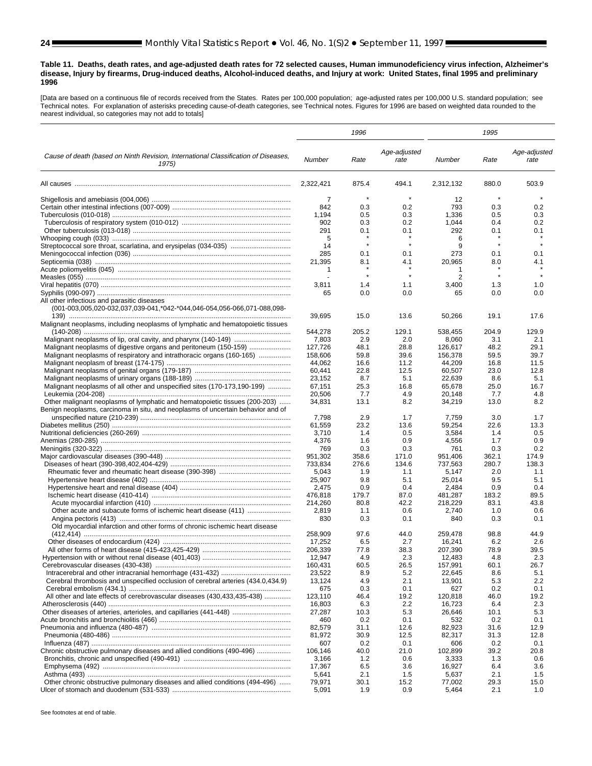**Table 11. Deaths, death rates, and age-adjusted death rates for 72 selected causes, Human immunodeficiency virus infection, Alzheimer's disease, Injury by firearms, Drug-induced deaths, Alcohol-induced deaths, and Injury at work: United States, final 1995 and preliminary 1996**

[Data are based on a continuous file of records received from the States. Rates per 100,000 population; age-adjusted rates per 100,000 U.S. standard population; see Technical notes. For explanation of asterisks preceding cause-of-death categories, see Technical notes. Figures for 1996 are based on weighted data rounded to the nearest individual, so categories may not add to totals]

| Cause of death (based on Ninth Revision, International Classification of Diseases, 1975) | 1996 | | | 1995 | | |
|---|---|---|---|---|---|---|
| | Number | Rate | Age-adjusted rate | Number | Rate | Age-adjusted rate |
| All causes | 2,322,421 | 875.4 | 494.1 | 2,312,132 | 880.0 | 503.9 |
| Shigellosis and amebiasis (004,006) | 7 | * | * | 12 | * | * |
| Certain other intestinal infections (007-009) | 842 | 0.3 | 0.2 | 793 | 0.3 | 0.2 |
| Tuberculosis (010-018) | 1,194 | 0.5 | 0.3 | 1,336 | 0.5 | 0.3 |
| Tuberculosis of respiratory system (010-012) | 902 | 0.3 | 0.2 | 1,044 | 0.4 | 0.2 |
| Other tuberculosis (013-018) | 291 | 0.1 | 0.1 | 292 | 0.1 | 0.1 |
| Whooping cough (033) | 5 | * | * | 6 | * | * |
| Streptococcal sore throat, scarlatina, and erysipelas (034-035) | 14 | * | * | 9 | * | * |
| Meningococcal infection (036) | 285 | 0.1 | 0.1 | 273 | 0.1 | 0.1 |
| Septicemia (038) | 21,395 | 8.1 | 4.1 | 20,965 | 8.0 | 4.1 |
| Acute poliomyelitis (045) | 1 | * | * | 1 | * | * |
| Measles (055) | - | * | * | 2 | * | * |
| Viral hepatitis (070) | 3,811 | 1.4 | 1.1 | 3,400 | 1.3 | 1.0 |
| Syphilis (090-097) | 65 | 0.0 | 0.0 | 65 | 0.0 | 0.0 |
| All other infectious and parasitic diseases (001-003,005,020-032,037,039-041,*042-*044,046-054,056-066,071-088,098-139) | 39,695 | 15.0 | 13.6 | 50,266 | 19.1 | 17.6 |
| Malignant neoplasms, including neoplasms of lymphatic and hematopoietic tissues (140-208) | 544,278 | 205.2 | 129.1 | 538,455 | 204.9 | 129.9 |
| Malignant neoplasms of lip, oral cavity, and pharynx (140-149) | 7,803 | 2.9 | 2.0 | 8,060 | 3.1 | 2.1 |
| Malignant neoplasms of digestive organs and peritoneum (150-159) | 127,726 | 48.1 | 28.8 | 126,617 | 48.2 | 29.1 |
| Malignant neoplasms of respiratory and intrathoracic organs (160-165) | 158,606 | 59.8 | 39.6 | 156,378 | 59.5 | 39.7 |
| Malignant neoplasm of breast (174-175) | 44,062 | 16.6 | 11.2 | 44,209 | 16.8 | 11.5 |
| Malignant neoplasms of genital organs (179-187) | 60,441 | 22.8 | 12.5 | 60,507 | 23.0 | 12.8 |
| Malignant neoplasms of urinary organs (188-189) | 23,152 | 8.7 | 5.1 | 22,639 | 8.6 | 5.1 |
| Malignant neoplasms of all other and unspecified sites (170-173,190-199) | 67,151 | 25.3 | 16.8 | 65,678 | 25.0 | 16.7 |
| Leukemia (204-208) | 20,506 | 7.7 | 4.9 | 20,148 | 7.7 | 4.8 |
| Other malignant neoplasms of lymphatic and hematopoietic tissues (200-203) | 34,831 | 13.1 | 8.2 | 34,219 | 13.0 | 8.2 |
| Benign neoplasms, carcinoma in situ, and neoplasms of uncertain behavior and of unspecified nature (210-239) | 7,798 | 2.9 | 1.7 | 7,759 | 3.0 | 1.7 |
| Diabetes mellitus (250) | 61,559 | 23.2 | 13.6 | 59,254 | 22.6 | 13.3 |
| Nutritional deficiencies (260-269) | 3,710 | 1.4 | 0.5 | 3,584 | 1.4 | 0.5 |
| Anemias (280-285) | 4,376 | 1.6 | 0.9 | 4,556 | 1.7 | 0.9 |
| Meningitis (320-322) | 769 | 0.3 | 0.3 | 761 | 0.3 | 0.2 |
| Major cardiovascular diseases (390-448) | 951,302 | 358.6 | 171.0 | 951,406 | 362.1 | 174.9 |
| Diseases of heart (390-398,402,404-429) | 733,834 | 276.6 | 134.6 | 737,563 | 280.7 | 138.3 |
| Rheumatic fever and rheumatic heart disease (390-398) | 5,043 | 1.9 | 1.1 | 5,147 | 2.0 | 1.1 |
| Hypertensive heart disease (402) | 25,907 | 9.8 | 5.1 | 25,014 | 9.5 | 5.1 |
| Hypertensive heart and renal disease (404) | 2,475 | 0.9 | 0.4 | 2,484 | 0.9 | 0.4 |
| Ischemic heart disease (410-414) | 476,818 | 179.7 | 87.0 | 481,287 | 183.2 | 89.5 |
| Acute myocardial infarction (410) | 214,260 | 80.8 | 42.2 | 218,229 | 83.1 | 43.8 |
| Other acute and subacute forms of ischemic heart disease (411) | 2,819 | 1.1 | 0.6 | 2,740 | 1.0 | 0.6 |
| Angina pectoris (413) | 830 | 0.3 | 0.1 | 840 | 0.3 | 0.1 |
| Old myocardial infarction and other forms of chronic ischemic heart disease (412,414) | 258,909 | 97.6 | 44.0 | 259,478 | 98.8 | 44.9 |
| Other diseases of endocardium (424) | 17,252 | 6.5 | 2.7 | 16,241 | 6.2 | 2.6 |
| All other forms of heart disease (415-423,425-429) | 206,339 | 77.8 | 38.3 | 207,390 | 78.9 | 39.5 |
| Hypertension with or without renal disease (401,403) | 12,947 | 4.9 | 2.3 | 12,483 | 4.8 | 2.3 |
| Cerebrovascular diseases (430-438) | 160,431 | 60.5 | 26.5 | 157,991 | 60.1 | 26.7 |
| Intracerebral and other intracranial hemorrhage (431-432) | 23,522 | 8.9 | 5.2 | 22,645 | 8.6 | 5.1 |
| Cerebral thrombosis and unspecified occlusion of cerebral arteries (434.0,434.9) | 13,124 | 4.9 | 2.1 | 13,901 | 5.3 | 2.2 |
| Cerebral embolism (434.1) | 675 | 0.3 | 0.1 | 627 | 0.2 | 0.1 |
| All other and late effects of cerebrovascular diseases (430,433,435-438) | 123,110 | 46.4 | 19.2 | 120,818 | 46.0 | 19.2 |
| Atherosclerosis (440) | 16,803 | 6.3 | 2.2 | 16,723 | 6.4 | 2.3 |
| Other diseases of arteries, arterioles, and capillaries (441-448) | 27,287 | 10.3 | 5.3 | 26,646 | 10.1 | 5.3 |
| Acute bronchitis and bronchiolitis (466) | 460 | 0.2 | 0.1 | 532 | 0.2 | 0.1 |
| Pneumonia and influenza (480-487) | 82,579 | 31.1 | 12.6 | 82,923 | 31.6 | 12.9 |
| Pneumonia (480-486) | 81,972 | 30.9 | 12.5 | 82,317 | 31.3 | 12.8 |
| Influenza (487) | 607 | 0.2 | 0.1 | 606 | 0.2 | 0.1 |
| Chronic obstructive pulmonary diseases and allied conditions (490-496) | 106,146 | 40.0 | 21.0 | 102,899 | 39.2 | 20.8 |
| Bronchitis, chronic and unspecified (490-491) | 3,166 | 1.2 | 0.6 | 3,333 | 1.3 | 0.6 |
| Emphysema (492) | 17,367 | 6.5 | 3.6 | 16,927 | 6.4 | 3.6 |
| Asthma (493) | 5,641 | 2.1 | 1.5 | 5,637 | 2.1 | 1.5 |
| Other chronic obstructive pulmonary diseases and allied conditions (494-496) | 79,971 | 30.1 | 15.2 | 77,002 | 29.3 | 15.0 |
| Ulcer of stomach and duodenum (531-533) | 5,091 | 1.9 | 0.9 | 5,464 | 2.1 | 1.0 |

See footnotes at end of table.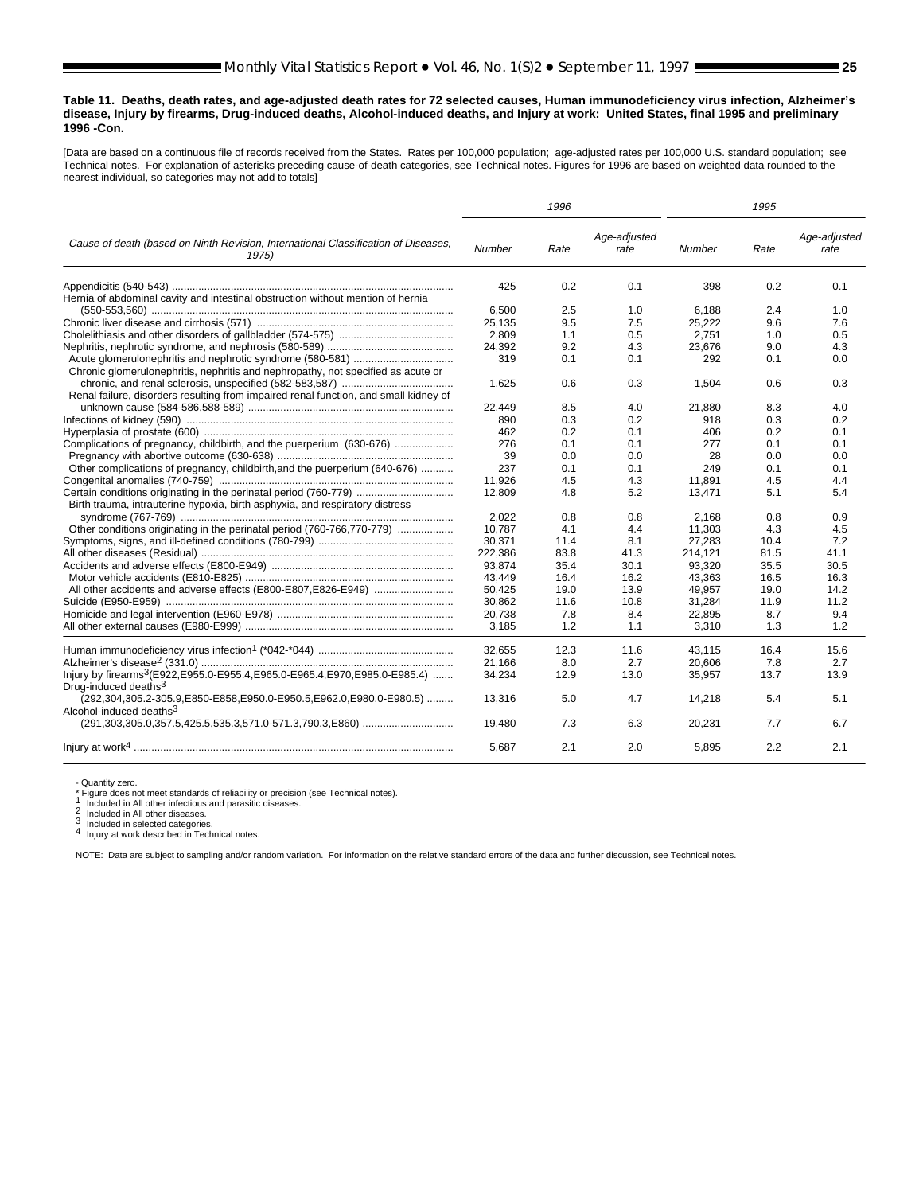**Table 11. Deaths, death rates, and age-adjusted death rates for 72 selected causes, Human immunodeficiency virus infection, Alzheimer's disease, Injury by firearms, Drug-induced deaths, Alcohol-induced deaths, and Injury at work: United States, final 1995 and preliminary 1996 -Con.**

[Data are based on a continuous file of records received from the States. Rates per 100,000 population; age-adjusted rates per 100,000 U.S. standard population; see Technical notes. For explanation of asterisks preceding cause-of-death categories, see Technical notes. Figures for 1996 are based on weighted data rounded to the nearest individual, so categories may not add to totals]

| Cause of death (based on Ninth Revision, International Classification of Diseases, 1975) | 1996 | | | 1995 | | |
|---|---|---|---|---|---|---|
| | Number | Rate | Age-adjusted rate | Number | Rate | Age-adjusted rate |
| Appendicitis (540-543) | 425 | 0.2 | 0.1 | 398 | 0.2 | 0.1 |
| Hernia of abdominal cavity and intestinal obstruction without mention of hernia (550-553,560) | 6,500 | 2.5 | 1.0 | 6,188 | 2.4 | 1.0 |
| Chronic liver disease and cirrhosis (571) | 25,135 | 9.5 | 7.5 | 25,222 | 9.6 | 7.6 |
| Cholelithiasis and other disorders of gallbladder (574-575) | 2,809 | 1.1 | 0.5 | 2,751 | 1.0 | 0.5 |
| Nephritis, nephrotic syndrome, and nephrosis (580-589) | 24,392 | 9.2 | 4.3 | 23,676 | 9.0 | 4.3 |
| Acute glomerulonephritis and nephrotic syndrome (580-581) | 319 | 0.1 | 0.1 | 292 | 0.1 | 0.0 |
| Chronic glomerulonephritis, nephritis and nephropathy, not specified as acute or chronic, and renal sclerosis, unspecified (582-583,587) | 1,625 | 0.6 | 0.3 | 1,504 | 0.6 | 0.3 |
| Renal failure, disorders resulting from impaired renal function, and small kidney of unknown cause (584-586,588-589) | 22,449 | 8.5 | 4.0 | 21,880 | 8.3 | 4.0 |
| Infections of kidney (590) | 890 | 0.3 | 0.2 | 918 | 0.3 | 0.2 |
| Hyperplasia of prostate (600) | 462 | 0.2 | 0.1 | 406 | 0.2 | 0.1 |
| Complications of pregnancy, childbirth, and the puerperium (630-676) | 276 | 0.1 | 0.1 | 277 | 0.1 | 0.1 |
| Pregnancy with abortive outcome (630-638) | 39 | 0.0 | 0.0 | 28 | 0.0 | 0.0 |
| Other complications of pregnancy, childbirth,and the puerperium (640-676) | 237 | 0.1 | 0.1 | 249 | 0.1 | 0.1 |
| Congenital anomalies (740-759) | 11,926 | 4.5 | 4.3 | 11,891 | 4.5 | 4.4 |
| Certain conditions originating in the perinatal period (760-779) | 12,809 | 4.8 | 5.2 | 13,471 | 5.1 | 5.4 |
| Birth trauma, intrauterine hypoxia, birth asphyxia, and respiratory distress syndrome (767-769) | 2,022 | 0.8 | 0.8 | 2,168 | 0.8 | 0.9 |
| Other conditions originating in the perinatal period (760-766,770-779) | 10,787 | 4.1 | 4.4 | 11,303 | 4.3 | 4.5 |
| Symptoms, signs, and ill-defined conditions (780-799) | 30,371 | 11.4 | 8.1 | 27,283 | 10.4 | 7.2 |
| All other diseases (Residual) | 222,386 | 83.8 | 41.3 | 214,121 | 81.5 | 41.1 |
| Accidents and adverse effects (E800-E949) | 93,874 | 35.4 | 30.1 | 93,320 | 35.5 | 30.5 |
| Motor vehicle accidents (E810-E825) | 43,449 | 16.4 | 16.2 | 43,363 | 16.5 | 16.3 |
| All other accidents and adverse effects (E800-E807,E826-E949) | 50,425 | 19.0 | 13.9 | 49,957 | 19.0 | 14.2 |
| Suicide (E950-E959) | 30,862 | 11.6 | 10.8 | 31,284 | 11.9 | 11.2 |
| Homicide and legal intervention (E960-E978) | 20,738 | 7.8 | 8.4 | 22,895 | 8.7 | 9.4 |
| All other external causes (E980-E999) | 3,185 | 1.2 | 1.1 | 3,310 | 1.3 | 1.2 |
| Human immunodeficiency virus infection[1] (*042-*044) | 32,655 | 12.3 | 11.6 | 43,115 | 16.4 | 15.6 |
| Alzheimer's disease[2] (331.0) | 21,166 | 8.0 | 2.7 | 20,606 | 7.8 | 2.7 |
| Injury by firearms[3](E922,E955.0-E955.4,E965.0-E965.4,E970,E985.0-E985.4) | 34,234 | 12.9 | 13.0 | 35,957 | 13.7 | 13.9 |
| Drug-induced deaths[3] (292,304,305.2-305.9,E850-E858,E950.0-E950.5,E962.0,E980.0-E980.5) | 13,316 | 5.0 | 4.7 | 14,218 | 5.4 | 5.1 |
| Alcohol-induced deaths[3] (291,303,305.0,357.5,425.5,535.3,571.0-571.3,790.3,E860) | 19,480 | 7.3 | 6.3 | 20,231 | 7.7 | 6.7 |
| Injury at work[4] | 5,687 | 2.1 | 2.0 | 5,895 | 2.2 | 2.1 |

- Quantity zero.
* Figure does not meet standards of reliability or precision (see Technical notes).
[1] Included in All other infectious and parasitic diseases.
[2] Included in All other diseases.
[3] Included in selected categories.
[4] Injury at work described in Technical notes.

NOTE: Data are subject to sampling and/or random variation. For information on the relative standard errors of the data and further discussion, see Technical notes.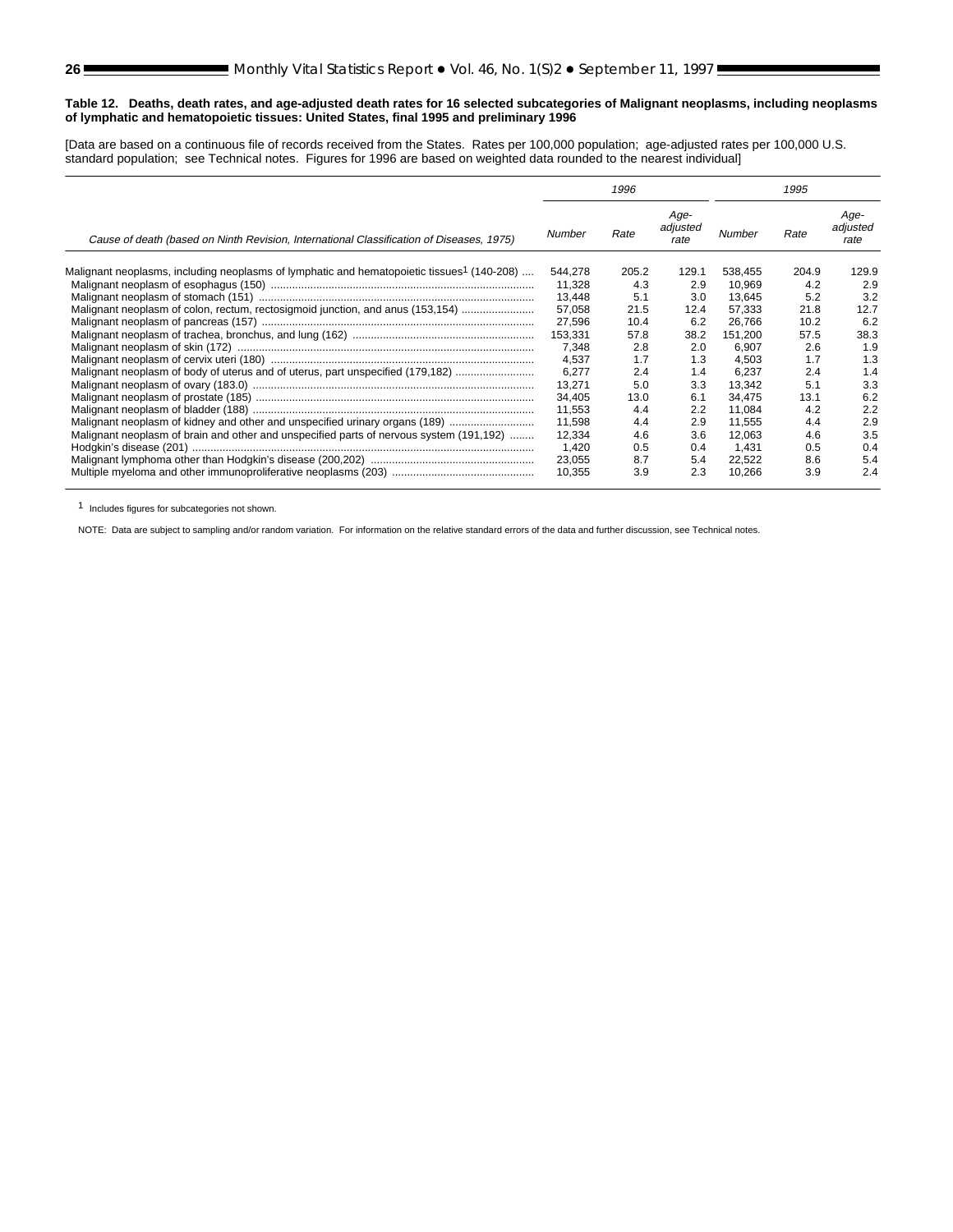**Table 12. Deaths, death rates, and age-adjusted death rates for 16 selected subcategories of Malignant neoplasms, including neoplasms of lymphatic and hematopoietic tissues: United States, final 1995 and preliminary 1996**

[Data are based on a continuous file of records received from the States. Rates per 100,000 population; age-adjusted rates per 100,000 U.S. standard population; see Technical notes. Figures for 1996 are based on weighted data rounded to the nearest individual]

| | 1996 | | | 1995 | | |
|---|---|---|---|---|---|---|
| *Cause of death (based on Ninth Revision, International Classification of Diseases, 1975)* | *Number* | *Rate* | *Age-adjusted rate* | *Number* | *Rate* | *Age-adjusted rate* |
| Malignant neoplasms, including neoplasms of lymphatic and hematopoietic tissues[1] (140-208) | 544,278 | 205.2 | 129.1 | 538,455 | 204.9 | 129.9 |
| Malignant neoplasm of esophagus (150) | 11,328 | 4.3 | 2.9 | 10,969 | 4.2 | 2.9 |
| Malignant neoplasm of stomach (151) | 13,448 | 5.1 | 3.0 | 13,645 | 5.2 | 3.2 |
| Malignant neoplasm of colon, rectum, rectosigmoid junction, and anus (153,154) | 57,058 | 21.5 | 12.4 | 57,333 | 21.8 | 12.7 |
| Malignant neoplasm of pancreas (157) | 27,596 | 10.4 | 6.2 | 26,766 | 10.2 | 6.2 |
| Malignant neoplasm of trachea, bronchus, and lung (162) | 153,331 | 57.8 | 38.2 | 151,200 | 57.5 | 38.3 |
| Malignant neoplasm of skin (172) | 7,348 | 2.8 | 2.0 | 6,907 | 2.6 | 1.9 |
| Malignant neoplasm of cervix uteri (180) | 4,537 | 1.7 | 1.3 | 4,503 | 1.7 | 1.3 |
| Malignant neoplasm of body of uterus and of uterus, part unspecified (179,182) | 6,277 | 2.4 | 1.4 | 6,237 | 2.4 | 1.4 |
| Malignant neoplasm of ovary (183.0) | 13,271 | 5.0 | 3.3 | 13,342 | 5.1 | 3.3 |
| Malignant neoplasm of prostate (185) | 34,405 | 13.0 | 6.1 | 34,475 | 13.1 | 6.2 |
| Malignant neoplasm of bladder (188) | 11,553 | 4.4 | 2.2 | 11,084 | 4.2 | 2.2 |
| Malignant neoplasm of kidney and other and unspecified urinary organs (189) | 11,598 | 4.4 | 2.9 | 11,555 | 4.4 | 2.9 |
| Malignant neoplasm of brain and other and unspecified parts of nervous system (191,192) | 12,334 | 4.6 | 3.6 | 12,063 | 4.6 | 3.5 |
| Hodgkin's disease (201) | 1,420 | 0.5 | 0.4 | 1,431 | 0.5 | 0.4 |
| Malignant lymphoma other than Hodgkin's disease (200,202) | 23,055 | 8.7 | 5.4 | 22,522 | 8.6 | 5.4 |
| Multiple myeloma and other immunoproliferative neoplasms (203) | 10,355 | 3.9 | 2.3 | 10,266 | 3.9 | 2.4 |

[1] Includes figures for subcategories not shown.

NOTE: Data are subject to sampling and/or random variation. For information on the relative standard errors of the data and further discussion, see Technical notes.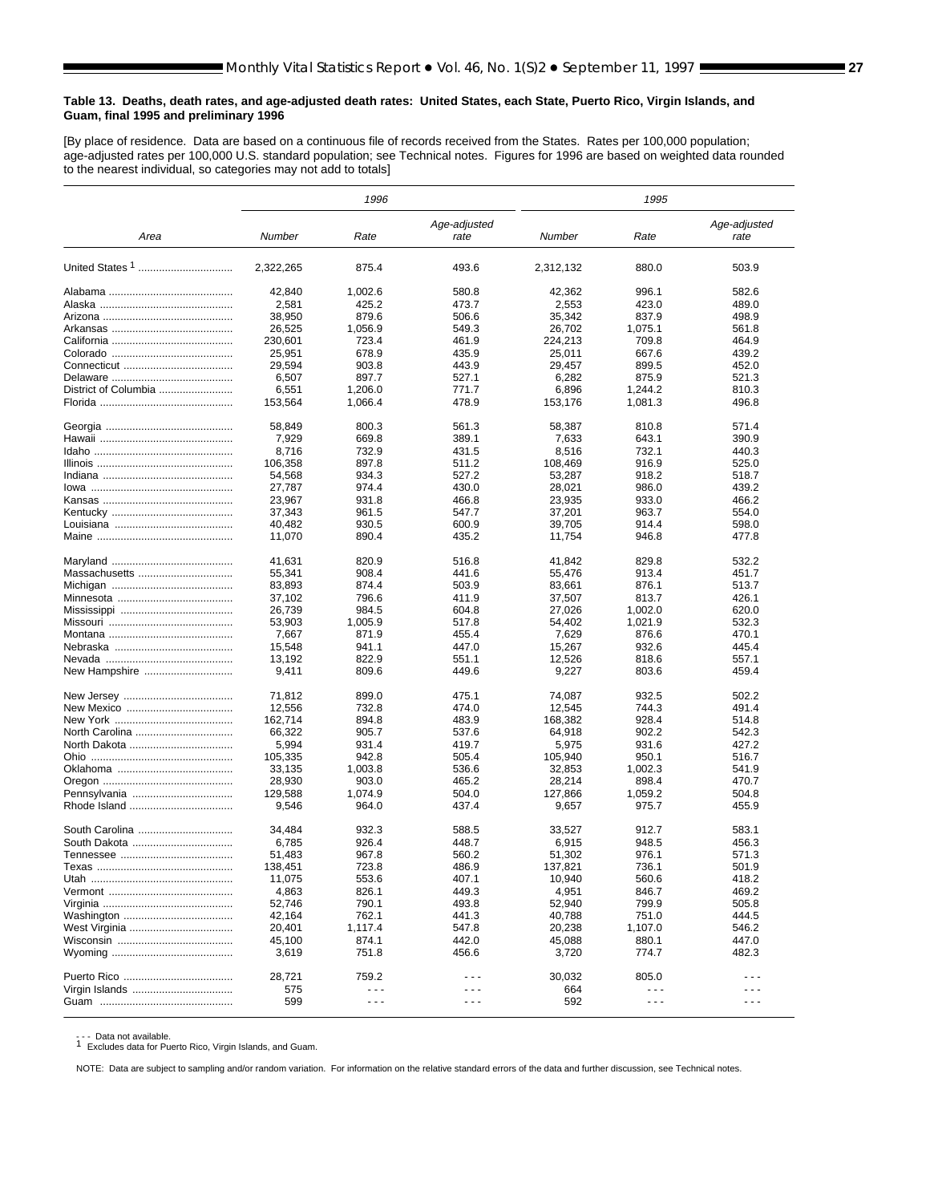**Table 13. Deaths, death rates, and age-adjusted death rates: United States, each State, Puerto Rico, Virgin Islands, and Guam, final 1995 and preliminary 1996**

[By place of residence. Data are based on a continuous file of records received from the States. Rates per 100,000 population; age-adjusted rates per 100,000 U.S. standard population; see Technical notes. Figures for 1996 are based on weighted data rounded to the nearest individual, so categories may not add to totals]

| | 1996 | | | 1995 | | |
|---|---|---|---|---|---|---|
| Area | Number | Rate | Age-adjusted rate | Number | Rate | Age-adjusted rate |
| United States [1] | 2,322,265 | 875.4 | 493.6 | 2,312,132 | 880.0 | 503.9 |
| Alabama | 42,840 | 1,002.6 | 580.8 | 42,362 | 996.1 | 582.6 |
| Alaska | 2,581 | 425.2 | 473.7 | 2,553 | 423.0 | 489.0 |
| Arizona | 38,950 | 879.6 | 506.6 | 35,342 | 837.9 | 498.9 |
| Arkansas | 26,525 | 1,056.9 | 549.3 | 26,702 | 1,075.1 | 561.8 |
| California | 230,601 | 723.4 | 461.9 | 224,213 | 709.8 | 464.9 |
| Colorado | 25,951 | 678.9 | 435.9 | 25,011 | 667.6 | 439.2 |
| Connecticut | 29,594 | 903.8 | 443.9 | 29,457 | 899.5 | 452.0 |
| Delaware | 6,507 | 897.7 | 527.1 | 6,282 | 875.9 | 521.3 |
| District of Columbia | 6,551 | 1,206.0 | 771.7 | 6,896 | 1,244.2 | 810.3 |
| Florida | 153,564 | 1,066.4 | 478.9 | 153,176 | 1,081.3 | 496.8 |
| Georgia | 58,849 | 800.3 | 561.3 | 58,387 | 810.8 | 571.4 |
| Hawaii | 7,929 | 669.8 | 389.1 | 7,633 | 643.1 | 390.9 |
| Idaho | 8,716 | 732.9 | 431.5 | 8,516 | 732.1 | 440.3 |
| Illinois | 106,358 | 897.8 | 511.2 | 108,469 | 916.9 | 525.0 |
| Indiana | 54,568 | 934.3 | 527.2 | 53,287 | 918.2 | 518.7 |
| Iowa | 27,787 | 974.4 | 430.0 | 28,021 | 986.0 | 439.2 |
| Kansas | 23,967 | 931.8 | 466.8 | 23,935 | 933.0 | 466.2 |
| Kentucky | 37,343 | 961.5 | 547.7 | 37,201 | 963.7 | 554.0 |
| Louisiana | 40,482 | 930.5 | 600.9 | 39,705 | 914.4 | 598.0 |
| Maine | 11,070 | 890.4 | 435.2 | 11,754 | 946.8 | 477.8 |
| Maryland | 41,631 | 820.9 | 516.8 | 41,842 | 829.8 | 532.2 |
| Massachusetts | 55,341 | 908.4 | 441.6 | 55,476 | 913.4 | 451.7 |
| Michigan | 83,893 | 874.4 | 503.9 | 83,661 | 876.1 | 513.7 |
| Minnesota | 37,102 | 796.6 | 411.9 | 37,507 | 813.7 | 426.1 |
| Mississippi | 26,739 | 984.5 | 604.8 | 27,026 | 1,002.0 | 620.0 |
| Missouri | 53,903 | 1,005.9 | 517.8 | 54,402 | 1,021.9 | 532.3 |
| Montana | 7,667 | 871.9 | 455.4 | 7,629 | 876.6 | 470.1 |
| Nebraska | 15,548 | 941.1 | 447.0 | 15,267 | 932.6 | 445.4 |
| Nevada | 13,192 | 822.9 | 551.1 | 12,526 | 818.6 | 557.1 |
| New Hampshire | 9,411 | 809.6 | 449.6 | 9,227 | 803.6 | 459.4 |
| New Jersey | 71,812 | 899.0 | 475.1 | 74,087 | 932.5 | 502.2 |
| New Mexico | 12,556 | 732.8 | 474.0 | 12,545 | 744.3 | 491.4 |
| New York | 162,714 | 894.8 | 483.9 | 168,382 | 928.4 | 514.8 |
| North Carolina | 66,322 | 905.7 | 537.6 | 64,918 | 902.2 | 542.3 |
| North Dakota | 5,994 | 931.4 | 419.7 | 5,975 | 931.6 | 427.2 |
| Ohio | 105,335 | 942.8 | 505.4 | 105,940 | 950.1 | 516.7 |
| Oklahoma | 33,135 | 1,003.8 | 536.6 | 32,853 | 1,002.3 | 541.9 |
| Oregon | 28,930 | 903.0 | 465.2 | 28,214 | 898.4 | 470.7 |
| Pennsylvania | 129,588 | 1,074.9 | 504.0 | 127,866 | 1,059.2 | 504.8 |
| Rhode Island | 9,546 | 964.0 | 437.4 | 9,657 | 975.7 | 455.9 |
| South Carolina | 34,484 | 932.3 | 588.5 | 33,527 | 912.7 | 583.1 |
| South Dakota | 6,785 | 926.4 | 448.7 | 6,915 | 948.5 | 456.3 |
| Tennessee | 51,483 | 967.8 | 560.2 | 51,302 | 976.1 | 571.3 |
| Texas | 138,451 | 723.8 | 486.9 | 137,821 | 736.1 | 501.9 |
| Utah | 11,075 | 553.6 | 407.1 | 10,940 | 560.6 | 418.2 |
| Vermont | 4,863 | 826.1 | 449.3 | 4,951 | 846.7 | 469.2 |
| Virginia | 52,746 | 790.1 | 493.8 | 52,940 | 799.9 | 505.8 |
| Washington | 42,164 | 762.1 | 441.3 | 40,788 | 751.0 | 444.5 |
| West Virginia | 20,401 | 1,117.4 | 547.8 | 20,238 | 1,107.0 | 546.2 |
| Wisconsin | 45,100 | 874.1 | 442.0 | 45,088 | 880.1 | 447.0 |
| Wyoming | 3,619 | 751.8 | 456.6 | 3,720 | 774.7 | 482.3 |
| Puerto Rico | 28,721 | 759.2 | - - - | 30,032 | 805.0 | - - - |
| Virgin Islands | 575 | - - - | - - - | 664 | - - - | - - - |
| Guam | 599 | - - - | - - - | 592 | - - - | - - - |

- - - Data not available.

[1] Excludes data for Puerto Rico, Virgin Islands, and Guam.

NOTE: Data are subject to sampling and/or random variation. For information on the relative standard errors of the data and further discussion, see Technical notes.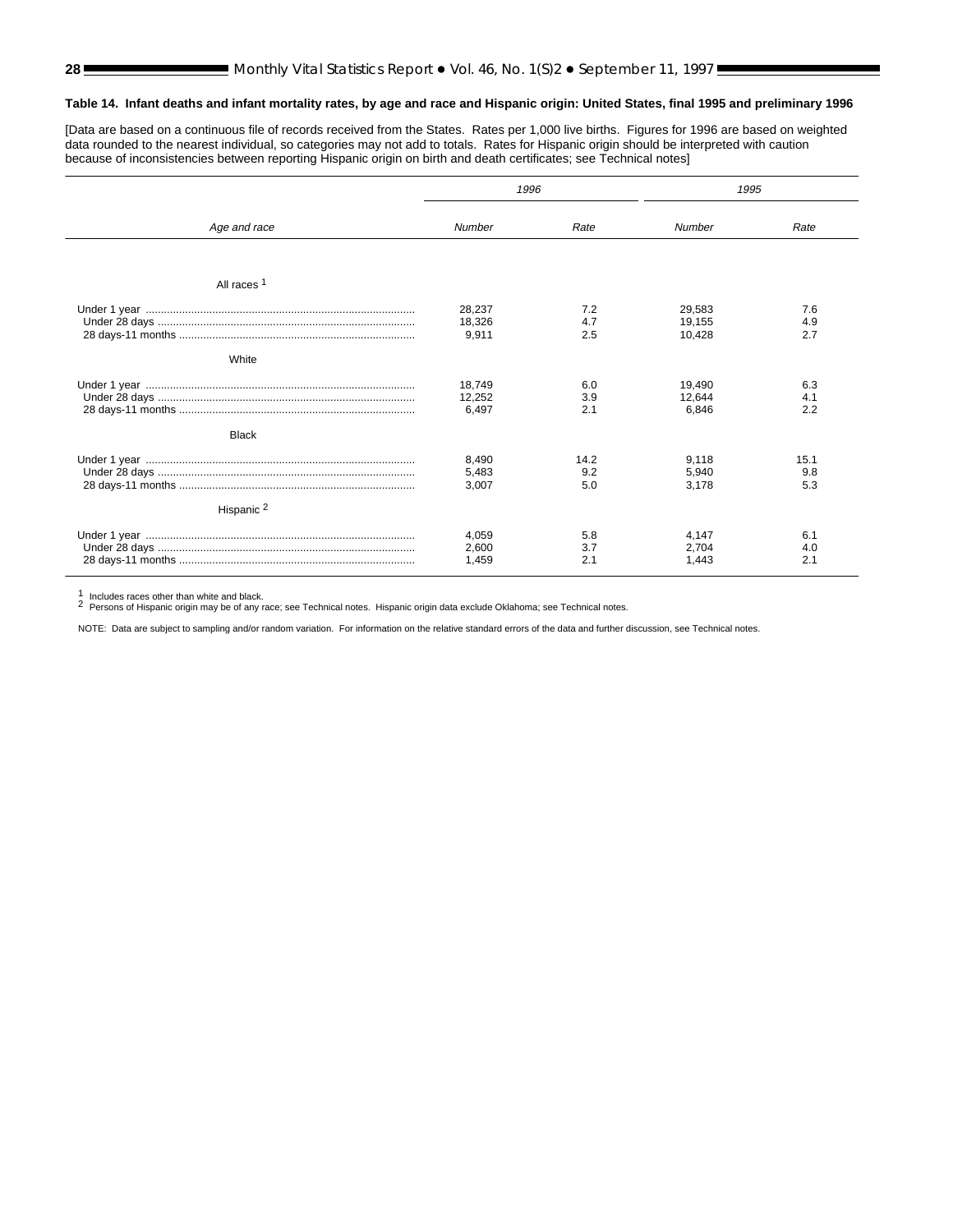**Table 14. Infant deaths and infant mortality rates, by age and race and Hispanic origin: United States, final 1995 and preliminary 1996**

[Data are based on a continuous file of records received from the States. Rates per 1,000 live births. Figures for 1996 are based on weighted data rounded to the nearest individual, so categories may not add to totals. Rates for Hispanic origin should be interpreted with caution because of inconsistencies between reporting Hispanic origin on birth and death certificates; see Technical notes]

| Age and race | 1996 | | 1995 | |
|---|---|---|---|---|
| | Number | Rate | Number | Rate |
| **All races [1]** | | | | |
| Under 1 year | 28,237 | 7.2 | 29,583 | 7.6 |
| Under 28 days | 18,326 | 4.7 | 19,155 | 4.9 |
| 28 days-11 months | 9,911 | 2.5 | 10,428 | 2.7 |
| **White** | | | | |
| Under 1 year | 18,749 | 6.0 | 19,490 | 6.3 |
| Under 28 days | 12,252 | 3.9 | 12,644 | 4.1 |
| 28 days-11 months | 6,497 | 2.1 | 6,846 | 2.2 |
| **Black** | | | | |
| Under 1 year | 8,490 | 14.2 | 9,118 | 15.1 |
| Under 28 days | 5,483 | 9.2 | 5,940 | 9.8 |
| 28 days-11 months | 3,007 | 5.0 | 3,178 | 5.3 |
| **Hispanic [2]** | | | | |
| Under 1 year | 4,059 | 5.8 | 4,147 | 6.1 |
| Under 28 days | 2,600 | 3.7 | 2,704 | 4.0 |
| 28 days-11 months | 1,459 | 2.1 | 1,443 | 2.1 |

[1] Includes races other than white and black.
[2] Persons of Hispanic origin may be of any race; see Technical notes. Hispanic origin data exclude Oklahoma; see Technical notes.

NOTE: Data are subject to sampling and/or random variation. For information on the relative standard errors of the data and further discussion, see Technical notes.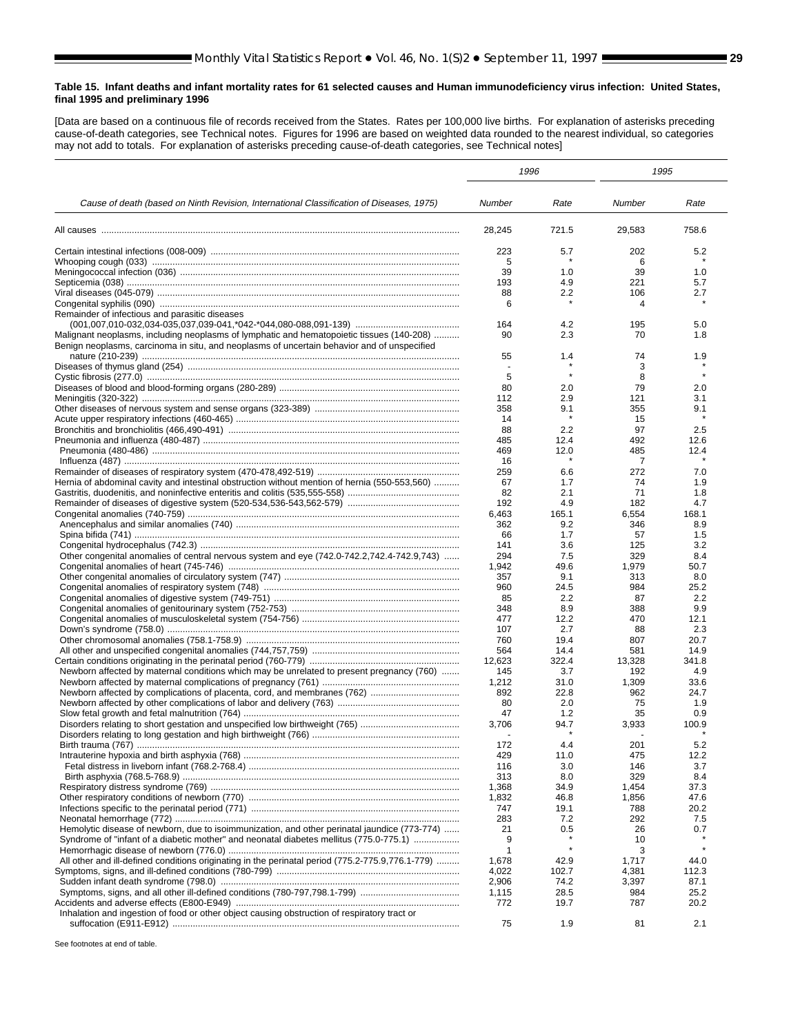**Table 15. Infant deaths and infant mortality rates for 61 selected causes and Human immunodeficiency virus infection: United States, final 1995 and preliminary 1996**

[Data are based on a continuous file of records received from the States. Rates per 100,000 live births. For explanation of asterisks preceding cause-of-death categories, see Technical notes. Figures for 1996 are based on weighted data rounded to the nearest individual, so categories may not add to totals. For explanation of asterisks preceding cause-of-death categories, see Technical notes]

| Cause of death (based on Ninth Revision, International Classification of Diseases, 1975) | 1996 | | 1995 | |
|---|---|---|---|---|
| | Number | Rate | Number | Rate |
| All causes | 28,245 | 721.5 | 29,583 | 758.6 |
| Certain intestinal infections (008-009) | 223 | 5.7 | 202 | 5.2 |
| Whooping cough (033) | 5 | * | 6 | * |
| Meningococcal infection (036) | 39 | 1.0 | 39 | 1.0 |
| Septicemia (038) | 193 | 4.9 | 221 | 5.7 |
| Viral diseases (045-079) | 88 | 2.2 | 106 | 2.7 |
| Congenital syphilis (090) | 6 | * | 4 | * |
| Remainder of infectious and parasitic diseases (001,007,010-032,034-035,037,039-041,*042-*044,080-088,091-139) | 164 | 4.2 | 195 | 5.0 |
| Malignant neoplasms, including neoplasms of lymphatic and hematopoietic tissues (140-208) | 90 | 2.3 | 70 | 1.8 |
| Benign neoplasms, carcinoma in situ, and neoplasms of uncertain behavior and of unspecified nature (210-239) | 55 | 1.4 | 74 | 1.9 |
| Diseases of thymus gland (254) | - | * | 3 | * |
| Cystic fibrosis (277.0) | 5 | * | 8 | * |
| Diseases of blood and blood-forming organs (280-289) | 80 | 2.0 | 79 | 2.0 |
| Meningitis (320-322) | 112 | 2.9 | 121 | 3.1 |
| Other diseases of nervous system and sense organs (323-389) | 358 | 9.1 | 355 | 9.1 |
| Acute upper respiratory infections (460-465) | 14 | * | 15 | * |
| Bronchitis and bronchiolitis (466,490-491) | 88 | 2.2 | 97 | 2.5 |
| Pneumonia and influenza (480-487) | 485 | 12.4 | 492 | 12.6 |
| Pneumonia (480-486) | 469 | 12.0 | 485 | 12.4 |
| Influenza (487) | 16 | * | 7 | * |
| Remainder of diseases of respiratory system (470-478,492-519) | 259 | 6.6 | 272 | 7.0 |
| Hernia of abdominal cavity and intestinal obstruction without mention of hernia (550-553,560) | 67 | 1.7 | 74 | 1.9 |
| Gastritis, duodenitis, and noninfective enteritis and colitis (535,555-558) | 82 | 2.1 | 71 | 1.8 |
| Remainder of diseases of digestive system (520-534,536-543,562-579) | 192 | 4.9 | 182 | 4.7 |
| Congenital anomalies (740-759) | 6,463 | 165.1 | 6,554 | 168.1 |
| Anencephalus and similar anomalies (740) | 362 | 9.2 | 346 | 8.9 |
| Spina bifida (741) | 66 | 1.7 | 57 | 1.5 |
| Congenital hydrocephalus (742.3) | 141 | 3.6 | 125 | 3.2 |
| Other congenital anomalies of central nervous system and eye (742.0-742.2,742.4-742.9,743) | 294 | 7.5 | 329 | 8.4 |
| Congenital anomalies of heart (745-746) | 1,942 | 49.6 | 1,979 | 50.7 |
| Other congenital anomalies of circulatory system (747) | 357 | 9.1 | 313 | 8.0 |
| Congenital anomalies of respiratory system (748) | 960 | 24.5 | 984 | 25.2 |
| Congenital anomalies of digestive system (749-751) | 85 | 2.2 | 87 | 2.2 |
| Congenital anomalies of genitourinary system (752-753) | 348 | 8.9 | 388 | 9.9 |
| Congenital anomalies of musculoskeletal system (754-756) | 477 | 12.2 | 470 | 12.1 |
| Down's syndrome (758.0) | 107 | 2.7 | 88 | 2.3 |
| Other chromosomal anomalies (758.1-758.9) | 760 | 19.4 | 807 | 20.7 |
| All other and unspecified congenital anomalies (744,757,759) | 564 | 14.4 | 581 | 14.9 |
| Certain conditions originating in the perinatal period (760-779) | 12,623 | 322.4 | 13,328 | 341.8 |
| Newborn affected by maternal conditions which may be unrelated to present pregnancy (760) | 145 | 3.7 | 192 | 4.9 |
| Newborn affected by maternal complications of pregnancy (761) | 1,212 | 31.0 | 1,309 | 33.6 |
| Newborn affected by complications of placenta, cord, and membranes (762) | 892 | 22.8 | 962 | 24.7 |
| Newborn affected by other complications of labor and delivery (763) | 80 | 2.0 | 75 | 1.9 |
| Slow fetal growth and fetal malnutrition (764) | 47 | 1.2 | 35 | 0.9 |
| Disorders relating to short gestation and unspecified low birthweight (765) | 3,706 | 94.7 | 3,933 | 100.9 |
| Disorders relating to long gestation and high birthweight (766) | - | * | - | * |
| Birth trauma (767) | 172 | 4.4 | 201 | 5.2 |
| Intrauterine hypoxia and birth asphyxia (768) | 429 | 11.0 | 475 | 12.2 |
| Fetal distress in liveborn infant (768.2-768.4) | 116 | 3.0 | 146 | 3.7 |
| Birth asphyxia (768.5-768.9) | 313 | 8.0 | 329 | 8.4 |
| Respiratory distress syndrome (769) | 1,368 | 34.9 | 1,454 | 37.3 |
| Other respiratory conditions of newborn (770) | 1,832 | 46.8 | 1,856 | 47.6 |
| Infections specific to the perinatal period (771) | 747 | 19.1 | 788 | 20.2 |
| Neonatal hemorrhage (772) | 283 | 7.2 | 292 | 7.5 |
| Hemolytic disease of newborn, due to isoimmunization, and other perinatal jaundice (773-774) | 21 | 0.5 | 26 | 0.7 |
| Syndrome of "infant of a diabetic mother" and neonatal diabetes mellitus (775.0-775.1) | 9 | * | 10 | * |
| Hemorrhagic disease of newborn (776.0) | 1 | * | 3 | * |
| All other and ill-defined conditions originating in the perinatal period (775.2-775.9,776.1-779) | 1,678 | 42.9 | 1,717 | 44.0 |
| Symptoms, signs, and ill-defined conditions (780-799) | 4,022 | 102.7 | 4,381 | 112.3 |
| Sudden infant death syndrome (798.0) | 2,906 | 74.2 | 3,397 | 87.1 |
| Symptoms, signs, and all other ill-defined conditions (780-797,798.1-799) | 1,115 | 28.5 | 984 | 25.2 |
| Accidents and adverse effects (E800-E949) | 772 | 19.7 | 787 | 20.2 |
| Inhalation and ingestion of food or other object causing obstruction of respiratory tract or suffocation (E911-E912) | 75 | 1.9 | 81 | 2.1 |

See footnotes at end of table.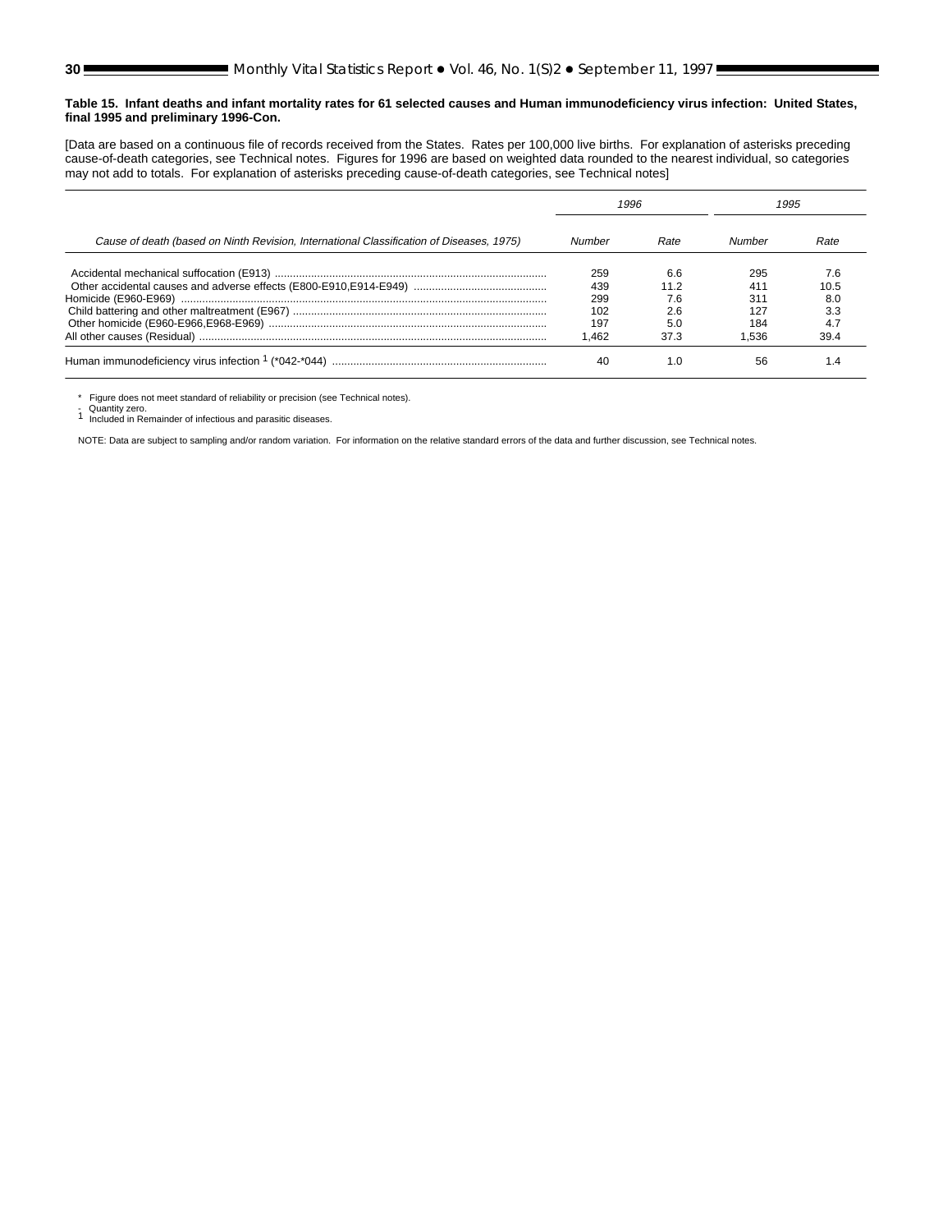**Table 15. Infant deaths and infant mortality rates for 61 selected causes and Human immunodeficiency virus infection: United States, final 1995 and preliminary 1996-Con.**

[Data are based on a continuous file of records received from the States. Rates per 100,000 live births. For explanation of asterisks preceding cause-of-death categories, see Technical notes. Figures for 1996 are based on weighted data rounded to the nearest individual, so categories may not add to totals. For explanation of asterisks preceding cause-of-death categories, see Technical notes]

| Cause of death (based on Ninth Revision, International Classification of Diseases, 1975) | 1996 | | 1995 | |
|---|---|---|---|---|
| | Number | Rate | Number | Rate |
| Accidental mechanical suffocation (E913) | 259 | 6.6 | 295 | 7.6 |
| Other accidental causes and adverse effects (E800-E910,E914-E949) | 439 | 11.2 | 411 | 10.5 |
| Homicide (E960-E969) | 299 | 7.6 | 311 | 8.0 |
| Child battering and other maltreatment (E967) | 102 | 2.6 | 127 | 3.3 |
| Other homicide (E960-E966,E968-E969) | 197 | 5.0 | 184 | 4.7 |
| All other causes (Residual) | 1,462 | 37.3 | 1,536 | 39.4 |
| Human immunodeficiency virus infection [1] (*042-*044) | 40 | 1.0 | 56 | 1.4 |

\* Figure does not meet standard of reliability or precision (see Technical notes).

\- Quantity zero.

[1] Included in Remainder of infectious and parasitic diseases.

NOTE: Data are subject to sampling and/or random variation. For information on the relative standard errors of the data and further discussion, see Technical notes.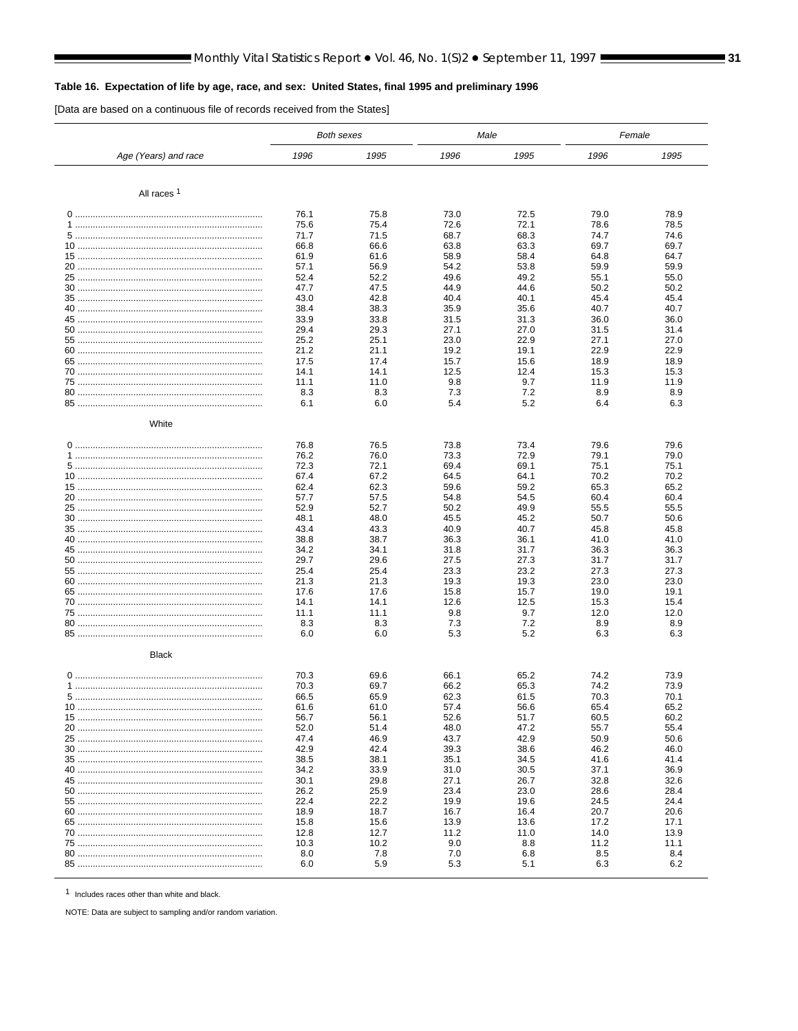## Table 16. Expectation of life by age, race, and sex: United States, final 1995 and preliminary 1996

[Data are based on a continuous file of records received from the States]

| Age (Years) and race | Both sexes | | Male | | Female | |
|---|---|---|---|---|---|---|
| | 1996 | 1995 | 1996 | 1995 | 1996 | 1995 |
| **All races [1]** | | | | | | |
| 0 | 76.1 | 75.8 | 73.0 | 72.5 | 79.0 | 78.9 |
| 1 | 75.6 | 75.4 | 72.6 | 72.1 | 78.6 | 78.5 |
| 5 | 71.7 | 71.5 | 68.7 | 68.3 | 74.7 | 74.6 |
| 10 | 66.8 | 66.6 | 63.8 | 63.3 | 69.7 | 69.7 |
| 15 | 61.9 | 61.6 | 58.9 | 58.4 | 64.8 | 64.7 |
| 20 | 57.1 | 56.9 | 54.2 | 53.8 | 59.9 | 59.9 |
| 25 | 52.4 | 52.2 | 49.6 | 49.2 | 55.1 | 55.0 |
| 30 | 47.7 | 47.5 | 44.9 | 44.6 | 50.2 | 50.2 |
| 35 | 43.0 | 42.8 | 40.4 | 40.1 | 45.4 | 45.4 |
| 40 | 38.4 | 38.3 | 35.9 | 35.6 | 40.7 | 40.7 |
| 45 | 33.9 | 33.8 | 31.5 | 31.3 | 36.0 | 36.0 |
| 50 | 29.4 | 29.3 | 27.1 | 27.0 | 31.5 | 31.4 |
| 55 | 25.2 | 25.1 | 23.0 | 22.9 | 27.1 | 27.0 |
| 60 | 21.2 | 21.1 | 19.2 | 19.1 | 22.9 | 22.9 |
| 65 | 17.5 | 17.4 | 15.7 | 15.6 | 18.9 | 18.9 |
| 70 | 14.1 | 14.1 | 12.5 | 12.4 | 15.3 | 15.3 |
| 75 | 11.1 | 11.0 | 9.8 | 9.7 | 11.9 | 11.9 |
| 80 | 8.3 | 8.3 | 7.3 | 7.2 | 8.9 | 8.9 |
| 85 | 6.1 | 6.0 | 5.4 | 5.2 | 6.4 | 6.3 |
| **White** | | | | | | |
| 0 | 76.8 | 76.5 | 73.8 | 73.4 | 79.6 | 79.6 |
| 1 | 76.2 | 76.0 | 73.3 | 72.9 | 79.1 | 79.0 |
| 5 | 72.3 | 72.1 | 69.4 | 69.1 | 75.1 | 75.1 |
| 10 | 67.4 | 67.2 | 64.5 | 64.1 | 70.2 | 70.2 |
| 15 | 62.4 | 62.3 | 59.6 | 59.2 | 65.3 | 65.2 |
| 20 | 57.7 | 57.5 | 54.8 | 54.5 | 60.4 | 60.4 |
| 25 | 52.9 | 52.7 | 50.2 | 49.9 | 55.5 | 55.5 |
| 30 | 48.1 | 48.0 | 45.5 | 45.2 | 50.7 | 50.6 |
| 35 | 43.4 | 43.3 | 40.9 | 40.7 | 45.8 | 45.8 |
| 40 | 38.8 | 38.7 | 36.3 | 36.1 | 41.0 | 41.0 |
| 45 | 34.2 | 34.1 | 31.8 | 31.7 | 36.3 | 36.3 |
| 50 | 29.7 | 29.6 | 27.5 | 27.3 | 31.7 | 31.7 |
| 55 | 25.4 | 25.4 | 23.3 | 23.2 | 27.3 | 27.3 |
| 60 | 21.3 | 21.3 | 19.3 | 19.3 | 23.0 | 23.0 |
| 65 | 17.6 | 17.6 | 15.8 | 15.7 | 19.0 | 19.1 |
| 70 | 14.1 | 14.1 | 12.6 | 12.5 | 15.3 | 15.4 |
| 75 | 11.1 | 11.1 | 9.8 | 9.7 | 12.0 | 12.0 |
| 80 | 8.3 | 8.3 | 7.3 | 7.2 | 8.9 | 8.9 |
| 85 | 6.0 | 6.0 | 5.3 | 5.2 | 6.3 | 6.3 |
| **Black** | | | | | | |
| 0 | 70.3 | 69.6 | 66.1 | 65.2 | 74.2 | 73.9 |
| 1 | 70.3 | 69.7 | 66.2 | 65.3 | 74.2 | 73.9 |
| 5 | 66.5 | 65.9 | 62.3 | 61.5 | 70.3 | 70.1 |
| 10 | 61.6 | 61.0 | 57.4 | 56.6 | 65.4 | 65.2 |
| 15 | 56.7 | 56.1 | 52.6 | 51.7 | 60.5 | 60.2 |
| 20 | 52.0 | 51.4 | 48.0 | 47.2 | 55.7 | 55.4 |
| 25 | 47.4 | 46.9 | 43.7 | 42.9 | 50.9 | 50.6 |
| 30 | 42.9 | 42.4 | 39.3 | 38.6 | 46.2 | 46.0 |
| 35 | 38.5 | 38.1 | 35.1 | 34.5 | 41.6 | 41.4 |
| 40 | 34.2 | 33.9 | 31.0 | 30.5 | 37.1 | 36.9 |
| 45 | 30.1 | 29.8 | 27.1 | 26.7 | 32.8 | 32.6 |
| 50 | 26.2 | 25.9 | 23.4 | 23.0 | 28.6 | 28.4 |
| 55 | 22.4 | 22.2 | 19.9 | 19.6 | 24.5 | 24.4 |
| 60 | 18.9 | 18.7 | 16.7 | 16.4 | 20.7 | 20.6 |
| 65 | 15.8 | 15.6 | 13.9 | 13.6 | 17.2 | 17.1 |
| 70 | 12.8 | 12.7 | 11.2 | 11.0 | 14.0 | 13.9 |
| 75 | 10.3 | 10.2 | 9.0 | 8.8 | 11.2 | 11.1 |
| 80 | 8.0 | 7.8 | 7.0 | 6.8 | 8.5 | 8.4 |
| 85 | 6.0 | 5.9 | 5.3 | 5.1 | 6.3 | 6.2 |

[1] Includes races other than white and black.

NOTE: Data are subject to sampling and/or random variation.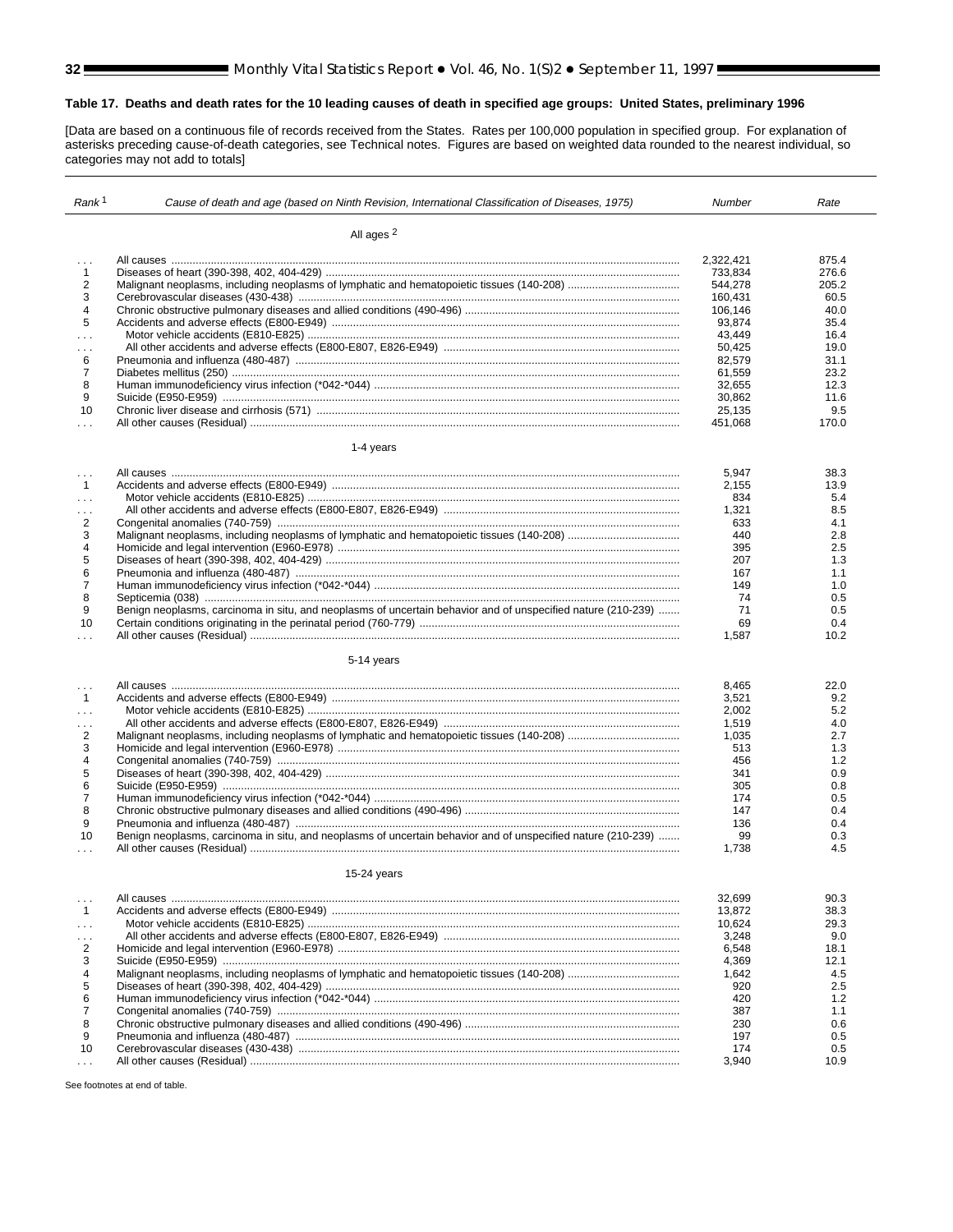**Table 17. Deaths and death rates for the 10 leading causes of death in specified age groups: United States, preliminary 1996**

[Data are based on a continuous file of records received from the States. Rates per 100,000 population in specified group. For explanation of asterisks preceding cause-of-death categories, see Technical notes. Figures are based on weighted data rounded to the nearest individual, so categories may not add to totals]

| Rank[1] | Cause of death and age (based on Ninth Revision, International Classification of Diseases, 1975) | Number | Rate |
|---|---|---|---|
| | **All ages [2]** | | |
| . . . | All causes | 2,322,421 | 875.4 |
| 1 | Diseases of heart (390-398, 402, 404-429) | 733,834 | 276.6 |
| 2 | Malignant neoplasms, including neoplasms of lymphatic and hematopoietic tissues (140-208) | 544,278 | 205.2 |
| 3 | Cerebrovascular diseases (430-438) | 160,431 | 60.5 |
| 4 | Chronic obstructive pulmonary diseases and allied conditions (490-496) | 106,146 | 40.0 |
| 5 | Accidents and adverse effects (E800-E949) | 93,874 | 35.4 |
| . . . | Motor vehicle accidents (E810-E825) | 43,449 | 16.4 |
| . . . | All other accidents and adverse effects (E800-E807, E826-E949) | 50,425 | 19.0 |
| 6 | Pneumonia and influenza (480-487) | 82,579 | 31.1 |
| 7 | Diabetes mellitus (250) | 61,559 | 23.2 |
| 8 | Human immunodeficiency virus infection (*042-*044) | 32,655 | 12.3 |
| 9 | Suicide (E950-E959) | 30,862 | 11.6 |
| 10 | Chronic liver disease and cirrhosis (571) | 25,135 | 9.5 |
| . . . | All other causes (Residual) | 451,068 | 170.0 |
| | **1-4 years** | | |
| . . . | All causes | 5,947 | 38.3 |
| 1 | Accidents and adverse effects (E800-E949) | 2,155 | 13.9 |
| . . . | Motor vehicle accidents (E810-E825) | 834 | 5.4 |
| . . . | All other accidents and adverse effects (E800-E807, E826-E949) | 1,321 | 8.5 |
| 2 | Congenital anomalies (740-759) | 633 | 4.1 |
| 3 | Malignant neoplasms, including neoplasms of lymphatic and hematopoietic tissues (140-208) | 440 | 2.8 |
| 4 | Homicide and legal intervention (E960-E978) | 395 | 2.5 |
| 5 | Diseases of heart (390-398, 402, 404-429) | 207 | 1.3 |
| 6 | Pneumonia and influenza (480-487) | 167 | 1.1 |
| 7 | Human immunodeficiency virus infection (*042-*044) | 149 | 1.0 |
| 8 | Septicemia (038) | 74 | 0.5 |
| 9 | Benign neoplasms, carcinoma in situ, and neoplasms of uncertain behavior and of unspecified nature (210-239) | 71 | 0.5 |
| 10 | Certain conditions originating in the perinatal period (760-779) | 69 | 0.4 |
| . . . | All other causes (Residual) | 1,587 | 10.2 |
| | **5-14 years** | | |
| . . . | All causes | 8,465 | 22.0 |
| 1 | Accidents and adverse effects (E800-E949) | 3,521 | 9.2 |
| . . . | Motor vehicle accidents (E810-E825) | 2,002 | 5.2 |
| . . . | All other accidents and adverse effects (E800-E807, E826-E949) | 1,519 | 4.0 |
| 2 | Malignant neoplasms, including neoplasms of lymphatic and hematopoietic tissues (140-208) | 1,035 | 2.7 |
| 3 | Homicide and legal intervention (E960-E978) | 513 | 1.3 |
| 4 | Congenital anomalies (740-759) | 456 | 1.2 |
| 5 | Diseases of heart (390-398, 402, 404-429) | 341 | 0.9 |
| 6 | Suicide (E950-E959) | 305 | 0.8 |
| 7 | Human immunodeficiency virus infection (*042-*044) | 174 | 0.5 |
| 8 | Chronic obstructive pulmonary diseases and allied conditions (490-496) | 147 | 0.4 |
| 9 | Pneumonia and influenza (480-487) | 136 | 0.4 |
| 10 | Benign neoplasms, carcinoma in situ, and neoplasms of uncertain behavior and of unspecified nature (210-239) | 99 | 0.3 |
| . . . | All other causes (Residual) | 1,738 | 4.5 |
| | **15-24 years** | | |
| . . . | All causes | 32,699 | 90.3 |
| 1 | Accidents and adverse effects (E800-E949) | 13,872 | 38.3 |
| . . . | Motor vehicle accidents (E810-E825) | 10,624 | 29.3 |
| . . . | All other accidents and adverse effects (E800-E807, E826-E949) | 3,248 | 9.0 |
| 2 | Homicide and legal intervention (E960-E978) | 6,548 | 18.1 |
| 3 | Suicide (E950-E959) | 4,369 | 12.1 |
| 4 | Malignant neoplasms, including neoplasms of lymphatic and hematopoietic tissues (140-208) | 1,642 | 4.5 |
| 5 | Diseases of heart (390-398, 402, 404-429) | 920 | 2.5 |
| 6 | Human immunodeficiency virus infection (*042-*044) | 420 | 1.2 |
| 7 | Congenital anomalies (740-759) | 387 | 1.1 |
| 8 | Chronic obstructive pulmonary diseases and allied conditions (490-496) | 230 | 0.6 |
| 9 | Pneumonia and influenza (480-487) | 197 | 0.5 |
| 10 | Cerebrovascular diseases (430-438) | 174 | 0.5 |
| . . . | All other causes (Residual) | 3,940 | 10.9 |

See footnotes at end of table.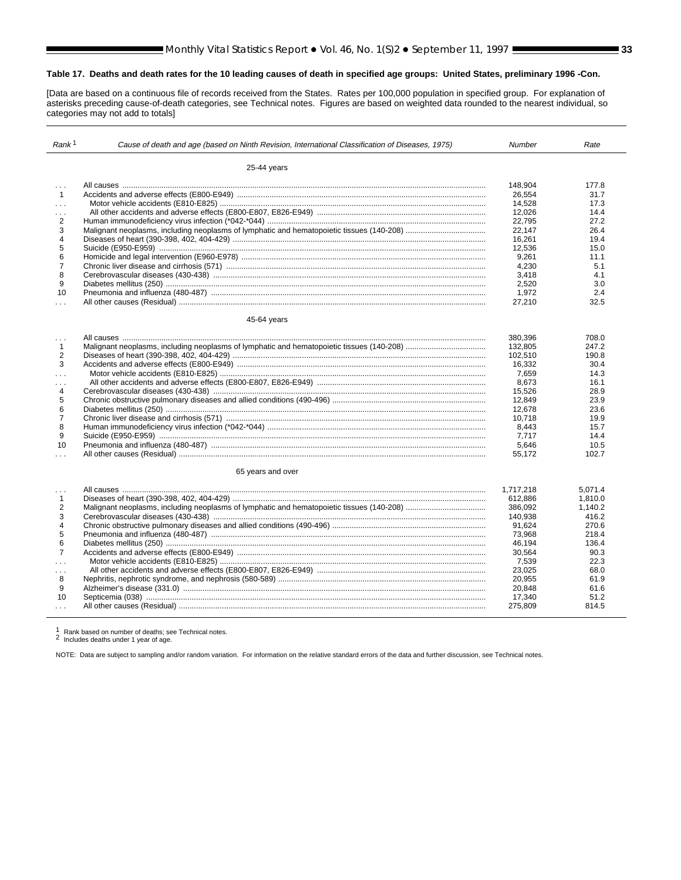### Table 17. Deaths and death rates for the 10 leading causes of death in specified age groups: United States, preliminary 1996 -Con.

[Data are based on a continuous file of records received from the States. Rates per 100,000 population in specified group. For explanation of asterisks preceding cause-of-death categories, see Technical notes. Figures are based on weighted data rounded to the nearest individual, so categories may not add to totals]

| Rank[1] | Cause of death and age (based on Ninth Revision, International Classification of Diseases, 1975) | Number | Rate |
|---|---|---|---|
| | **25-44 years** | | |
| . . . | All causes | 148,904 | 177.8 |
| 1 | Accidents and adverse effects (E800-E949) | 26,554 | 31.7 |
| . . . | Motor vehicle accidents (E810-E825) | 14,528 | 17.3 |
| . . . | All other accidents and adverse effects (E800-E807, E826-E949) | 12,026 | 14.4 |
| 2 | Human immunodeficiency virus infection (*042-*044) | 22,795 | 27.2 |
| 3 | Malignant neoplasms, including neoplasms of lymphatic and hematopoietic tissues (140-208) | 22,147 | 26.4 |
| 4 | Diseases of heart (390-398, 402, 404-429) | 16,261 | 19.4 |
| 5 | Suicide (E950-E959) | 12,536 | 15.0 |
| 6 | Homicide and legal intervention (E960-E978) | 9,261 | 11.1 |
| 7 | Chronic liver disease and cirrhosis (571) | 4,230 | 5.1 |
| 8 | Cerebrovascular diseases (430-438) | 3,418 | 4.1 |
| 9 | Diabetes mellitus (250) | 2,520 | 3.0 |
| 10 | Pneumonia and influenza (480-487) | 1,972 | 2.4 |
| . . . | All other causes (Residual) | 27,210 | 32.5 |
| | **45-64 years** | | |
| . . . | All causes | 380,396 | 708.0 |
| 1 | Malignant neoplasms, including neoplasms of lymphatic and hematopoietic tissues (140-208) | 132,805 | 247.2 |
| 2 | Diseases of heart (390-398, 402, 404-429) | 102,510 | 190.8 |
| 3 | Accidents and adverse effects (E800-E949) | 16,332 | 30.4 |
| . . . | Motor vehicle accidents (E810-E825) | 7,659 | 14.3 |
| . . . | All other accidents and adverse effects (E800-E807, E826-E949) | 8,673 | 16.1 |
| 4 | Cerebrovascular diseases (430-438) | 15,526 | 28.9 |
| 5 | Chronic obstructive pulmonary diseases and allied conditions (490-496) | 12,849 | 23.9 |
| 6 | Diabetes mellitus (250) | 12,678 | 23.6 |
| 7 | Chronic liver disease and cirrhosis (571) | 10,718 | 19.9 |
| 8 | Human immunodeficiency virus infection (*042-*044) | 8,443 | 15.7 |
| 9 | Suicide (E950-E959) | 7,717 | 14.4 |
| 10 | Pneumonia and influenza (480-487) | 5,646 | 10.5 |
| . . . | All other causes (Residual) | 55,172 | 102.7 |
| | **65 years and over** | | |
| . . . | All causes | 1,717,218 | 5,071.4 |
| 1 | Diseases of heart (390-398, 402, 404-429) | 612,886 | 1,810.0 |
| 2 | Malignant neoplasms, including neoplasms of lymphatic and hematopoietic tissues (140-208) | 386,092 | 1,140.2 |
| 3 | Cerebrovascular diseases (430-438) | 140,938 | 416.2 |
| 4 | Chronic obstructive pulmonary diseases and allied conditions (490-496) | 91,624 | 270.6 |
| 5 | Pneumonia and influenza (480-487) | 73,968 | 218.4 |
| 6 | Diabetes mellitus (250) | 46,194 | 136.4 |
| 7 | Accidents and adverse effects (E800-E949) | 30,564 | 90.3 |
| . . . | Motor vehicle accidents (E810-E825) | 7,539 | 22.3 |
| . . . | All other accidents and adverse effects (E800-E807, E826-E949) | 23,025 | 68.0 |
| 8 | Nephritis, nephrotic syndrome, and nephrosis (580-589) | 20,955 | 61.9 |
| 9 | Alzheimer's disease (331.0) | 20,848 | 61.6 |
| 10 | Septicemia (038) | 17,340 | 51.2 |
| . . . | All other causes (Residual) | 275,809 | 814.5 |

[1] Rank based on number of deaths; see Technical notes.
[2] Includes deaths under 1 year of age.

NOTE: Data are subject to sampling and/or random variation. For information on the relative standard errors of the data and further discussion, see Technical notes.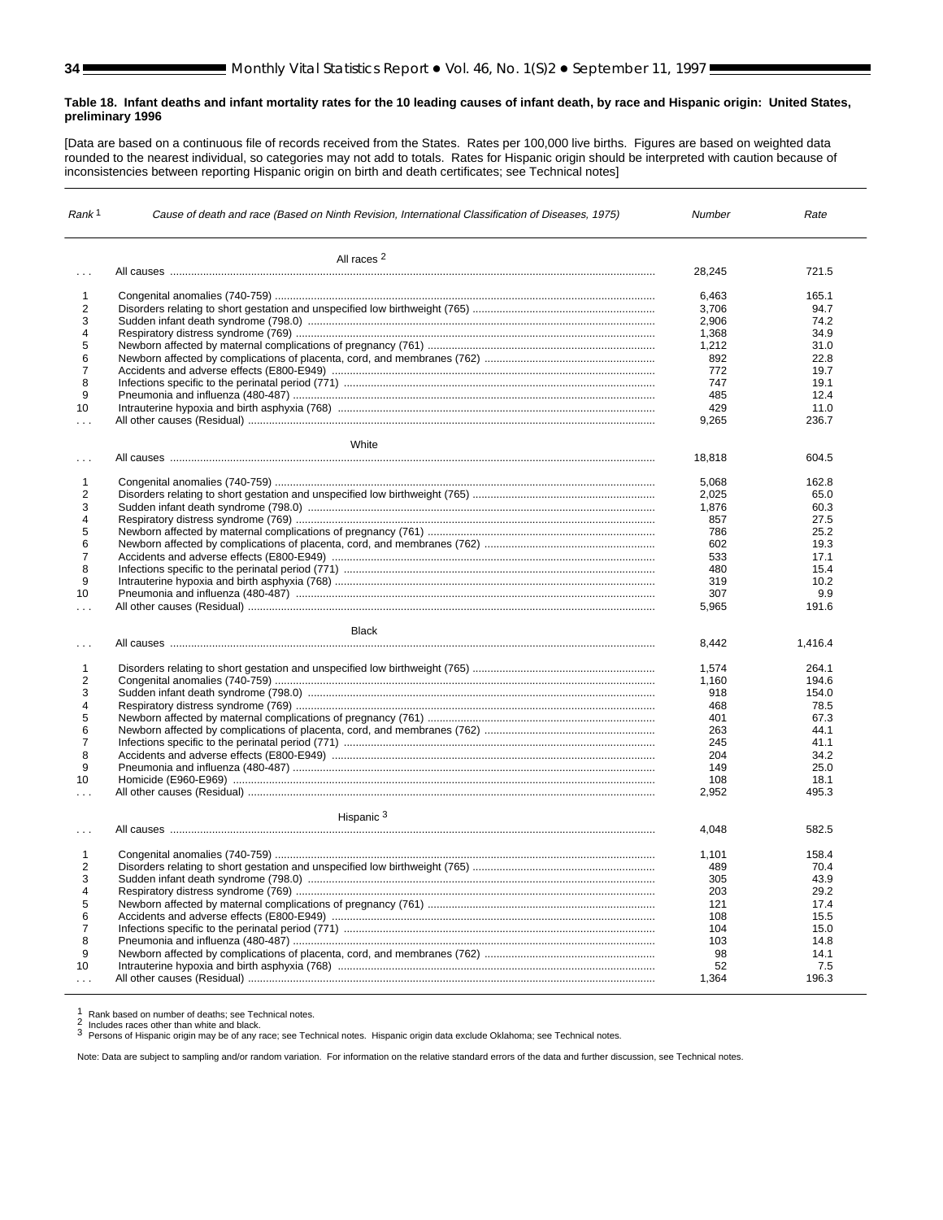**Table 18. Infant deaths and infant mortality rates for the 10 leading causes of infant death, by race and Hispanic origin: United States, preliminary 1996**

[Data are based on a continuous file of records received from the States. Rates per 100,000 live births. Figures are based on weighted data rounded to the nearest individual, so categories may not add to totals. Rates for Hispanic origin should be interpreted with caution because of inconsistencies between reporting Hispanic origin on birth and death certificates; see Technical notes]

| *Rank* [1] | *Cause of death and race (Based on Ninth Revision, International Classification of Diseases, 1975)* | *Number* | *Rate* |
|---|---|---|---|
| | All races [2] | | |
| . . . | All causes | 28,245 | 721.5 |
| 1 | Congenital anomalies (740-759) | 6,463 | 165.1 |
| 2 | Disorders relating to short gestation and unspecified low birthweight (765) | 3,706 | 94.7 |
| 3 | Sudden infant death syndrome (798.0) | 2,906 | 74.2 |
| 4 | Respiratory distress syndrome (769) | 1,368 | 34.9 |
| 5 | Newborn affected by maternal complications of pregnancy (761) | 1,212 | 31.0 |
| 6 | Newborn affected by complications of placenta, cord, and membranes (762) | 892 | 22.8 |
| 7 | Accidents and adverse effects (E800-E949) | 772 | 19.7 |
| 8 | Infections specific to the perinatal period (771) | 747 | 19.1 |
| 9 | Pneumonia and influenza (480-487) | 485 | 12.4 |
| 10 | Intrauterine hypoxia and birth asphyxia (768) | 429 | 11.0 |
| . . . | All other causes (Residual) | 9,265 | 236.7 |
| | White | | |
| . . . | All causes | 18,818 | 604.5 |
| 1 | Congenital anomalies (740-759) | 5,068 | 162.8 |
| 2 | Disorders relating to short gestation and unspecified low birthweight (765) | 2,025 | 65.0 |
| 3 | Sudden infant death syndrome (798.0) | 1,876 | 60.3 |
| 4 | Respiratory distress syndrome (769) | 857 | 27.5 |
| 5 | Newborn affected by maternal complications of pregnancy (761) | 786 | 25.2 |
| 6 | Newborn affected by complications of placenta, cord, and membranes (762) | 602 | 19.3 |
| 7 | Accidents and adverse effects (E800-E949) | 533 | 17.1 |
| 8 | Infections specific to the perinatal period (771) | 480 | 15.4 |
| 9 | Intrauterine hypoxia and birth asphyxia (768) | 319 | 10.2 |
| 10 | Pneumonia and influenza (480-487) | 307 | 9.9 |
| . . . | All other causes (Residual) | 5,965 | 191.6 |
| | Black | | |
| . . . | All causes | 8,442 | 1,416.4 |
| 1 | Disorders relating to short gestation and unspecified low birthweight (765) | 1,574 | 264.1 |
| 2 | Congenital anomalies (740-759) | 1,160 | 194.6 |
| 3 | Sudden infant death syndrome (798.0) | 918 | 154.0 |
| 4 | Respiratory distress syndrome (769) | 468 | 78.5 |
| 5 | Newborn affected by maternal complications of pregnancy (761) | 401 | 67.3 |
| 6 | Newborn affected by complications of placenta, cord, and membranes (762) | 263 | 44.1 |
| 7 | Infections specific to the perinatal period (771) | 245 | 41.1 |
| 8 | Accidents and adverse effects (E800-E949) | 204 | 34.2 |
| 9 | Pneumonia and influenza (480-487) | 149 | 25.0 |
| 10 | Homicide (E960-E969) | 108 | 18.1 |
| . . . | All other causes (Residual) | 2,952 | 495.3 |
| | Hispanic [3] | | |
| . . . | All causes | 4,048 | 582.5 |
| 1 | Congenital anomalies (740-759) | 1,101 | 158.4 |
| 2 | Disorders relating to short gestation and unspecified low birthweight (765) | 489 | 70.4 |
| 3 | Sudden infant death syndrome (798.0) | 305 | 43.9 |
| 4 | Respiratory distress syndrome (769) | 203 | 29.2 |
| 5 | Newborn affected by maternal complications of pregnancy (761) | 121 | 17.4 |
| 6 | Accidents and adverse effects (E800-E949) | 108 | 15.5 |
| 7 | Infections specific to the perinatal period (771) | 104 | 15.0 |
| 8 | Pneumonia and influenza (480-487) | 103 | 14.8 |
| 9 | Newborn affected by complications of placenta, cord, and membranes (762) | 98 | 14.1 |
| 10 | Intrauterine hypoxia and birth asphyxia (768) | 52 | 7.5 |
| . . . | All other causes (Residual) | 1,364 | 196.3 |

[1] Rank based on number of deaths; see Technical notes.
[2] Includes races other than white and black.
[3] Persons of Hispanic origin may be of any race; see Technical notes. Hispanic origin data exclude Oklahoma; see Technical notes.

Note: Data are subject to sampling and/or random variation. For information on the relative standard errors of the data and further discussion, see Technical notes.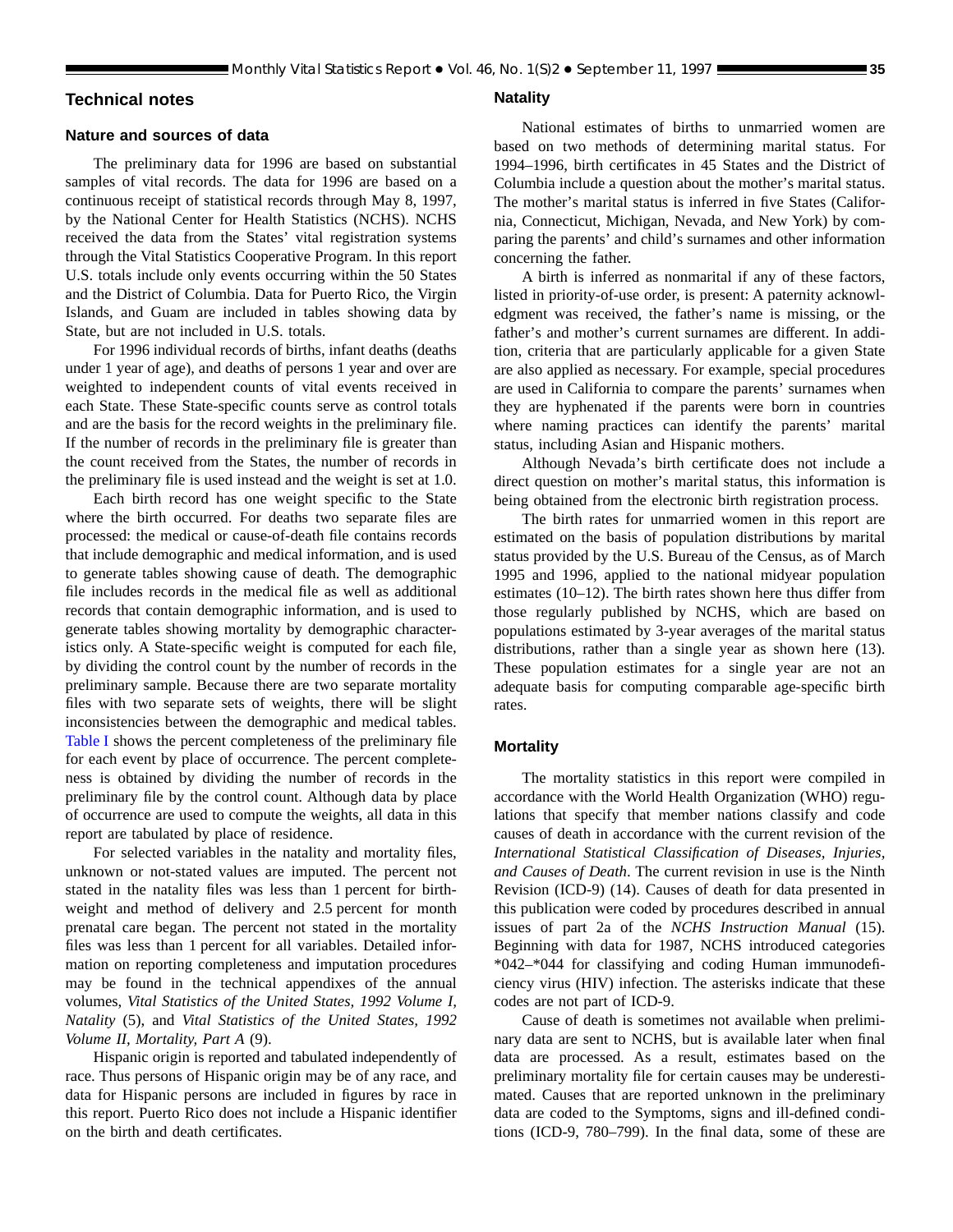## Technical notes

### Nature and sources of data

The preliminary data for 1996 are based on substantial samples of vital records. The data for 1996 are based on a continuous receipt of statistical records through May 8, 1997, by the National Center for Health Statistics (NCHS). NCHS received the data from the States' vital registration systems through the Vital Statistics Cooperative Program. In this report U.S. totals include only events occurring within the 50 States and the District of Columbia. Data for Puerto Rico, the Virgin Islands, and Guam are included in tables showing data by State, but are not included in U.S. totals.

For 1996 individual records of births, infant deaths (deaths under 1 year of age), and deaths of persons 1 year and over are weighted to independent counts of vital events received in each State. These State-specific counts serve as control totals and are the basis for the record weights in the preliminary file. If the number of records in the preliminary file is greater than the count received from the States, the number of records in the preliminary file is used instead and the weight is set at 1.0.

Each birth record has one weight specific to the State where the birth occurred. For deaths two separate files are processed: the medical or cause-of-death file contains records that include demographic and medical information, and is used to generate tables showing cause of death. The demographic file includes records in the medical file as well as additional records that contain demographic information, and is used to generate tables showing mortality by demographic characteristics only. A State-specific weight is computed for each file, by dividing the control count by the number of records in the preliminary sample. Because there are two separate mortality files with two separate sets of weights, there will be slight inconsistencies between the demographic and medical tables. Table I shows the percent completeness of the preliminary file for each event by place of occurrence. The percent completeness is obtained by dividing the number of records in the preliminary file by the control count. Although data by place of occurrence are used to compute the weights, all data in this report are tabulated by place of residence.

For selected variables in the natality and mortality files, unknown or not-stated values are imputed. The percent not stated in the natality files was less than 1 percent for birthweight and method of delivery and 2.5 percent for month prenatal care began. The percent not stated in the mortality files was less than 1 percent for all variables. Detailed information on reporting completeness and imputation procedures may be found in the technical appendixes of the annual volumes, *Vital Statistics of the United States, 1992 Volume I, Natality* (5), and *Vital Statistics of the United States, 1992 Volume II, Mortality, Part A* (9).

Hispanic origin is reported and tabulated independently of race. Thus persons of Hispanic origin may be of any race, and data for Hispanic persons are included in figures by race in this report. Puerto Rico does not include a Hispanic identifier on the birth and death certificates.

### Natality

National estimates of births to unmarried women are based on two methods of determining marital status. For 1994–1996, birth certificates in 45 States and the District of Columbia include a question about the mother's marital status. The mother's marital status is inferred in five States (California, Connecticut, Michigan, Nevada, and New York) by comparing the parents' and child's surnames and other information concerning the father.

A birth is inferred as nonmarital if any of these factors, listed in priority-of-use order, is present: A paternity acknowledgment was received, the father's name is missing, or the father's and mother's current surnames are different. In addition, criteria that are particularly applicable for a given State are also applied as necessary. For example, special procedures are used in California to compare the parents' surnames when they are hyphenated if the parents were born in countries where naming practices can identify the parents' marital status, including Asian and Hispanic mothers.

Although Nevada's birth certificate does not include a direct question on mother's marital status, this information is being obtained from the electronic birth registration process.

The birth rates for unmarried women in this report are estimated on the basis of population distributions by marital status provided by the U.S. Bureau of the Census, as of March 1995 and 1996, applied to the national midyear population estimates (10–12). The birth rates shown here thus differ from those regularly published by NCHS, which are based on populations estimated by 3-year averages of the marital status distributions, rather than a single year as shown here (13). These population estimates for a single year are not an adequate basis for computing comparable age-specific birth rates.

### Mortality

The mortality statistics in this report were compiled in accordance with the World Health Organization (WHO) regulations that specify that member nations classify and code causes of death in accordance with the current revision of the *International Statistical Classification of Diseases, Injuries, and Causes of Death*. The current revision in use is the Ninth Revision (ICD-9) (14). Causes of death for data presented in this publication were coded by procedures described in annual issues of part 2a of the *NCHS Instruction Manual* (15). Beginning with data for 1987, NCHS introduced categories *042–*044 for classifying and coding Human immunodeficiency virus (HIV) infection. The asterisks indicate that these codes are not part of ICD-9.

Cause of death is sometimes not available when preliminary data are sent to NCHS, but is available later when final data are processed. As a result, estimates based on the preliminary mortality file for certain causes may be underestimated. Causes that are reported unknown in the preliminary data are coded to the Symptoms, signs and ill-defined conditions (ICD-9, 780–799). In the final data, some of these are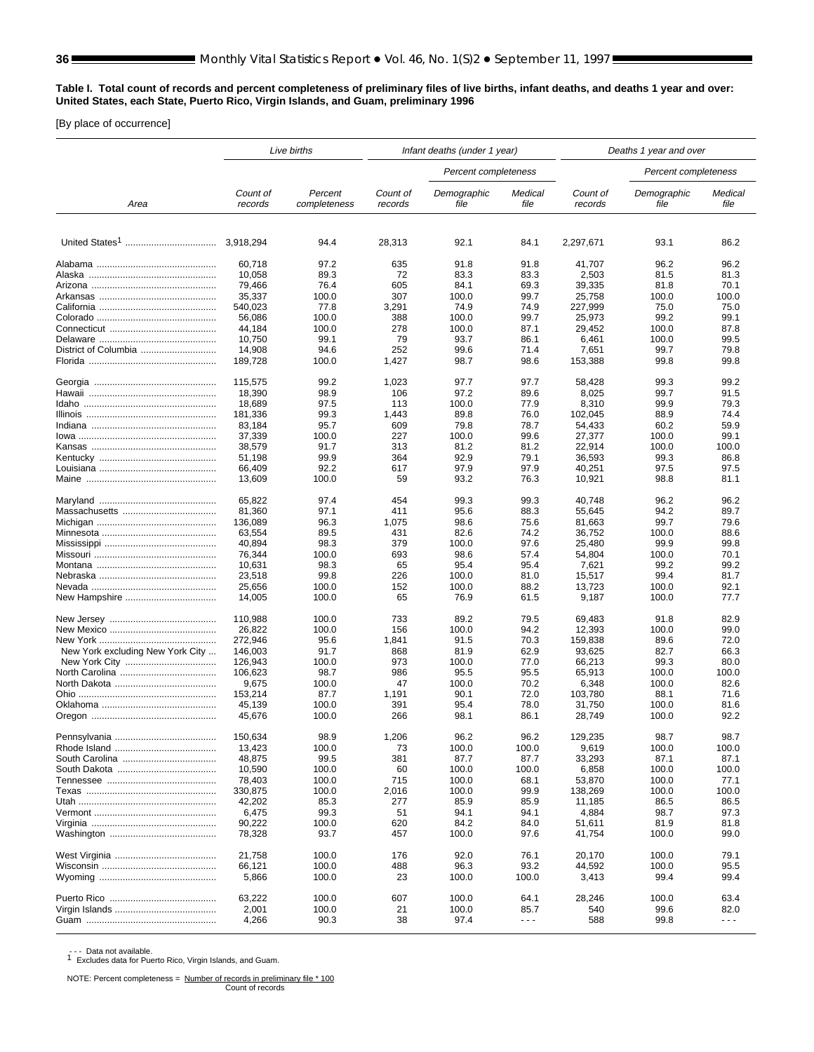**Table I. Total count of records and percent completeness of preliminary files of live births, infant deaths, and deaths 1 year and over: United States, each State, Puerto Rico, Virgin Islands, and Guam, preliminary 1996**

[By place of occurrence]

| Area | Live births | | Infant deaths (under 1 year) | | | Deaths 1 year and over | | |
|---|---|---|---|---|---|---|---|---|
| | | | | Percent completeness | | | Percent completeness | |
| | Count of records | Percent completeness | Count of records | Demographic file | Medical file | Count of records | Demographic file | Medical file |
| United States[1] | 3,918,294 | 94.4 | 28,313 | 92.1 | 84.1 | 2,297,671 | 93.1 | 86.2 |
| Alabama | 60,718 | 97.2 | 635 | 91.8 | 91.8 | 41,707 | 96.2 | 96.2 |
| Alaska | 10,058 | 89.3 | 72 | 83.3 | 83.3 | 2,503 | 81.5 | 81.3 |
| Arizona | 79,466 | 76.4 | 605 | 84.1 | 69.3 | 39,335 | 81.8 | 70.1 |
| Arkansas | 35,337 | 100.0 | 307 | 100.0 | 99.7 | 25,758 | 100.0 | 100.0 |
| California | 540,023 | 77.8 | 3,291 | 74.9 | 74.9 | 227,999 | 75.0 | 75.0 |
| Colorado | 56,086 | 100.0 | 388 | 100.0 | 99.7 | 25,973 | 99.2 | 99.1 |
| Connecticut | 44,184 | 100.0 | 278 | 100.0 | 87.1 | 29,452 | 100.0 | 87.8 |
| Delaware | 10,750 | 99.1 | 79 | 93.7 | 86.1 | 6,461 | 100.0 | 99.5 |
| District of Columbia | 14,908 | 94.6 | 252 | 99.6 | 71.4 | 7,651 | 99.7 | 79.8 |
| Florida | 189,728 | 100.0 | 1,427 | 98.7 | 98.6 | 153,388 | 99.8 | 99.8 |
| Georgia | 115,575 | 99.2 | 1,023 | 97.7 | 97.7 | 58,428 | 99.3 | 99.2 |
| Hawaii | 18,390 | 98.9 | 106 | 97.2 | 89.6 | 8,025 | 99.7 | 91.5 |
| Idaho | 18,689 | 97.5 | 113 | 100.0 | 77.9 | 8,310 | 99.9 | 79.3 |
| Illinois | 181,336 | 99.3 | 1,443 | 89.8 | 76.0 | 102,045 | 88.9 | 74.4 |
| Indiana | 83,184 | 95.7 | 609 | 79.8 | 78.7 | 54,433 | 60.2 | 59.9 |
| Iowa | 37,339 | 100.0 | 227 | 100.0 | 99.6 | 27,377 | 100.0 | 99.1 |
| Kansas | 38,579 | 91.7 | 313 | 81.2 | 81.2 | 22,914 | 100.0 | 100.0 |
| Kentucky | 51,198 | 99.9 | 364 | 92.9 | 79.1 | 36,593 | 99.3 | 86.8 |
| Louisiana | 66,409 | 92.2 | 617 | 97.9 | 97.9 | 40,251 | 97.5 | 97.5 |
| Maine | 13,609 | 100.0 | 59 | 93.2 | 76.3 | 10,921 | 98.8 | 81.1 |
| Maryland | 65,822 | 97.4 | 454 | 99.3 | 99.3 | 40,748 | 96.2 | 96.2 |
| Massachusetts | 81,360 | 97.1 | 411 | 95.6 | 88.3 | 55,645 | 94.2 | 89.7 |
| Michigan | 136,089 | 96.3 | 1,075 | 98.6 | 75.6 | 81,663 | 99.7 | 79.6 |
| Minnesota | 63,554 | 89.5 | 431 | 82.6 | 74.2 | 36,752 | 100.0 | 88.6 |
| Mississippi | 40,894 | 98.3 | 379 | 100.0 | 97.6 | 25,480 | 99.9 | 99.8 |
| Missouri | 76,344 | 100.0 | 693 | 98.6 | 57.4 | 54,804 | 100.0 | 70.1 |
| Montana | 10,631 | 98.3 | 65 | 95.4 | 95.4 | 7,621 | 99.2 | 99.2 |
| Nebraska | 23,518 | 99.8 | 226 | 100.0 | 81.0 | 15,517 | 99.4 | 81.7 |
| Nevada | 25,656 | 100.0 | 152 | 100.0 | 88.2 | 13,723 | 100.0 | 92.1 |
| New Hampshire | 14,005 | 100.0 | 65 | 76.9 | 61.5 | 9,187 | 100.0 | 77.7 |
| New Jersey | 110,988 | 100.0 | 733 | 89.2 | 79.5 | 69,483 | 91.8 | 82.9 |
| New Mexico | 26,822 | 100.0 | 156 | 100.0 | 94.2 | 12,393 | 100.0 | 99.0 |
| New York | 272,946 | 95.6 | 1,841 | 91.5 | 70.3 | 159,838 | 89.6 | 72.0 |
| New York excluding New York City | 146,003 | 91.7 | 868 | 81.9 | 62.9 | 93,625 | 82.7 | 66.3 |
| New York City | 126,943 | 100.0 | 973 | 100.0 | 77.0 | 66,213 | 99.3 | 80.0 |
| North Carolina | 106,623 | 98.7 | 986 | 95.5 | 95.5 | 65,913 | 100.0 | 100.0 |
| North Dakota | 9,675 | 100.0 | 47 | 100.0 | 70.2 | 6,348 | 100.0 | 82.6 |
| Ohio | 153,214 | 87.7 | 1,191 | 90.1 | 72.0 | 103,780 | 88.1 | 71.6 |
| Oklahoma | 45,139 | 100.0 | 391 | 95.4 | 78.0 | 31,750 | 100.0 | 81.6 |
| Oregon | 45,676 | 100.0 | 266 | 98.1 | 86.1 | 28,749 | 100.0 | 92.2 |
| Pennsylvania | 150,634 | 98.9 | 1,206 | 96.2 | 96.2 | 129,235 | 98.7 | 98.7 |
| Rhode Island | 13,423 | 100.0 | 73 | 100.0 | 100.0 | 9,619 | 100.0 | 100.0 |
| South Carolina | 48,875 | 99.5 | 381 | 87.7 | 87.7 | 33,293 | 87.1 | 87.1 |
| South Dakota | 10,590 | 100.0 | 60 | 100.0 | 100.0 | 6,858 | 100.0 | 100.0 |
| Tennessee | 78,403 | 100.0 | 715 | 100.0 | 68.1 | 53,870 | 100.0 | 77.1 |
| Texas | 330,875 | 100.0 | 2,016 | 100.0 | 99.9 | 138,269 | 100.0 | 100.0 |
| Utah | 42,202 | 85.3 | 277 | 85.9 | 85.9 | 11,185 | 86.5 | 86.5 |
| Vermont | 6,475 | 99.3 | 51 | 94.1 | 94.1 | 4,884 | 98.7 | 97.3 |
| Virginia | 90,222 | 100.0 | 620 | 84.2 | 84.0 | 51,611 | 81.9 | 81.8 |
| Washington | 78,328 | 93.7 | 457 | 100.0 | 97.6 | 41,754 | 100.0 | 99.0 |
| West Virginia | 21,758 | 100.0 | 176 | 92.0 | 76.1 | 20,170 | 100.0 | 79.1 |
| Wisconsin | 66,121 | 100.0 | 488 | 96.3 | 93.2 | 44,592 | 100.0 | 95.5 |
| Wyoming | 5,866 | 100.0 | 23 | 100.0 | 100.0 | 3,413 | 99.4 | 99.4 |
| Puerto Rico | 63,222 | 100.0 | 607 | 100.0 | 64.1 | 28,246 | 100.0 | 63.4 |
| Virgin Islands | 2,001 | 100.0 | 21 | 100.0 | 85.7 | 540 | 99.6 | 82.0 |
| Guam | 4,266 | 90.3 | 38 | 97.4 | - - - | 588 | 99.8 | - - - |

- - - Data not available.
[1] Excludes data for Puerto Rico, Virgin Islands, and Guam.

NOTE: Percent completeness = Number of records in preliminary file * 100 / Count of records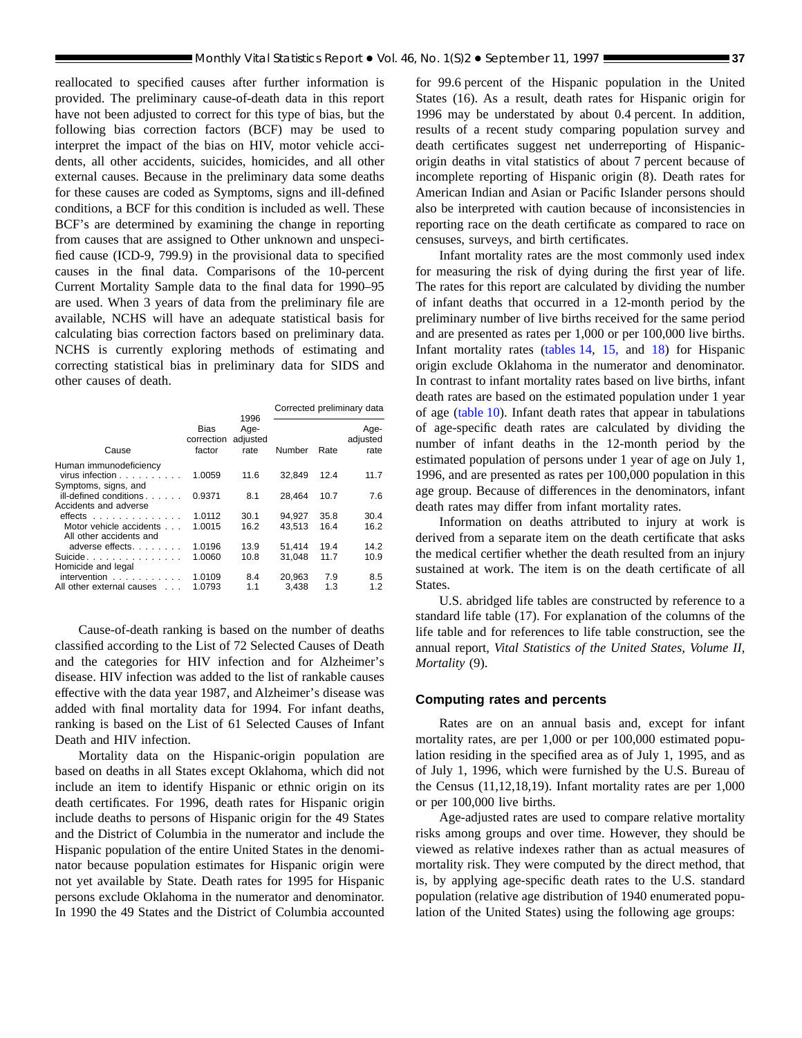reallocated to specified causes after further information is provided. The preliminary cause-of-death data in this report have not been adjusted to correct for this type of bias, but the following bias correction factors (BCF) may be used to interpret the impact of the bias on HIV, motor vehicle accidents, all other accidents, suicides, homicides, and all other external causes. Because in the preliminary data some deaths for these causes are coded as Symptoms, signs and ill-defined conditions, a BCF for this condition is included as well. These BCF's are determined by examining the change in reporting from causes that are assigned to Other unknown and unspecified cause (ICD-9, 799.9) in the provisional data to specified causes in the final data. Comparisons of the 10-percent Current Mortality Sample data to the final data for 1990–95 are used. When 3 years of data from the preliminary file are available, NCHS will have an adequate statistical basis for calculating bias correction factors based on preliminary data. NCHS is currently exploring methods of estimating and correcting statistical bias in preliminary data for SIDS and other causes of death.

| Cause | Bias correction factor | 1996 Age-adjusted rate | Corrected preliminary data | | |
|---|---|---|---|---|---|
| | | | Number | Rate | Age-adjusted rate |
| Human immunodeficiency virus infection | 1.0059 | 11.6 | 32,849 | 12.4 | 11.7 |
| Symptoms, signs, and ill-defined conditions | 0.9371 | 8.1 | 28,464 | 10.7 | 7.6 |
| Accidents and adverse effects | 1.0112 | 30.1 | 94,927 | 35.8 | 30.4 |
| Motor vehicle accidents | 1.0015 | 16.2 | 43,513 | 16.4 | 16.2 |
| All other accidents and adverse effects | 1.0196 | 13.9 | 51,414 | 19.4 | 14.2 |
| Suicide | 1.0060 | 10.8 | 31,048 | 11.7 | 10.9 |
| Homicide and legal intervention | 1.0109 | 8.4 | 20,963 | 7.9 | 8.5 |
| All other external causes | 1.0793 | 1.1 | 3,438 | 1.3 | 1.2 |

Cause-of-death ranking is based on the number of deaths classified according to the List of 72 Selected Causes of Death and the categories for HIV infection and for Alzheimer's disease. HIV infection was added to the list of rankable causes effective with the data year 1987, and Alzheimer's disease was added with final mortality data for 1994. For infant deaths, ranking is based on the List of 61 Selected Causes of Infant Death and HIV infection.

Mortality data on the Hispanic-origin population are based on deaths in all States except Oklahoma, which did not include an item to identify Hispanic or ethnic origin on its death certificates. For 1996, death rates for Hispanic origin include deaths to persons of Hispanic origin for the 49 States and the District of Columbia in the numerator and include the Hispanic population of the entire United States in the denominator because population estimates for Hispanic origin were not yet available by State. Death rates for 1995 for Hispanic persons exclude Oklahoma in the numerator and denominator. In 1990 the 49 States and the District of Columbia accounted for 99.6 percent of the Hispanic population in the United States (16). As a result, death rates for Hispanic origin for 1996 may be understated by about 0.4 percent. In addition, results of a recent study comparing population survey and death certificates suggest net underreporting of Hispanic-origin deaths in vital statistics of about 7 percent because of incomplete reporting of Hispanic origin (8). Death rates for American Indian and Asian or Pacific Islander persons should also be interpreted with caution because of inconsistencies in reporting race on the death certificate as compared to race on censuses, surveys, and birth certificates.

Infant mortality rates are the most commonly used index for measuring the risk of dying during the first year of life. The rates for this report are calculated by dividing the number of infant deaths that occurred in a 12-month period by the preliminary number of live births received for the same period and are presented as rates per 1,000 or per 100,000 live births. Infant mortality rates (tables 14, 15, and 18) for Hispanic origin exclude Oklahoma in the numerator and denominator. In contrast to infant mortality rates based on live births, infant death rates are based on the estimated population under 1 year of age (table 10). Infant death rates that appear in tabulations of age-specific death rates are calculated by dividing the number of infant deaths in the 12-month period by the estimated population of persons under 1 year of age on July 1, 1996, and are presented as rates per 100,000 population in this age group. Because of differences in the denominators, infant death rates may differ from infant mortality rates.

Information on deaths attributed to injury at work is derived from a separate item on the death certificate that asks the medical certifier whether the death resulted from an injury sustained at work. The item is on the death certificate of all States.

U.S. abridged life tables are constructed by reference to a standard life table (17). For explanation of the columns of the life table and for references to life table construction, see the annual report, *Vital Statistics of the United States, Volume II, Mortality* (9).

### Computing rates and percents

Rates are on an annual basis and, except for infant mortality rates, are per 1,000 or per 100,000 estimated population residing in the specified area as of July 1, 1995, and as of July 1, 1996, which were furnished by the U.S. Bureau of the Census (11,12,18,19). Infant mortality rates are per 1,000 or per 100,000 live births.

Age-adjusted rates are used to compare relative mortality risks among groups and over time. However, they should be viewed as relative indexes rather than as actual measures of mortality risk. They were computed by the direct method, that is, by applying age-specific death rates to the U.S. standard population (relative age distribution of 1940 enumerated population of the United States) using the following age groups: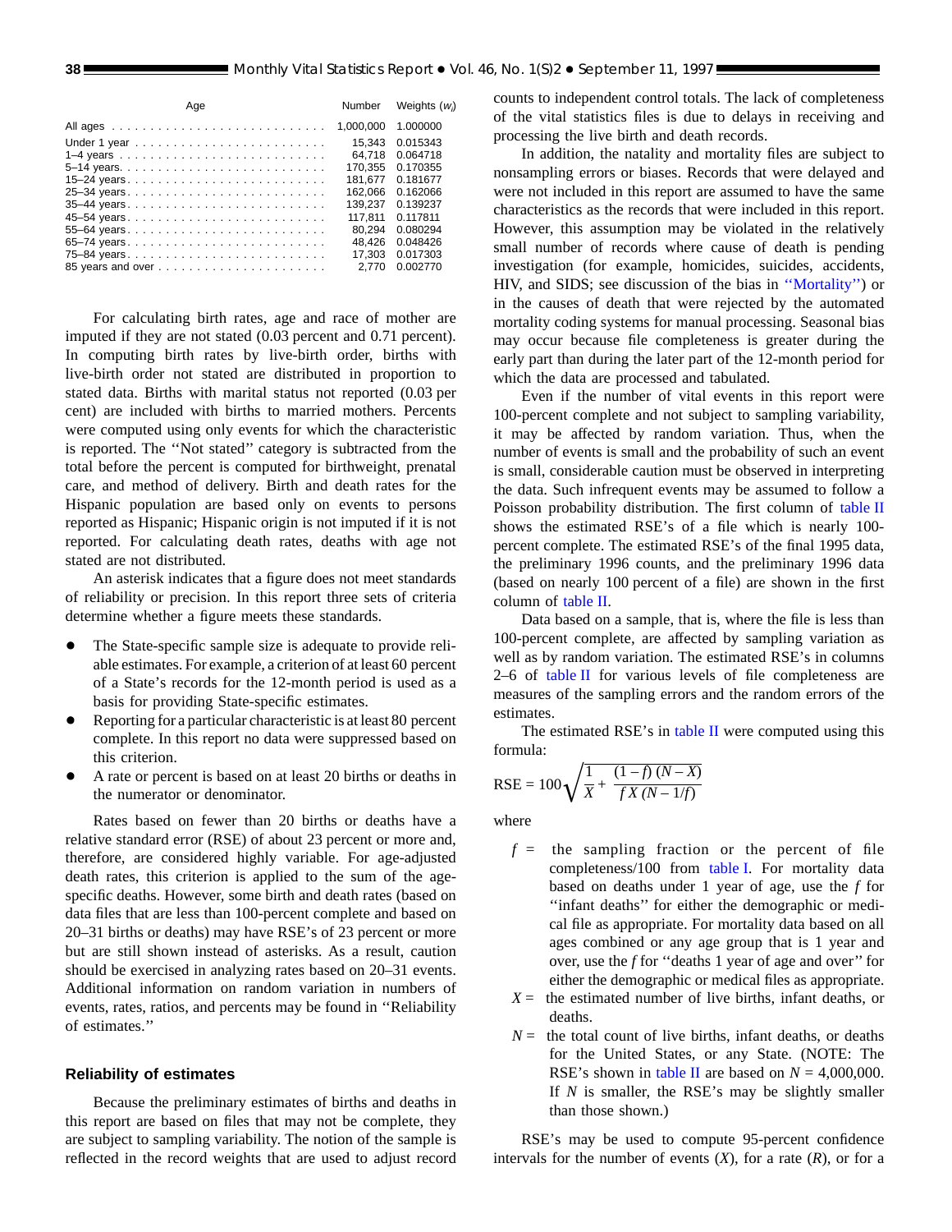| Age | Number | Weights ($w_i$) |
|---|---|---|
| All ages | 1,000,000 | 1.000000 |
| Under 1 year | 15,343 | 0.015343 |
| 1–4 years | 64,718 | 0.064718 |
| 5–14 years | 170,355 | 0.170355 |
| 15–24 years | 181,677 | 0.181677 |
| 25–34 years | 162,066 | 0.162066 |
| 35–44 years | 139,237 | 0.139237 |
| 45–54 years | 117,811 | 0.117811 |
| 55–64 years | 80,294 | 0.080294 |
| 65–74 years | 48,426 | 0.048426 |
| 75–84 years | 17,303 | 0.017303 |
| 85 years and over | 2,770 | 0.002770 |

For calculating birth rates, age and race of mother are imputed if they are not stated (0.03 percent and 0.71 percent). In computing birth rates by live-birth order, births with live-birth order not stated are distributed in proportion to stated data. Births with marital status not reported (0.03 per cent) are included with births to married mothers. Percents were computed using only events for which the characteristic is reported. The ''Not stated'' category is subtracted from the total before the percent is computed for birthweight, prenatal care, and method of delivery. Birth and death rates for the Hispanic population are based only on events to persons reported as Hispanic; Hispanic origin is not imputed if it is not reported. For calculating death rates, deaths with age not stated are not distributed.

An asterisk indicates that a figure does not meet standards of reliability or precision. In this report three sets of criteria determine whether a figure meets these standards.

- The State-specific sample size is adequate to provide reliable estimates. For example, a criterion of at least 60 percent of a State's records for the 12-month period is used as a basis for providing State-specific estimates.
- Reporting for a particular characteristic is at least 80 percent complete. In this report no data were suppressed based on this criterion.
- A rate or percent is based on at least 20 births or deaths in the numerator or denominator.

Rates based on fewer than 20 births or deaths have a relative standard error (RSE) of about 23 percent or more and, therefore, are considered highly variable. For age-adjusted death rates, this criterion is applied to the sum of the age-specific deaths. However, some birth and death rates (based on data files that are less than 100-percent complete and based on 20–31 births or deaths) may have RSE's of 23 percent or more but are still shown instead of asterisks. As a result, caution should be exercised in analyzing rates based on 20–31 births or deaths. Additional information on random variation in numbers of events, rates, ratios, and percents may be found in ''Reliability of estimates.''

### Reliability of estimates

Because the preliminary estimates of births and deaths in this report are based on files that may not be complete, they are subject to sampling variability. The notion of the sample is reflected in the record weights that are used to adjust record counts to independent control totals. The lack of completeness of the vital statistics files is due to delays in receiving and processing the live birth and death records.

In addition, the natality and mortality files are subject to nonsampling errors or biases. Records that were delayed and were not included in this report are assumed to have the same characteristics as the records that were included in this report. However, this assumption may be violated in the relatively small number of records where cause of death is pending investigation (for example, homicides, suicides, accidents, HIV, and SIDS; see discussion of the bias in ''Mortality'') or in the causes of death that were rejected by the automated mortality coding systems for manual processing. Seasonal bias may occur because file completeness is greater during the early part than during the later part of the 12-month period for which the data are processed and tabulated.

Even if the number of vital events in this report were 100-percent complete and not subject to sampling variability, it may be affected by random variation. Thus, when the number of events is small and the probability of such an event is small, considerable caution must be observed in interpreting the data. Such infrequent events may be assumed to follow a Poisson probability distribution. The first column of table II shows the estimated RSE's of a file which is nearly 100-percent complete. The estimated RSE's of the final 1995 data, the preliminary 1996 counts, and the preliminary 1996 data (based on nearly 100 percent of a file) are shown in the first column of table II.

Data based on a sample, that is, where the file is less than 100-percent complete, are affected by sampling variation as well as by random variation. The estimated RSE's in columns 2–6 of table II for various levels of file completeness are measures of the sampling errors and the random errors of the estimates.

The estimated RSE's in table II were computed using this formula:

$$\text{RSE} = 100\sqrt{\frac{1}{X} + \frac{(1-f)\,(N-X)}{f\,X\,(N-1/f)}}$$

where

- $f$ = the sampling fraction or the percent of file completeness/100 from table I. For mortality data based on deaths under 1 year of age, use the $f$ for ''infant deaths'' for either the demographic or medical file as appropriate. For mortality data based on all ages combined or any age group that is 1 year and over, use the $f$ for ''deaths 1 year of age and over'' for either the demographic or medical files as appropriate.
- $X$ = the estimated number of live births, infant deaths, or deaths.
- $N$ = the total count of live births, infant deaths, or deaths for the United States, or any State. (NOTE: The RSE's shown in table II are based on $N$ = 4,000,000. If $N$ is smaller, the RSE's may be slightly smaller than those shown.)

RSE's may be used to compute 95-percent confidence intervals for the number of events ($X$), for a rate ($R$), or for a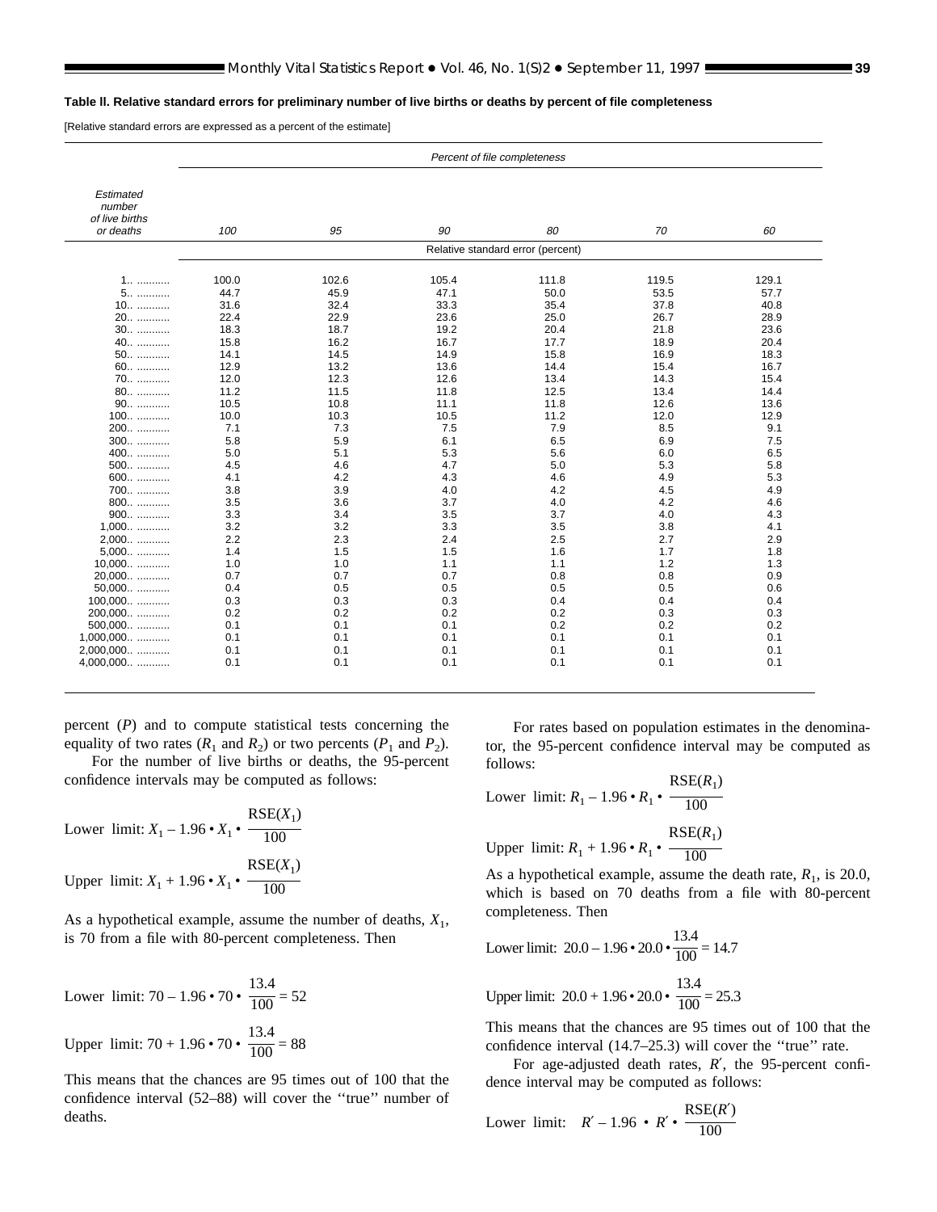**Table ll. Relative standard errors for preliminary number of live births or deaths by percent of file completeness**

[Relative standard errors are expressed as a percent of the estimate]

| Estimated number of live births or deaths | Percent of file completeness | | | | | |
|---|---|---|---|---|---|---|
| | 100 | 95 | 90 | 80 | 70 | 60 |
| | Relative standard error (percent) | | | | | |
| 1 | 100.0 | 102.6 | 105.4 | 111.8 | 119.5 | 129.1 |
| 5 | 44.7 | 45.9 | 47.1 | 50.0 | 53.5 | 57.7 |
| 10 | 31.6 | 32.4 | 33.3 | 35.4 | 37.8 | 40.8 |
| 20 | 22.4 | 22.9 | 23.6 | 25.0 | 26.7 | 28.9 |
| 30 | 18.3 | 18.7 | 19.2 | 20.4 | 21.8 | 23.6 |
| 40 | 15.8 | 16.2 | 16.7 | 17.7 | 18.9 | 20.4 |
| 50 | 14.1 | 14.5 | 14.9 | 15.8 | 16.9 | 18.3 |
| 60 | 12.9 | 13.2 | 13.6 | 14.4 | 15.4 | 16.7 |
| 70 | 12.0 | 12.3 | 12.6 | 13.4 | 14.3 | 15.4 |
| 80 | 11.2 | 11.5 | 11.8 | 12.5 | 13.4 | 14.4 |
| 90 | 10.5 | 10.8 | 11.1 | 11.8 | 12.6 | 13.6 |
| 100 | 10.0 | 10.3 | 10.5 | 11.2 | 12.0 | 12.9 |
| 200 | 7.1 | 7.3 | 7.5 | 7.9 | 8.5 | 9.1 |
| 300 | 5.8 | 5.9 | 6.1 | 6.5 | 6.9 | 7.5 |
| 400 | 5.0 | 5.1 | 5.3 | 5.6 | 6.0 | 6.5 |
| 500 | 4.5 | 4.6 | 4.7 | 5.0 | 5.3 | 5.8 |
| 600 | 4.1 | 4.2 | 4.3 | 4.6 | 4.9 | 5.3 |
| 700 | 3.8 | 3.9 | 4.0 | 4.2 | 4.5 | 4.9 |
| 800 | 3.5 | 3.6 | 3.7 | 4.0 | 4.2 | 4.6 |
| 900 | 3.3 | 3.4 | 3.5 | 3.7 | 4.0 | 4.3 |
| 1,000 | 3.2 | 3.2 | 3.3 | 3.5 | 3.8 | 4.1 |
| 2,000 | 2.2 | 2.3 | 2.4 | 2.5 | 2.7 | 2.9 |
| 5,000 | 1.4 | 1.5 | 1.5 | 1.6 | 1.7 | 1.8 |
| 10,000 | 1.0 | 1.0 | 1.1 | 1.1 | 1.2 | 1.3 |
| 20,000 | 0.7 | 0.7 | 0.7 | 0.8 | 0.8 | 0.9 |
| 50,000 | 0.4 | 0.5 | 0.5 | 0.5 | 0.5 | 0.6 |
| 100,000 | 0.3 | 0.3 | 0.3 | 0.4 | 0.4 | 0.4 |
| 200,000 | 0.2 | 0.2 | 0.2 | 0.2 | 0.3 | 0.3 |
| 500,000 | 0.1 | 0.1 | 0.1 | 0.2 | 0.2 | 0.2 |
| 1,000,000 | 0.1 | 0.1 | 0.1 | 0.1 | 0.1 | 0.1 |
| 2,000,000 | 0.1 | 0.1 | 0.1 | 0.1 | 0.1 | 0.1 |
| 4,000,000 | 0.1 | 0.1 | 0.1 | 0.1 | 0.1 | 0.1 |

percent ($P$) and to compute statistical tests concerning the equality of two rates ($R_1$ and $R_2$) or two percents ($P_1$ and $P_2$).

For the number of live births or deaths, the 95-percent confidence intervals may be computed as follows:

$$\text{Lower limit: } X_1 - 1.96 \cdot X_1 \cdot \frac{\text{RSE}(X_1)}{100}$$

$$\text{Upper limit: } X_1 + 1.96 \cdot X_1 \cdot \frac{\text{RSE}(X_1)}{100}$$

As a hypothetical example, assume the number of deaths, $X_1$, is 70 from a file with 80-percent completeness. Then

$$\text{Lower limit: } 70 - 1.96 \cdot 70 \cdot \frac{13.4}{100} = 52$$

$$\text{Upper limit: } 70 + 1.96 \cdot 70 \cdot \frac{13.4}{100} = 88$$

This means that the chances are 95 times out of 100 that the confidence interval (52–88) will cover the ''true'' number of deaths.

For rates based on population estimates in the denominator, the 95-percent confidence interval may be computed as follows:

$$\text{Lower limit: } R_1 - 1.96 \cdot R_1 \cdot \frac{\text{RSE}(R_1)}{100}$$

$$\text{Upper limit: } R_1 + 1.96 \cdot R_1 \cdot \frac{\text{RSE}(R_1)}{100}$$

As a hypothetical example, assume the death rate, $R_1$, is 20.0, which is based on 70 deaths from a file with 80-percent completeness. Then

$$\text{Lower limit: } 20.0 - 1.96 \cdot 20.0 \cdot \frac{13.4}{100} = 14.7$$

$$\text{Upper limit: } 20.0 + 1.96 \cdot 20.0 \cdot \frac{13.4}{100} = 25.3$$

This means that the chances are 95 times out of 100 that the confidence interval (14.7–25.3) will cover the ''true'' rate.

For age-adjusted death rates, $R'$, the 95-percent confidence interval may be computed as follows:

$$\text{Lower limit: } R' - 1.96 \cdot R' \cdot \frac{\text{RSE}(R')}{100}$$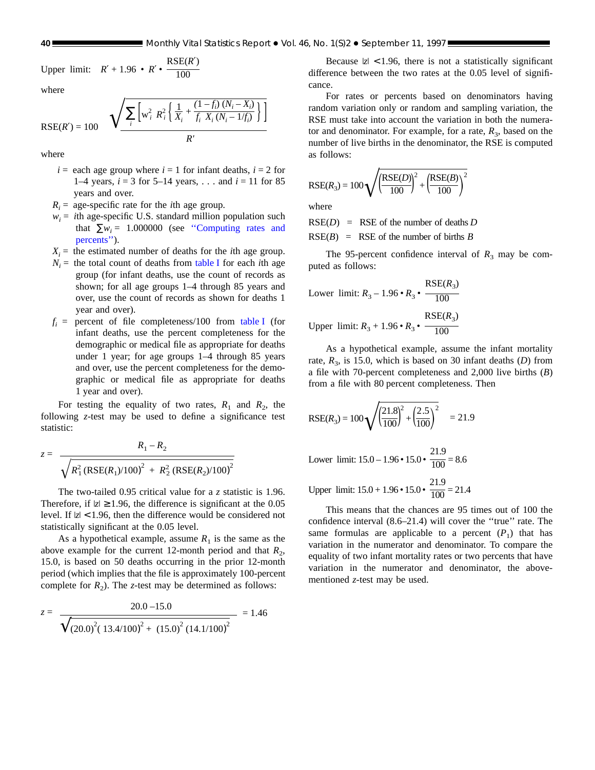Upper limit: $R' + 1.96 \cdot R' \cdot \dfrac{\text{RSE}(R')}{100}$

where

$$\text{RSE}(R') = 100 \frac{\sqrt{\sum_i \left[ w_i^2 \, R_i^2 \left\{ \dfrac{1}{X_i} + \dfrac{(1-f_i)\,(N_i - X_i)}{f_i \; X_i \, (N_i - 1/f_i)} \right\} \right]}}{R'}$$

where

- $i$ = each age group where $i = 1$ for infant deaths, $i = 2$ for 1–4 years, $i = 3$ for 5–14 years, . . . and $i = 11$ for 85 years and over.
- $R_i$ = age-specific rate for the $i$th age group.
- $w_i$ = $i$th age-specific U.S. standard million population such that $\sum w_i = 1.000000$ (see ''Computing rates and percents'').
- $X_i$ = the estimated number of deaths for the $i$th age group.
- $N_i$ = the total count of deaths from table I for each $i$th age group (for infant deaths, use the count of records as shown; for all age groups 1–4 through 85 years and over, use the count of records as shown for deaths 1 year and over).
- $f_i$ = percent of file completeness/100 from table I (for infant deaths, use the percent completeness for the demographic or medical file as appropriate for deaths under 1 year; for age groups 1–4 through 85 years and over, use the percent completeness for the demographic or medical file as appropriate for deaths 1 year and over).

For testing the equality of two rates, $R_1$ and $R_2$, the following $z$-test may be used to define a significance test statistic:

$$z = \frac{R_1 - R_2}{\sqrt{R_1^2\,(\text{RSE}(R_1)/100)^2 \; + \; R_2^2\,(\text{RSE}(R_2)/100)^2}}$$

The two-tailed 0.95 critical value for a $z$ statistic is 1.96. Therefore, if $|z| \geq 1.96$, the difference is significant at the 0.05 level. If $|z| < 1.96$, then the difference would be considered not statistically significant at the 0.05 level.

As a hypothetical example, assume $R_1$ is the same as the above example for the current 12-month period and that $R_2$, 15.0, is based on 50 deaths occurring in the prior 12-month period (which implies that the file is approximately 100-percent complete for $R_2$). The $z$-test may be determined as follows:

$$z = \frac{20.0 - 15.0}{\sqrt{(20.0)^2(\,13.4/100)^2 + \;(15.0)^2\;(14.1/100)^2}} = 1.46$$

Because $|z| < 1.96$, there is not a statistically significant difference between the two rates at the 0.05 level of significance.

For rates or percents based on denominators having random variation only or random and sampling variation, the RSE must take into account the variation in both the numerator and denominator. For example, for a rate, $R_3$, based on the number of live births in the denominator, the RSE is computed as follows:

$$\text{RSE}(R_3) = 100\sqrt{\left(\frac{\text{RSE}(D)}{100}\right)^2 + \left(\frac{\text{RSE}(B)}{100}\right)^2}$$

where

RSE($D$) = RSE of the number of deaths $D$

RSE($B$) = RSE of the number of births $B$

The 95-percent confidence interval of $R_3$ may be computed as follows:

Lower limit: $R_3 - 1.96 \cdot R_3 \cdot \dfrac{\text{RSE}(R_3)}{100}$

Upper limit: $R_3 + 1.96 \cdot R_3 \cdot \dfrac{\text{RSE}(R_3)}{100}$

As a hypothetical example, assume the infant mortality rate, $R_3$, is 15.0, which is based on 30 infant deaths ($D$) from a file with 70-percent completeness and 2,000 live births ($B$) from a file with 80 percent completeness. Then

$$\text{RSE}(R_3) = 100\sqrt{\left(\frac{21.8}{100}\right)^2 + \left(\frac{2.5}{100}\right)^2} = 21.9$$

Lower limit: $15.0 - 1.96 \cdot 15.0 \cdot \dfrac{21.9}{100} = 8.6$

Upper limit: $15.0 + 1.96 \cdot 15.0 \cdot \dfrac{21.9}{100} = 21.4$

This means that the chances are 95 times out of 100 the confidence interval (8.6–21.4) will cover the ''true'' rate. The same formulas are applicable to a percent ($P_1$) that has variation in the numerator and denominator. To compare the equality of two infant mortality rates or two percents that have variation in the numerator and denominator, the above-mentioned $z$-test may be used.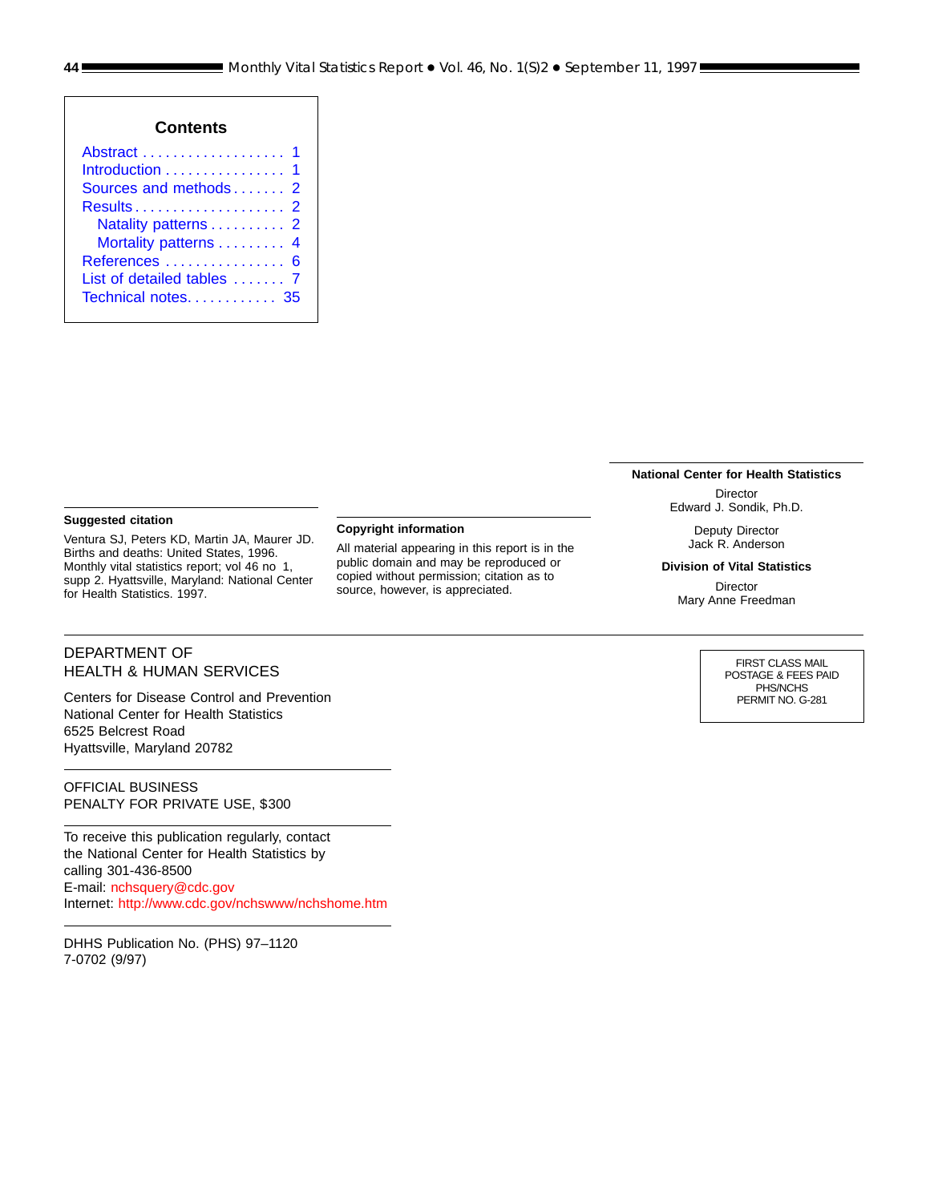## Contents

Abstract . . . . . . . . . . . . . . . . . . . 1
Introduction . . . . . . . . . . . . . . . . 1
Sources and methods . . . . . . . 2
Results . . . . . . . . . . . . . . . . . . . . 2
  Natality patterns . . . . . . . . . . 2
  Mortality patterns . . . . . . . . . 4
References . . . . . . . . . . . . . . . . 6
List of detailed tables . . . . . . . 7
Technical notes. . . . . . . . . . . . 35

**National Center for Health Statistics**

Director
Edward J. Sondik, Ph.D.

Deputy Director
Jack R. Anderson

**Division of Vital Statistics**

Director
Mary Anne Freedman

**Suggested citation**

Ventura SJ, Peters KD, Martin JA, Maurer JD. Births and deaths: United States, 1996. Monthly vital statistics report; vol 46 no 1, supp 2. Hyattsville, Maryland: National Center for Health Statistics. 1997.

**Copyright information**

All material appearing in this report is in the public domain and may be reproduced or copied without permission; citation as to source, however, is appreciated.

DEPARTMENT OF
HEALTH & HUMAN SERVICES

Centers for Disease Control and Prevention
National Center for Health Statistics
6525 Belcrest Road
Hyattsville, Maryland 20782

OFFICIAL BUSINESS
PENALTY FOR PRIVATE USE, $300

To receive this publication regularly, contact the National Center for Health Statistics by calling 301-436-8500
E-mail: nchsquery@cdc.gov
Internet: http://www.cdc.gov/nchswww/nchshome.htm

DHHS Publication No. (PHS) 97–1120
7-0702 (9/97)

FIRST CLASS MAIL
POSTAGE & FEES PAID
PHS/NCHS
PERMIT NO. G-281